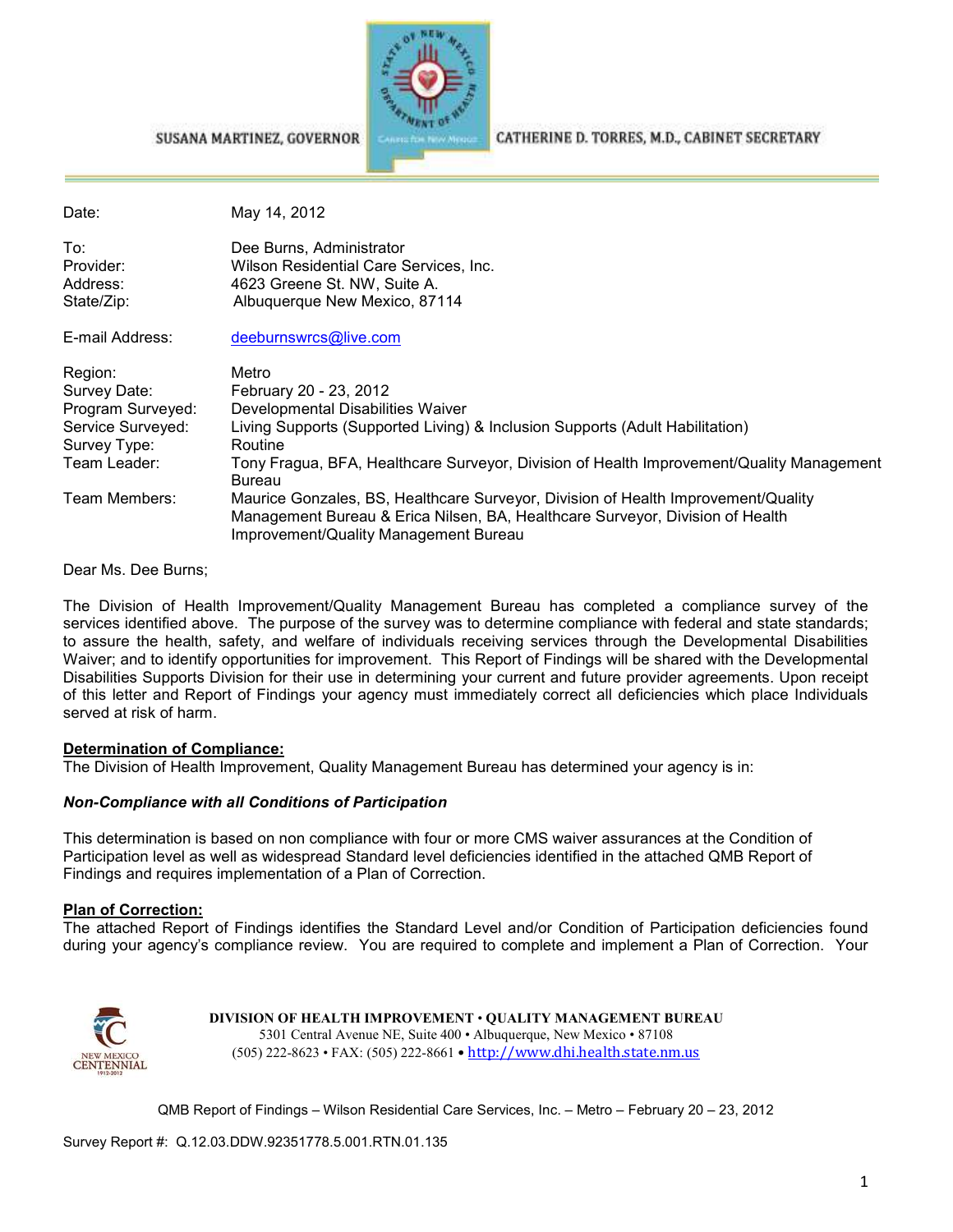SUSANA MARTINEZ, GOVERNOR

CATHERINE D. TORRES, M.D., CABINET SECRETARY

| | |
|---|---|
| Date: | May 14, 2012 |
| To: | Dee Burns, Administrator |
| Provider: | Wilson Residential Care Services, Inc. |
| Address: | 4623 Greene St. NW, Suite A. |
| State/Zip: | Albuquerque New Mexico, 87114 |
| E-mail Address: | deeburnswrcs@live.com |
| Region: | Metro |
| Survey Date: | February 20 - 23, 2012 |
| Program Surveyed: | Developmental Disabilities Waiver |
| Service Surveyed: | Living Supports (Supported Living) & Inclusion Supports (Adult Habilitation) |
| Survey Type: | Routine |
| Team Leader: | Tony Fragua, BFA, Healthcare Surveyor, Division of Health Improvement/Quality Management Bureau |
| Team Members: | Maurice Gonzales, BS, Healthcare Surveyor, Division of Health Improvement/Quality Management Bureau & Erica Nilsen, BA, Healthcare Surveyor, Division of Health Improvement/Quality Management Bureau |

Dear Ms. Dee Burns;

The Division of Health Improvement/Quality Management Bureau has completed a compliance survey of the services identified above. The purpose of the survey was to determine compliance with federal and state standards; to assure the health, safety, and welfare of individuals receiving services through the Developmental Disabilities Waiver; and to identify opportunities for improvement. This Report of Findings will be shared with the Developmental Disabilities Supports Division for their use in determining your current and future provider agreements. Upon receipt of this letter and Report of Findings your agency must immediately correct all deficiencies which place Individuals served at risk of harm.

**Determination of Compliance:**

The Division of Health Improvement, Quality Management Bureau has determined your agency is in:

***Non-Compliance with all Conditions of Participation***

This determination is based on non compliance with four or more CMS waiver assurances at the Condition of Participation level as well as widespread Standard level deficiencies identified in the attached QMB Report of Findings and requires implementation of a Plan of Correction.

**Plan of Correction:**

The attached Report of Findings identifies the Standard Level and/or Condition of Participation deficiencies found during your agency's compliance review. You are required to complete and implement a Plan of Correction. Your

DIVISION OF HEALTH IMPROVEMENT • QUALITY MANAGEMENT BUREAU
5301 Central Avenue NE, Suite 400 • Albuquerque, New Mexico • 87108
(505) 222-8623 • FAX: (505) 222-8661 • http://www.dhi.health.state.nm.us

QMB Report of Findings – Wilson Residential Care Services, Inc. – Metro – February 20 – 23, 2012

Survey Report #: Q.12.03.DDW.92351778.5.001.RTN.01.135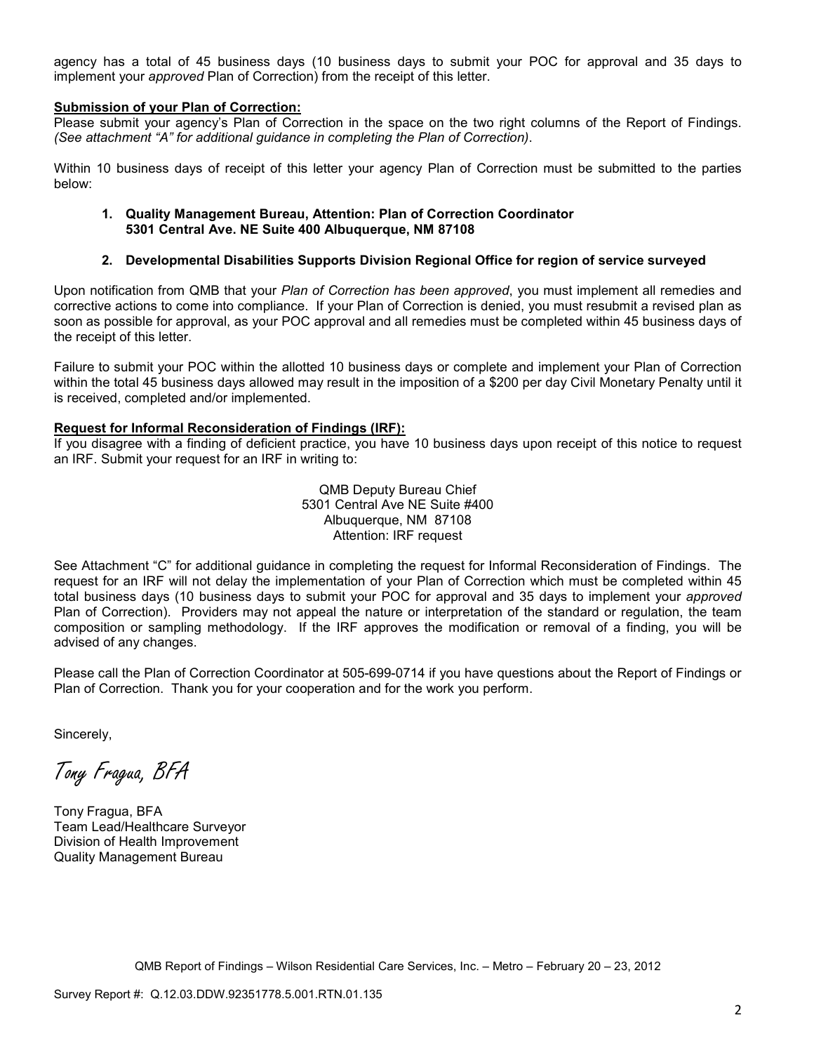agency has a total of 45 business days (10 business days to submit your POC for approval and 35 days to implement your *approved* Plan of Correction) from the receipt of this letter.

**Submission of your Plan of Correction:**

Please submit your agency's Plan of Correction in the space on the two right columns of the Report of Findings. *(See attachment "A" for additional guidance in completing the Plan of Correction)*.

Within 10 business days of receipt of this letter your agency Plan of Correction must be submitted to the parties below:

1. **Quality Management Bureau, Attention: Plan of Correction Coordinator 5301 Central Ave. NE Suite 400 Albuquerque, NM 87108**

2. **Developmental Disabilities Supports Division Regional Office for region of service surveyed**

Upon notification from QMB that your *Plan of Correction has been approved*, you must implement all remedies and corrective actions to come into compliance. If your Plan of Correction is denied, you must resubmit a revised plan as soon as possible for approval, as your POC approval and all remedies must be completed within 45 business days of the receipt of this letter.

Failure to submit your POC within the allotted 10 business days or complete and implement your Plan of Correction within the total 45 business days allowed may result in the imposition of a $200 per day Civil Monetary Penalty until it is received, completed and/or implemented.

**Request for Informal Reconsideration of Findings (IRF):**

If you disagree with a finding of deficient practice, you have 10 business days upon receipt of this notice to request an IRF. Submit your request for an IRF in writing to:

QMB Deputy Bureau Chief
5301 Central Ave NE Suite #400
Albuquerque, NM 87108
Attention: IRF request

See Attachment "C" for additional guidance in completing the request for Informal Reconsideration of Findings. The request for an IRF will not delay the implementation of your Plan of Correction which must be completed within 45 total business days (10 business days to submit your POC for approval and 35 days to implement your *approved* Plan of Correction). Providers may not appeal the nature or interpretation of the standard or regulation, the team composition or sampling methodology. If the IRF approves the modification or removal of a finding, you will be advised of any changes.

Please call the Plan of Correction Coordinator at 505-699-0714 if you have questions about the Report of Findings or Plan of Correction. Thank you for your cooperation and for the work you perform.

Sincerely,

*Tony Fragua, BFA*

Tony Fragua, BFA
Team Lead/Healthcare Surveyor
Division of Health Improvement
Quality Management Bureau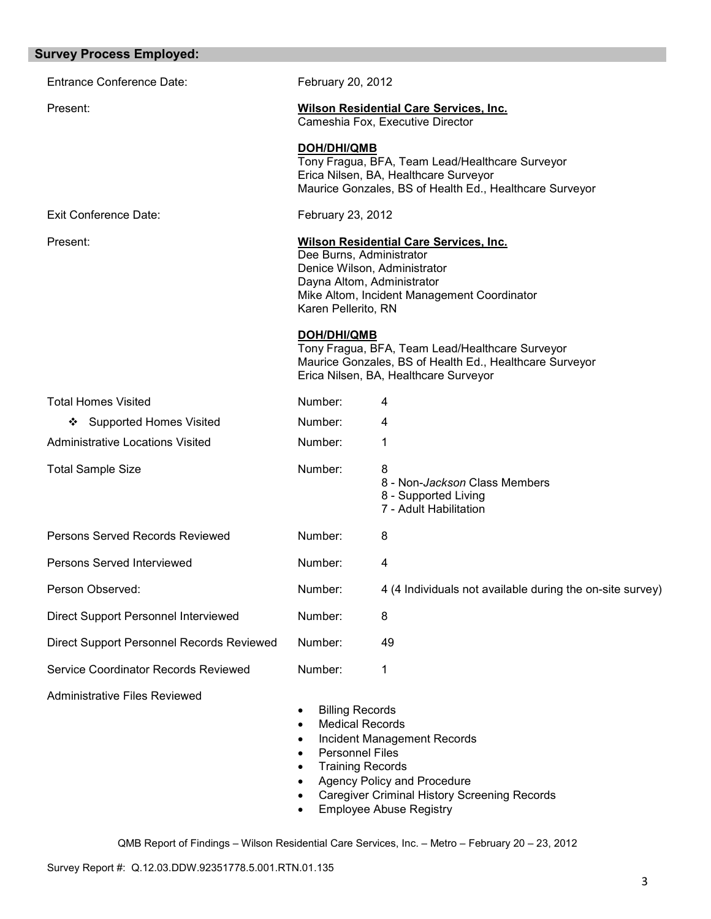## Survey Process Employed:

| | | |
|---|---|---|
| Entrance Conference Date: | February 20, 2012 | |
| Present: | **Wilson Residential Care Services, Inc.**<br>Cameshia Fox, Executive Director<br><br>**DOH/DHI/QMB**<br>Tony Fragua, BFA, Team Lead/Healthcare Surveyor<br>Erica Nilsen, BA, Healthcare Surveyor<br>Maurice Gonzales, BS of Health Ed., Healthcare Surveyor | |
| Exit Conference Date: | February 23, 2012 | |
| Present: | **Wilson Residential Care Services, Inc.**<br>Dee Burns, Administrator<br>Denice Wilson, Administrator<br>Dayna Altom, Administrator<br>Mike Altom, Incident Management Coordinator<br>Karen Pellerito, RN<br><br>**DOH/DHI/QMB**<br>Tony Fragua, BFA, Team Lead/Healthcare Surveyor<br>Maurice Gonzales, BS of Health Ed., Healthcare Surveyor<br>Erica Nilsen, BA, Healthcare Surveyor | |
| Total Homes Visited | Number: | 4 |
| ❖ Supported Homes Visited | Number: | 4 |
| Administrative Locations Visited | Number: | 1 |
| Total Sample Size | Number: | 8<br>8 - Non-*Jackson* Class Members<br>8 - Supported Living<br>7 - Adult Habilitation |
| Persons Served Records Reviewed | Number: | 8 |
| Persons Served Interviewed | Number: | 4 |
| Person Observed: | Number: | 4 (4 Individuals not available during the on-site survey) |
| Direct Support Personnel Interviewed | Number: | 8 |
| Direct Support Personnel Records Reviewed | Number: | 49 |
| Service Coordinator Records Reviewed | Number: | 1 |

Administrative Files Reviewed

- Billing Records
- Medical Records
- Incident Management Records
- Personnel Files
- Training Records
- Agency Policy and Procedure
- Caregiver Criminal History Screening Records
- Employee Abuse Registry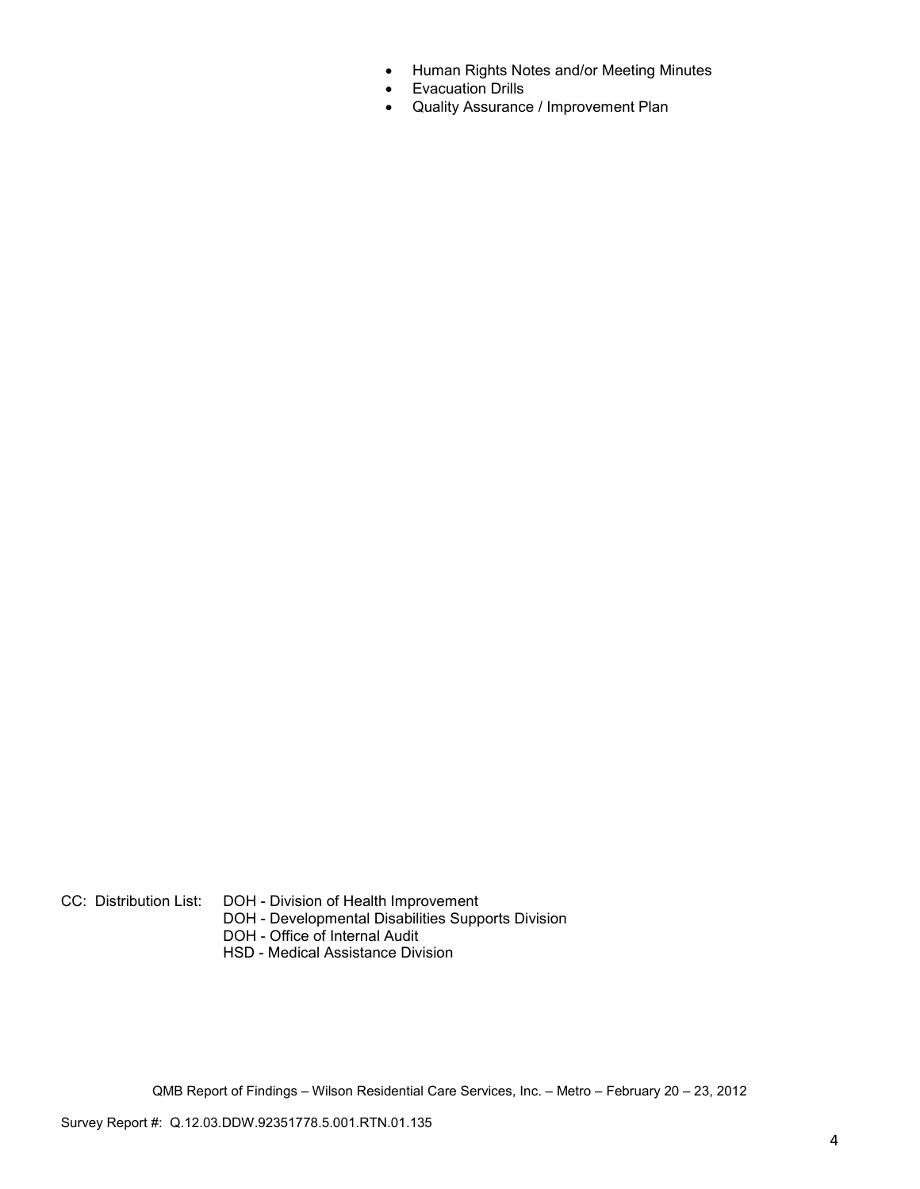- Human Rights Notes and/or Meeting Minutes
- Evacuation Drills
- Quality Assurance / Improvement Plan

CC: Distribution List: DOH - Division of Health Improvement
DOH - Developmental Disabilities Supports Division
DOH - Office of Internal Audit
HSD - Medical Assistance Division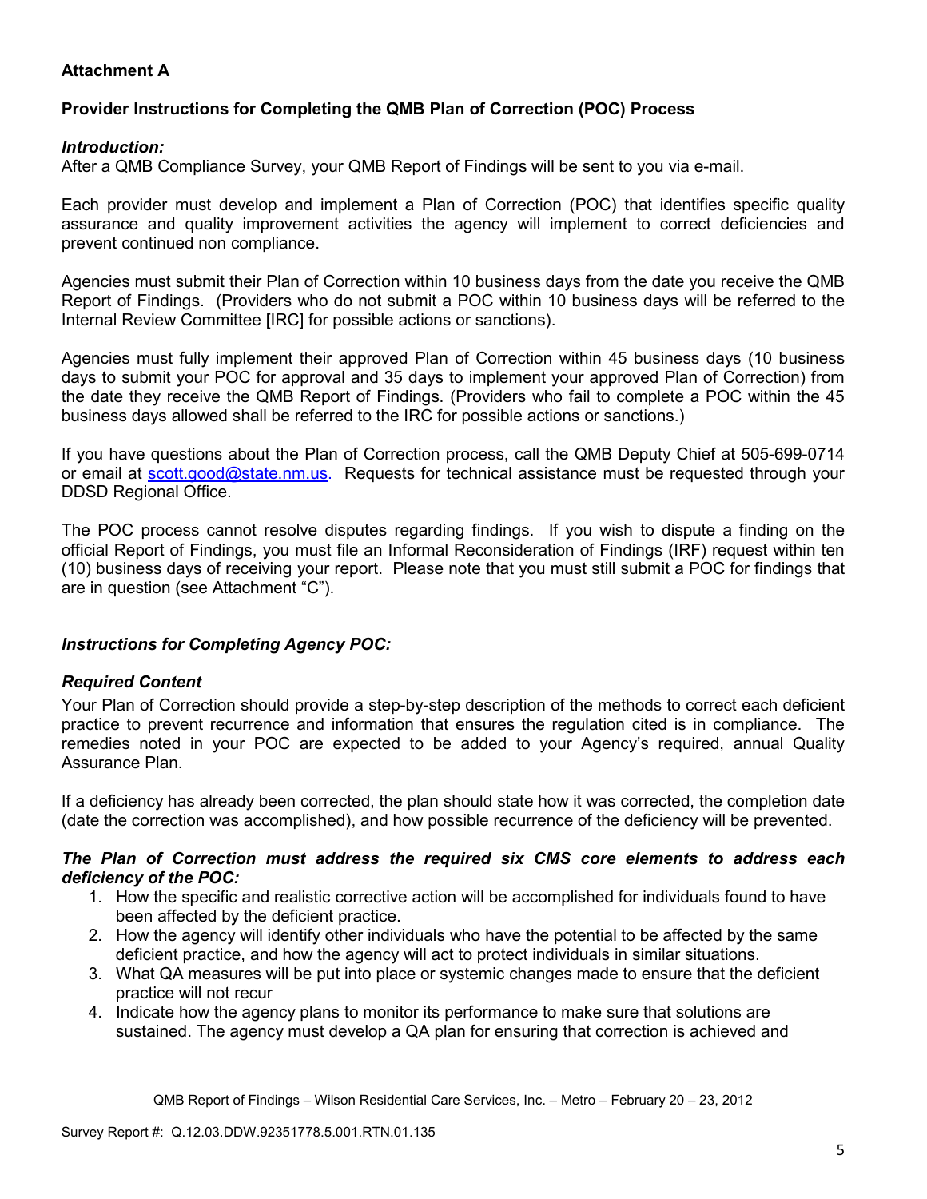**Attachment A**

**Provider Instructions for Completing the QMB Plan of Correction (POC) Process**

***Introduction:***

After a QMB Compliance Survey, your QMB Report of Findings will be sent to you via e-mail.

Each provider must develop and implement a Plan of Correction (POC) that identifies specific quality assurance and quality improvement activities the agency will implement to correct deficiencies and prevent continued non compliance.

Agencies must submit their Plan of Correction within 10 business days from the date you receive the QMB Report of Findings. (Providers who do not submit a POC within 10 business days will be referred to the Internal Review Committee [IRC] for possible actions or sanctions).

Agencies must fully implement their approved Plan of Correction within 45 business days (10 business days to submit your POC for approval and 35 days to implement your approved Plan of Correction) from the date they receive the QMB Report of Findings. (Providers who fail to complete a POC within the 45 business days allowed shall be referred to the IRC for possible actions or sanctions.)

If you have questions about the Plan of Correction process, call the QMB Deputy Chief at 505-699-0714 or email at scott.good@state.nm.us. Requests for technical assistance must be requested through your DDSD Regional Office.

The POC process cannot resolve disputes regarding findings. If you wish to dispute a finding on the official Report of Findings, you must file an Informal Reconsideration of Findings (IRF) request within ten (10) business days of receiving your report. Please note that you must still submit a POC for findings that are in question (see Attachment "C").

***Instructions for Completing Agency POC:***

***Required Content***

Your Plan of Correction should provide a step-by-step description of the methods to correct each deficient practice to prevent recurrence and information that ensures the regulation cited is in compliance. The remedies noted in your POC are expected to be added to your Agency's required, annual Quality Assurance Plan.

If a deficiency has already been corrected, the plan should state how it was corrected, the completion date (date the correction was accomplished), and how possible recurrence of the deficiency will be prevented.

***The Plan of Correction must address the required six CMS core elements to address each deficiency of the POC:***

1. How the specific and realistic corrective action will be accomplished for individuals found to have been affected by the deficient practice.
2. How the agency will identify other individuals who have the potential to be affected by the same deficient practice, and how the agency will act to protect individuals in similar situations.
3. What QA measures will be put into place or systemic changes made to ensure that the deficient practice will not recur
4. Indicate how the agency plans to monitor its performance to make sure that solutions are sustained. The agency must develop a QA plan for ensuring that correction is achieved and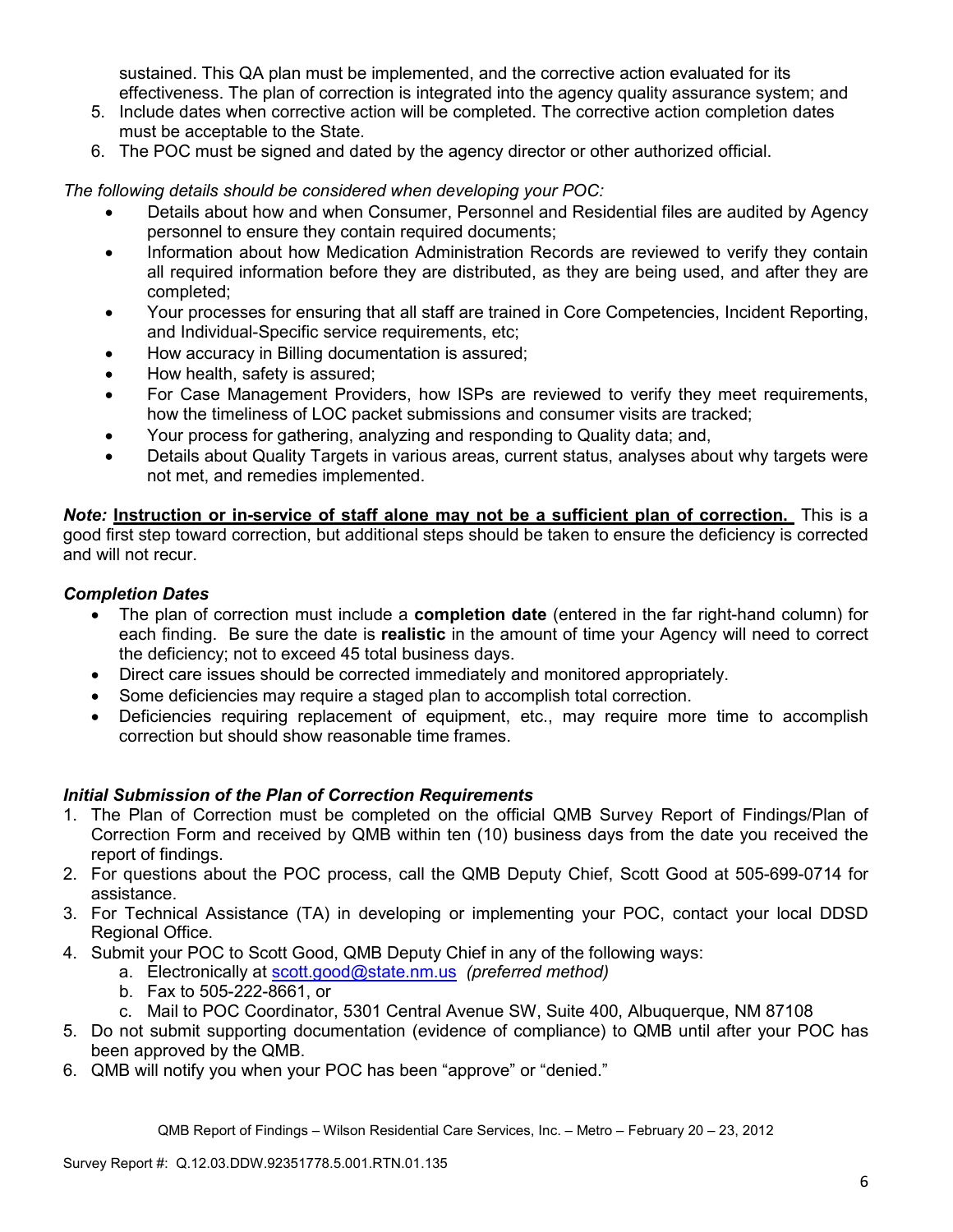sustained. This QA plan must be implemented, and the corrective action evaluated for its effectiveness. The plan of correction is integrated into the agency quality assurance system; and

5. Include dates when corrective action will be completed. The corrective action completion dates must be acceptable to the State.
6. The POC must be signed and dated by the agency director or other authorized official.

*The following details should be considered when developing your POC:*

- Details about how and when Consumer, Personnel and Residential files are audited by Agency personnel to ensure they contain required documents;
- Information about how Medication Administration Records are reviewed to verify they contain all required information before they are distributed, as they are being used, and after they are completed;
- Your processes for ensuring that all staff are trained in Core Competencies, Incident Reporting, and Individual-Specific service requirements, etc;
- How accuracy in Billing documentation is assured;
- How health, safety is assured;
- For Case Management Providers, how ISPs are reviewed to verify they meet requirements, how the timeliness of LOC packet submissions and consumer visits are tracked;
- Your process for gathering, analyzing and responding to Quality data; and,
- Details about Quality Targets in various areas, current status, analyses about why targets were not met, and remedies implemented.

***Note:*** **<u>Instruction or in-service of staff alone may not be a sufficient plan of correction.</u>** This is a good first step toward correction, but additional steps should be taken to ensure the deficiency is corrected and will not recur.

### *Completion Dates*

- The plan of correction must include a **completion date** (entered in the far right-hand column) for each finding. Be sure the date is **realistic** in the amount of time your Agency will need to correct the deficiency; not to exceed 45 total business days.
- Direct care issues should be corrected immediately and monitored appropriately.
- Some deficiencies may require a staged plan to accomplish total correction.
- Deficiencies requiring replacement of equipment, etc., may require more time to accomplish correction but should show reasonable time frames.

### *Initial Submission of the Plan of Correction Requirements*

1. The Plan of Correction must be completed on the official QMB Survey Report of Findings/Plan of Correction Form and received by QMB within ten (10) business days from the date you received the report of findings.
2. For questions about the POC process, call the QMB Deputy Chief, Scott Good at 505-699-0714 for assistance.
3. For Technical Assistance (TA) in developing or implementing your POC, contact your local DDSD Regional Office.
4. Submit your POC to Scott Good, QMB Deputy Chief in any of the following ways:
   a. Electronically at scott.good@state.nm.us *(preferred method)*
   b. Fax to 505-222-8661, or
   c. Mail to POC Coordinator, 5301 Central Avenue SW, Suite 400, Albuquerque, NM 87108
5. Do not submit supporting documentation (evidence of compliance) to QMB until after your POC has been approved by the QMB.
6. QMB will notify you when your POC has been "approve" or "denied."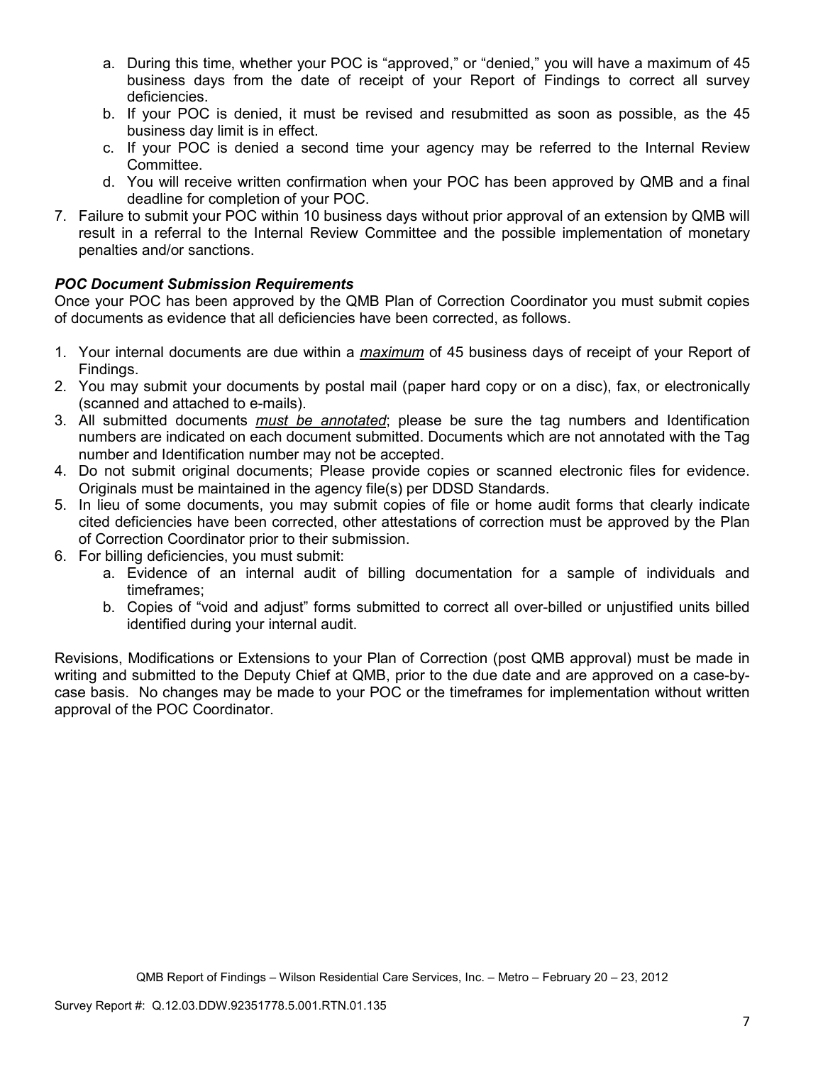a. During this time, whether your POC is "approved," or "denied," you will have a maximum of 45 business days from the date of receipt of your Report of Findings to correct all survey deficiencies.
   b. If your POC is denied, it must be revised and resubmitted as soon as possible, as the 45 business day limit is in effect.
   c. If your POC is denied a second time your agency may be referred to the Internal Review Committee.
   d. You will receive written confirmation when your POC has been approved by QMB and a final deadline for completion of your POC.
7. Failure to submit your POC within 10 business days without prior approval of an extension by QMB will result in a referral to the Internal Review Committee and the possible implementation of monetary penalties and/or sanctions.

***POC Document Submission Requirements***

Once your POC has been approved by the QMB Plan of Correction Coordinator you must submit copies of documents as evidence that all deficiencies have been corrected, as follows.

1. Your internal documents are due within a ***maximum*** of 45 business days of receipt of your Report of Findings.
2. You may submit your documents by postal mail (paper hard copy or on a disc), fax, or electronically (scanned and attached to e-mails).
3. All submitted documents ***must be annotated***; please be sure the tag numbers and Identification numbers are indicated on each document submitted. Documents which are not annotated with the Tag number and Identification number may not be accepted.
4. Do not submit original documents; Please provide copies or scanned electronic files for evidence. Originals must be maintained in the agency file(s) per DDSD Standards.
5. In lieu of some documents, you may submit copies of file or home audit forms that clearly indicate cited deficiencies have been corrected, other attestations of correction must be approved by the Plan of Correction Coordinator prior to their submission.
6. For billing deficiencies, you must submit:
   a. Evidence of an internal audit of billing documentation for a sample of individuals and timeframes;
   b. Copies of "void and adjust" forms submitted to correct all over-billed or unjustified units billed identified during your internal audit.

Revisions, Modifications or Extensions to your Plan of Correction (post QMB approval) must be made in writing and submitted to the Deputy Chief at QMB, prior to the due date and are approved on a case-by-case basis. No changes may be made to your POC or the timeframes for implementation without written approval of the POC Coordinator.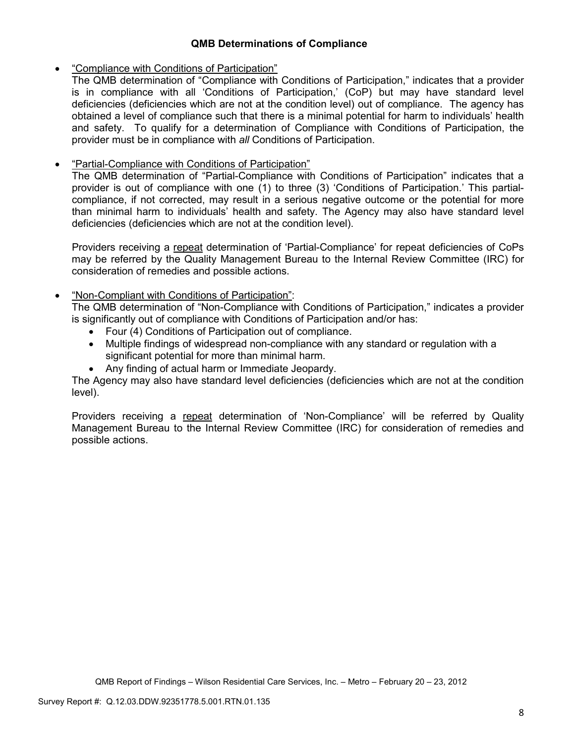### QMB Determinations of Compliance

- "Compliance with Conditions of Participation"

  The QMB determination of "Compliance with Conditions of Participation," indicates that a provider is in compliance with all 'Conditions of Participation,' (CoP) but may have standard level deficiencies (deficiencies which are not at the condition level) out of compliance. The agency has obtained a level of compliance such that there is a minimal potential for harm to individuals' health and safety. To qualify for a determination of Compliance with Conditions of Participation, the provider must be in compliance with *all* Conditions of Participation.

- "Partial-Compliance with Conditions of Participation"

  The QMB determination of "Partial-Compliance with Conditions of Participation" indicates that a provider is out of compliance with one (1) to three (3) 'Conditions of Participation.' This partial-compliance, if not corrected, may result in a serious negative outcome or the potential for more than minimal harm to individuals' health and safety. The Agency may also have standard level deficiencies (deficiencies which are not at the condition level).

  Providers receiving a repeat determination of 'Partial-Compliance' for repeat deficiencies of CoPs may be referred by the Quality Management Bureau to the Internal Review Committee (IRC) for consideration of remedies and possible actions.

- "Non-Compliant with Conditions of Participation":

  The QMB determination of "Non-Compliance with Conditions of Participation," indicates a provider is significantly out of compliance with Conditions of Participation and/or has:
  - Four (4) Conditions of Participation out of compliance.
  - Multiple findings of widespread non-compliance with any standard or regulation with a significant potential for more than minimal harm.
  - Any finding of actual harm or Immediate Jeopardy.

  The Agency may also have standard level deficiencies (deficiencies which are not at the condition level).

  Providers receiving a repeat determination of 'Non-Compliance' will be referred by Quality Management Bureau to the Internal Review Committee (IRC) for consideration of remedies and possible actions.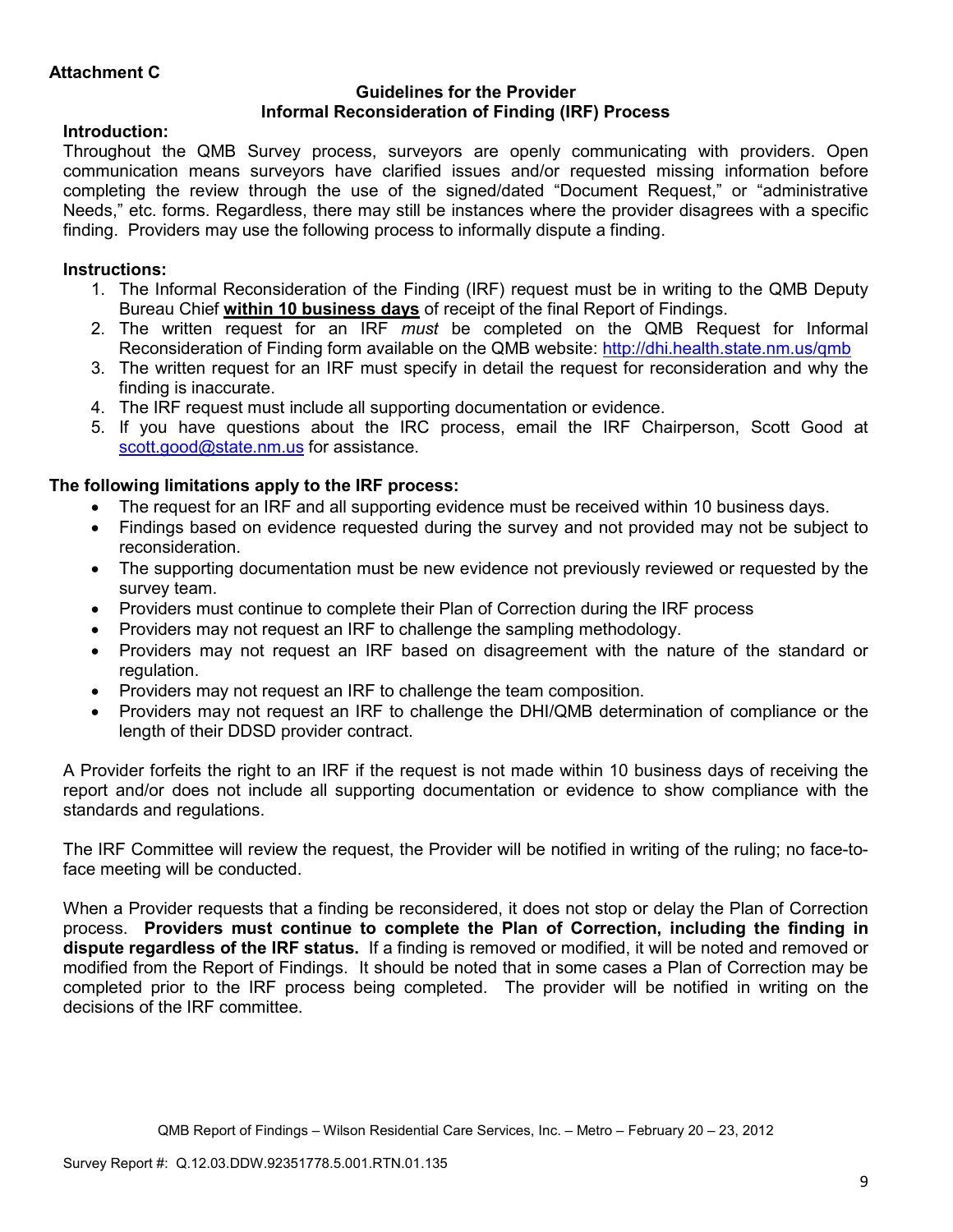**Attachment C**

**Guidelines for the Provider**
**Informal Reconsideration of Finding (IRF) Process**

**Introduction:**
Throughout the QMB Survey process, surveyors are openly communicating with providers. Open communication means surveyors have clarified issues and/or requested missing information before completing the review through the use of the signed/dated "Document Request," or "administrative Needs," etc. forms. Regardless, there may still be instances where the provider disagrees with a specific finding. Providers may use the following process to informally dispute a finding.

**Instructions:**

1. The Informal Reconsideration of the Finding (IRF) request must be in writing to the QMB Deputy Bureau Chief **within 10 business days** of receipt of the final Report of Findings.
2. The written request for an IRF *must* be completed on the QMB Request for Informal Reconsideration of Finding form available on the QMB website: http://dhi.health.state.nm.us/qmb
3. The written request for an IRF must specify in detail the request for reconsideration and why the finding is inaccurate.
4. The IRF request must include all supporting documentation or evidence.
5. If you have questions about the IRC process, email the IRF Chairperson, Scott Good at scott.good@state.nm.us for assistance.

**The following limitations apply to the IRF process:**

- The request for an IRF and all supporting evidence must be received within 10 business days.
- Findings based on evidence requested during the survey and not provided may not be subject to reconsideration.
- The supporting documentation must be new evidence not previously reviewed or requested by the survey team.
- Providers must continue to complete their Plan of Correction during the IRF process
- Providers may not request an IRF to challenge the sampling methodology.
- Providers may not request an IRF based on disagreement with the nature of the standard or regulation.
- Providers may not request an IRF to challenge the team composition.
- Providers may not request an IRF to challenge the DHI/QMB determination of compliance or the length of their DDSD provider contract.

A Provider forfeits the right to an IRF if the request is not made within 10 business days of receiving the report and/or does not include all supporting documentation or evidence to show compliance with the standards and regulations.

The IRF Committee will review the request, the Provider will be notified in writing of the ruling; no face-to-face meeting will be conducted.

When a Provider requests that a finding be reconsidered, it does not stop or delay the Plan of Correction process. **Providers must continue to complete the Plan of Correction, including the finding in dispute regardless of the IRF status.** If a finding is removed or modified, it will be noted and removed or modified from the Report of Findings. It should be noted that in some cases a Plan of Correction may be completed prior to the IRF process being completed. The provider will be notified in writing on the decisions of the IRF committee.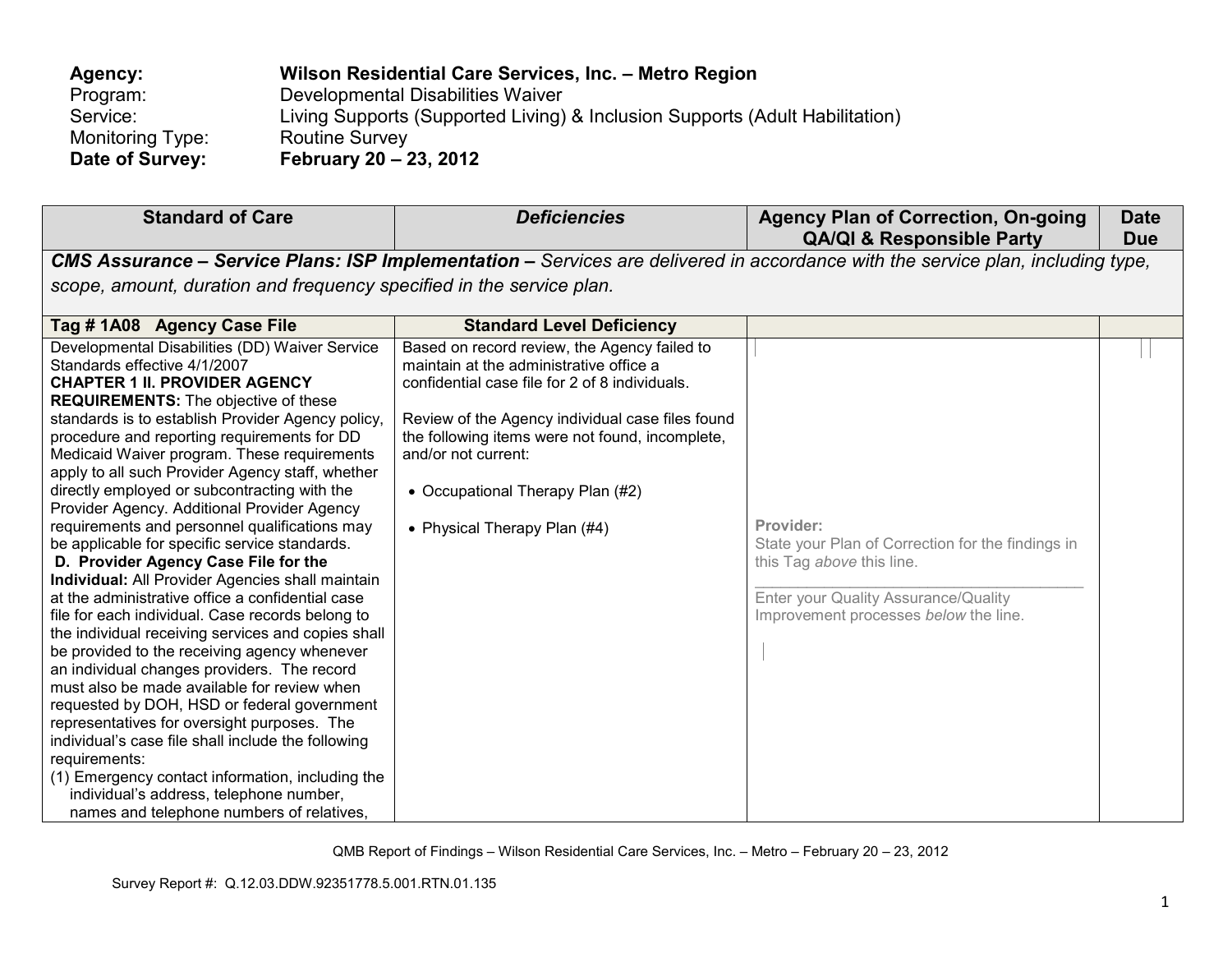**Agency:** **Wilson Residential Care Services, Inc. – Metro Region**
Program: Developmental Disabilities Waiver
Service: Living Supports (Supported Living) & Inclusion Supports (Adult Habilitation)
Monitoring Type: Routine Survey
**Date of Survey:** **February 20 – 23, 2012**

| Standard of Care | *Deficiencies* | Agency Plan of Correction, On-going QA/QI & Responsible Party | Date Due |
|---|---|---|---|
| ***CMS Assurance – Service Plans: ISP Implementation –*** *Services are delivered in accordance with the service plan, including type, scope, amount, duration and frequency specified in the service plan.* | | | |
| **Tag # 1A08 Agency Case File** | **Standard Level Deficiency** | | |
| Developmental Disabilities (DD) Waiver Service Standards effective 4/1/2007<br>**CHAPTER 1 II. PROVIDER AGENCY REQUIREMENTS:** The objective of these standards is to establish Provider Agency policy, procedure and reporting requirements for DD Medicaid Waiver program. These requirements apply to all such Provider Agency staff, whether directly employed or subcontracting with the Provider Agency. Additional Provider Agency requirements and personnel qualifications may be applicable for specific service standards.<br>**D. Provider Agency Case File for the Individual:** All Provider Agencies shall maintain at the administrative office a confidential case file for each individual. Case records belong to the individual receiving services and copies shall be provided to the receiving agency whenever an individual changes providers. The record must also be made available for review when requested by DOH, HSD or federal government representatives for oversight purposes. The individual's case file shall include the following requirements:<br>(1) Emergency contact information, including the individual's address, telephone number, names and telephone numbers of relatives, | Based on record review, the Agency failed to maintain at the administrative office a confidential case file for 2 of 8 individuals.<br><br>Review of the Agency individual case files found the following items were not found, incomplete, and/or not current:<br><br>• Occupational Therapy Plan (#2)<br><br>• Physical Therapy Plan (#4) | **Provider:**<br>State your Plan of Correction for the findings in this Tag *above* this line.<br>\_\_\_\_\_\_\_\_\_\_\_\_\_\_\_\_\_\_\_\_\_\_\_\_\_\_\_\_\_\_\_\_\_\_<br>Enter your Quality Assurance/Quality Improvement processes *below* the line. | |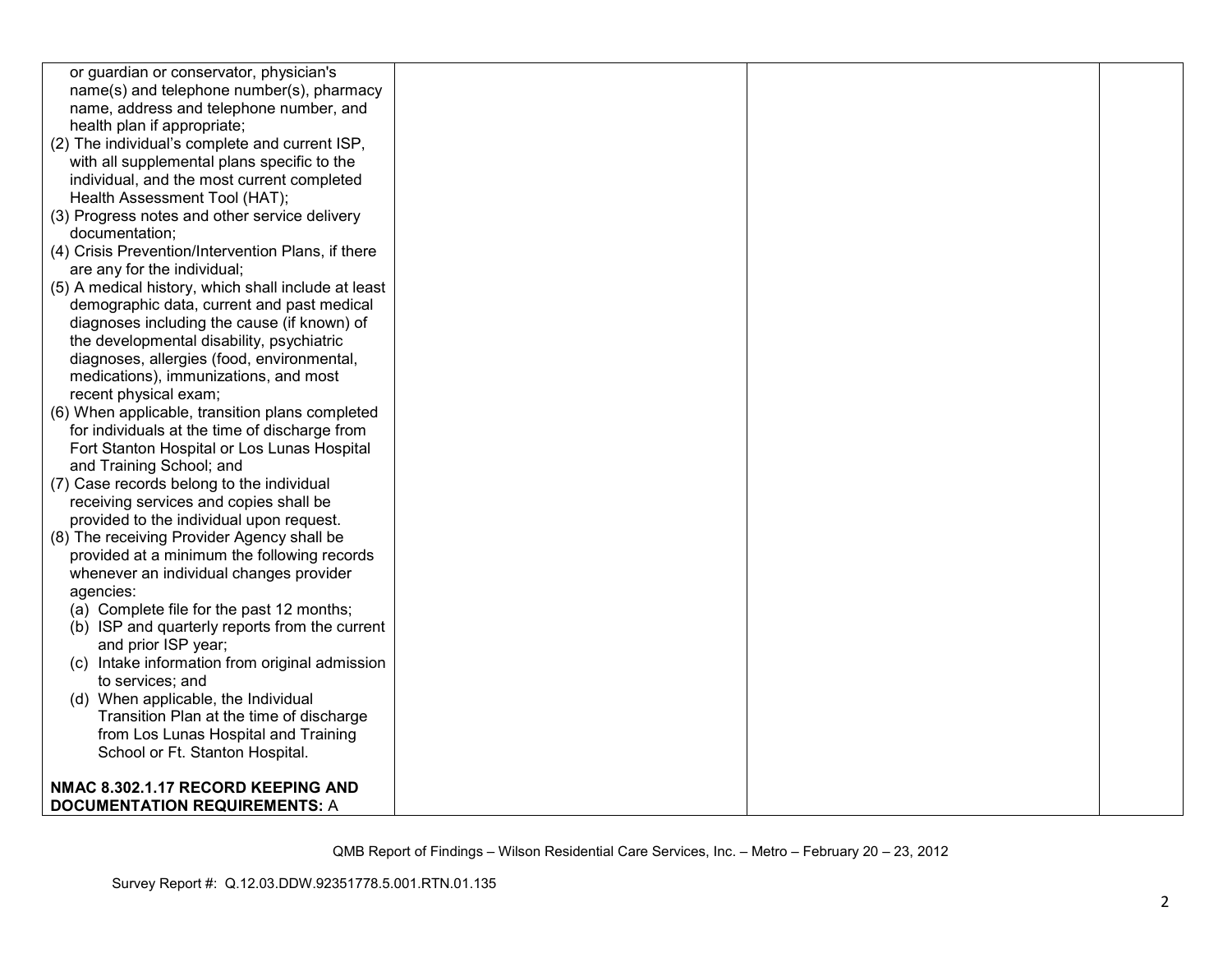| | | | |
|---|---|---|---|
| or guardian or conservator, physician's name(s) and telephone number(s), pharmacy name, address and telephone number, and health plan if appropriate;<br>(2) The individual's complete and current ISP, with all supplemental plans specific to the individual, and the most current completed Health Assessment Tool (HAT);<br>(3) Progress notes and other service delivery documentation;<br>(4) Crisis Prevention/Intervention Plans, if there are any for the individual;<br>(5) A medical history, which shall include at least demographic data, current and past medical diagnoses including the cause (if known) of the developmental disability, psychiatric diagnoses, allergies (food, environmental, medications), immunizations, and most recent physical exam;<br>(6) When applicable, transition plans completed for individuals at the time of discharge from Fort Stanton Hospital or Los Lunas Hospital and Training School; and<br>(7) Case records belong to the individual receiving services and copies shall be provided to the individual upon request.<br>(8) The receiving Provider Agency shall be provided at a minimum the following records whenever an individual changes provider agencies:<br>(a) Complete file for the past 12 months;<br>(b) ISP and quarterly reports from the current and prior ISP year;<br>(c) Intake information from original admission to services; and<br>(d) When applicable, the Individual Transition Plan at the time of discharge from Los Lunas Hospital and Training School or Ft. Stanton Hospital.<br><br>**NMAC 8.302.1.17 RECORD KEEPING AND DOCUMENTATION REQUIREMENTS:** A | | | |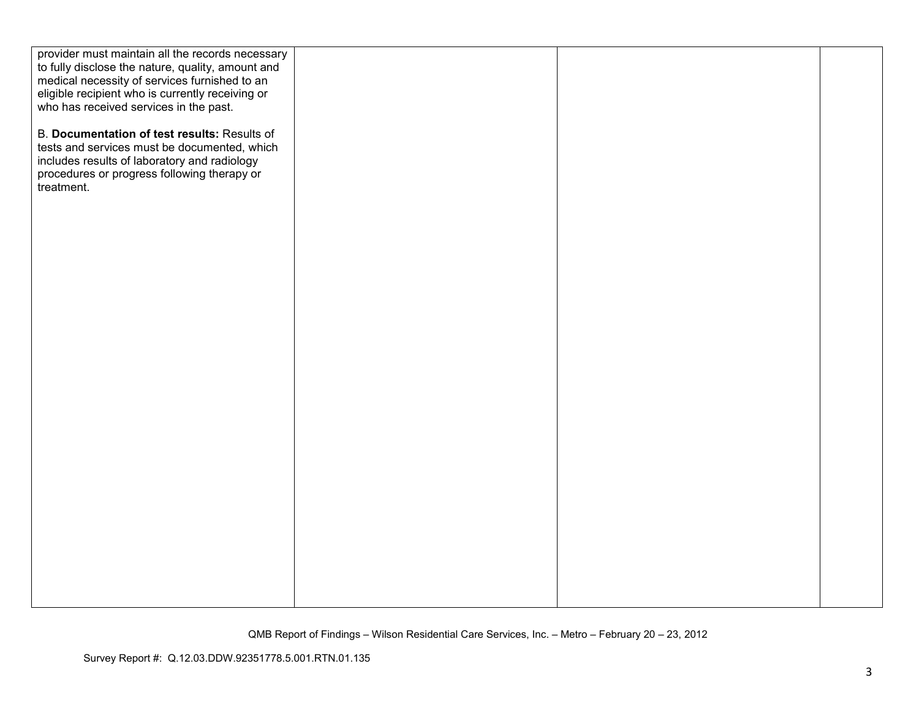| | | | |
|---|---|---|---|
| provider must maintain all the records necessary to fully disclose the nature, quality, amount and medical necessity of services furnished to an eligible recipient who is currently receiving or who has received services in the past.<br><br>B. **Documentation of test results:** Results of tests and services must be documented, which includes results of laboratory and radiology procedures or progress following therapy or treatment. | | | |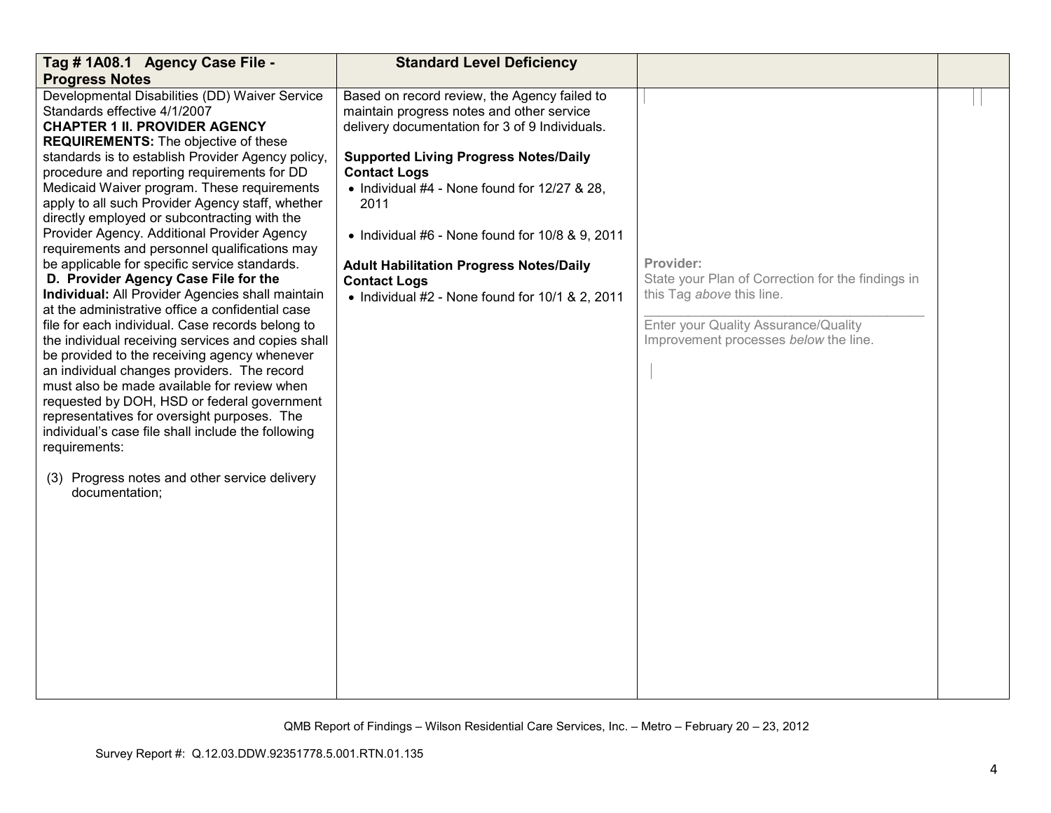| Tag # 1A08.1 Agency Case File - Progress Notes | Standard Level Deficiency | | |
|---|---|---|---|
| Developmental Disabilities (DD) Waiver Service Standards effective 4/1/2007<br>**CHAPTER 1 II. PROVIDER AGENCY REQUIREMENTS:** The objective of these standards is to establish Provider Agency policy, procedure and reporting requirements for DD Medicaid Waiver program. These requirements apply to all such Provider Agency staff, whether directly employed or subcontracting with the Provider Agency. Additional Provider Agency requirements and personnel qualifications may be applicable for specific service standards.<br>**D. Provider Agency Case File for the Individual:** All Provider Agencies shall maintain at the administrative office a confidential case file for each individual. Case records belong to the individual receiving services and copies shall be provided to the receiving agency whenever an individual changes providers. The record must also be made available for review when requested by DOH, HSD or federal government representatives for oversight purposes. The individual's case file shall include the following requirements:<br><br>(3) Progress notes and other service delivery documentation; | Based on record review, the Agency failed to maintain progress notes and other service delivery documentation for 3 of 9 Individuals.<br><br>**Supported Living Progress Notes/Daily Contact Logs**<br>• Individual #4 - None found for 12/27 & 28, 2011<br><br>• Individual #6 - None found for 10/8 & 9, 2011<br><br>**Adult Habilitation Progress Notes/Daily Contact Logs**<br>• Individual #2 - None found for 10/1 & 2, 2011 | **Provider:**<br>State your Plan of Correction for the findings in this Tag *above* this line.<br>\_\_\_\_\_\_\_\_\_\_\_\_\_\_\_\_\_\_\_\_\_\_\_\_\_\_\_\_\_\_\_\_\_\_\_\_\_\_<br>Enter your Quality Assurance/Quality Improvement processes *below* the line. | |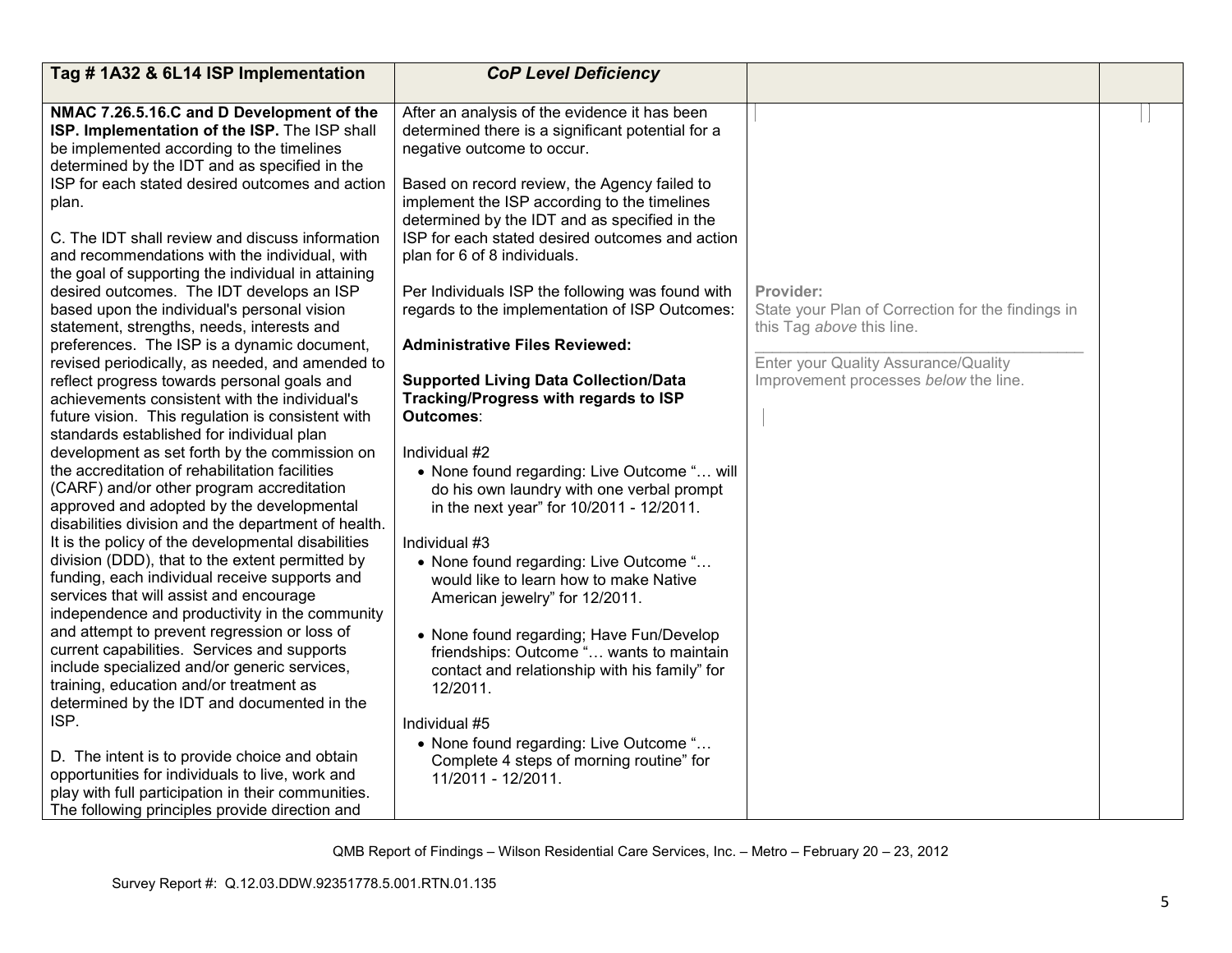| Tag # 1A32 & 6L14 ISP Implementation | *CoP Level Deficiency* | | |
|---|---|---|---|
| **NMAC 7.26.5.16.C and D Development of the ISP. Implementation of the ISP.** The ISP shall be implemented according to the timelines determined by the IDT and as specified in the ISP for each stated desired outcomes and action plan.<br><br>C. The IDT shall review and discuss information and recommendations with the individual, with the goal of supporting the individual in attaining desired outcomes. The IDT develops an ISP based upon the individual's personal vision statement, strengths, needs, interests and preferences. The ISP is a dynamic document, revised periodically, as needed, and amended to reflect progress towards personal goals and achievements consistent with the individual's future vision. This regulation is consistent with standards established for individual plan development as set forth by the commission on the accreditation of rehabilitation facilities (CARF) and/or other program accreditation approved and adopted by the developmental disabilities division and the department of health. It is the policy of the developmental disabilities division (DDD), that to the extent permitted by funding, each individual receive supports and services that will assist and encourage independence and productivity in the community and attempt to prevent regression or loss of current capabilities. Services and supports include specialized and/or generic services, training, education and/or treatment as determined by the IDT and documented in the ISP.<br><br>D. The intent is to provide choice and obtain opportunities for individuals to live, work and play with full participation in their communities. The following principles provide direction and | After an analysis of the evidence it has been determined there is a significant potential for a negative outcome to occur.<br><br>Based on record review, the Agency failed to implement the ISP according to the timelines determined by the IDT and as specified in the ISP for each stated desired outcomes and action plan for 6 of 8 individuals.<br><br>Per Individuals ISP the following was found with regards to the implementation of ISP Outcomes:<br><br>**Administrative Files Reviewed:**<br><br>**Supported Living Data Collection/Data Tracking/Progress with regards to ISP Outcomes**:<br><br>Individual #2<br>• None found regarding: Live Outcome "… will do his own laundry with one verbal prompt in the next year" for 10/2011 - 12/2011.<br><br>Individual #3<br>• None found regarding: Live Outcome "… would like to learn how to make Native American jewelry" for 12/2011.<br><br>• None found regarding; Have Fun/Develop friendships: Outcome "… wants to maintain contact and relationship with his family" for 12/2011.<br><br>Individual #5<br>• None found regarding: Live Outcome "… Complete 4 steps of morning routine" for 11/2011 - 12/2011. | Provider:<br>State your Plan of Correction for the findings in this Tag *above* this line.<br>\_\_\_\_\_\_\_\_\_\_\_\_\_\_\_\_\_\_\_\_\_\_\_\_\_\_\_\_\_\_\_\_\_\_\_\_\_\_\_\_\_\_\_\_<br>Enter your Quality Assurance/Quality Improvement processes *below* the line. | |

QMB Report of Findings – Wilson Residential Care Services, Inc. – Metro – February 20 – 23, 2012

Survey Report #: Q.12.03.DDW.92351778.5.001.RTN.01.135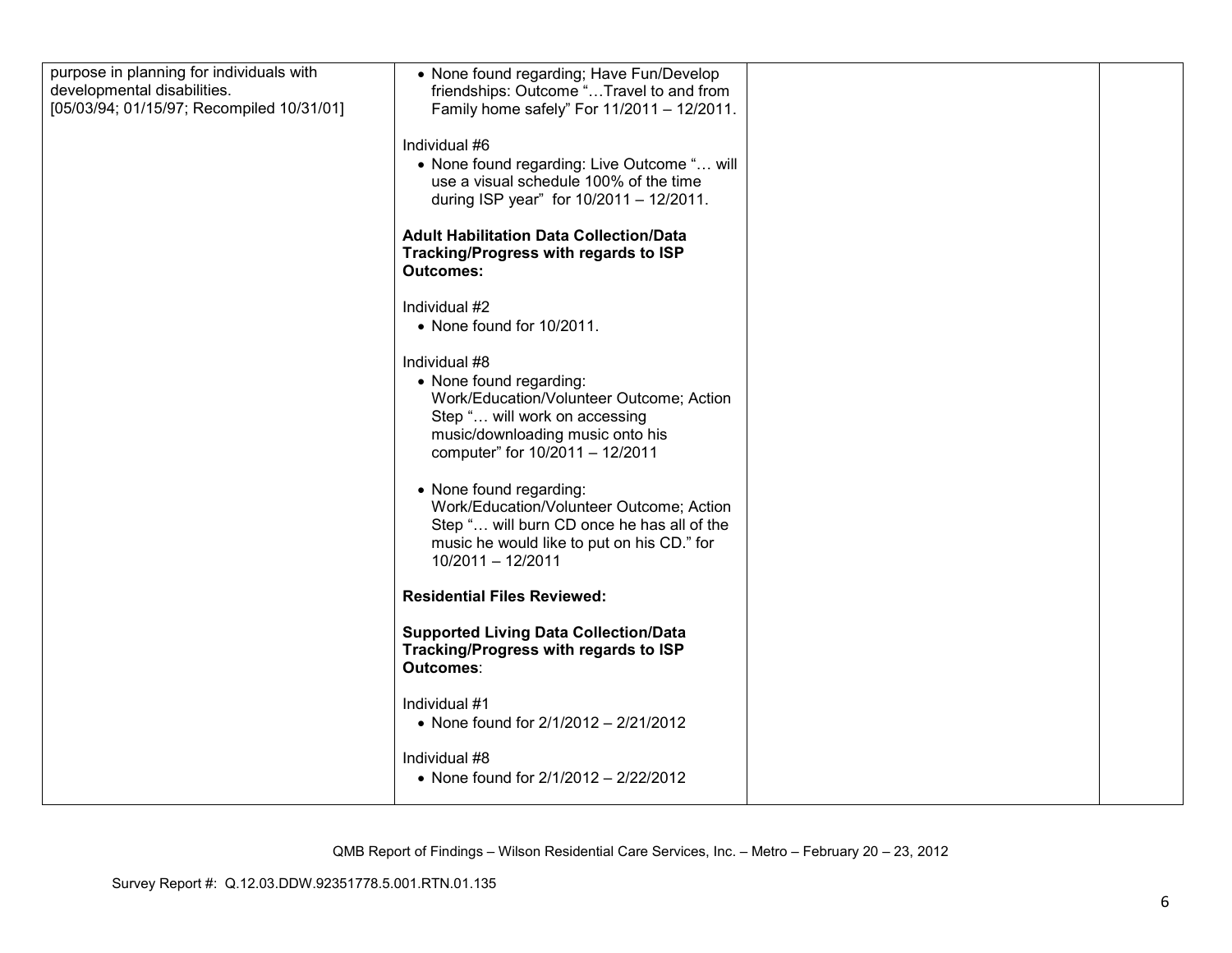| | | | |
|---|---|---|---|
| purpose in planning for individuals with developmental disabilities.<br>[05/03/94; 01/15/97; Recompiled 10/31/01] | • None found regarding; Have Fun/Develop friendships: Outcome "…Travel to and from Family home safely" For 11/2011 – 12/2011.<br><br>Individual #6<br>• None found regarding: Live Outcome "… will use a visual schedule 100% of the time during ISP year" for 10/2011 – 12/2011.<br><br>**Adult Habilitation Data Collection/Data Tracking/Progress with regards to ISP Outcomes:**<br><br>Individual #2<br>• None found for 10/2011.<br><br>Individual #8<br>• None found regarding: Work/Education/Volunteer Outcome; Action Step "… will work on accessing music/downloading music onto his computer" for 10/2011 – 12/2011<br><br>• None found regarding: Work/Education/Volunteer Outcome; Action Step "… will burn CD once he has all of the music he would like to put on his CD." for 10/2011 – 12/2011<br><br>**Residential Files Reviewed:**<br><br>**Supported Living Data Collection/Data Tracking/Progress with regards to ISP Outcomes**:<br><br>Individual #1<br>• None found for 2/1/2012 – 2/21/2012<br><br>Individual #8<br>• None found for 2/1/2012 – 2/22/2012 | | |

QMB Report of Findings – Wilson Residential Care Services, Inc. – Metro – February 20 – 23, 2012

Survey Report #: Q.12.03.DDW.92351778.5.001.RTN.01.135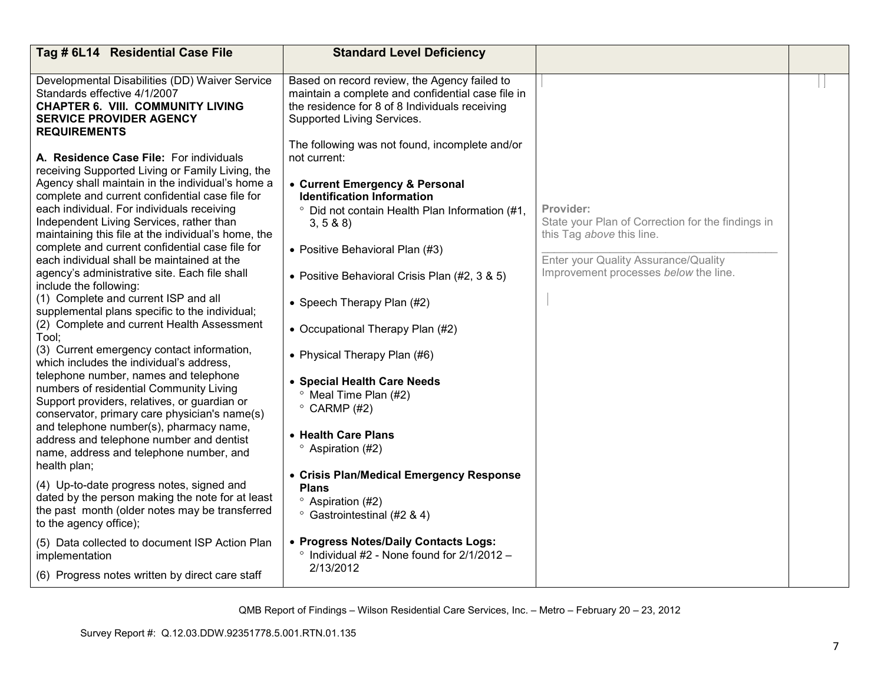| Tag # 6L14 Residential Case File | Standard Level Deficiency | | |
|---|---|---|---|
| Developmental Disabilities (DD) Waiver Service Standards effective 4/1/2007<br>**CHAPTER 6. VIII. COMMUNITY LIVING SERVICE PROVIDER AGENCY REQUIREMENTS**<br><br>**A. Residence Case File:** For individuals receiving Supported Living or Family Living, the Agency shall maintain in the individual's home a complete and current confidential case file for each individual. For individuals receiving Independent Living Services, rather than maintaining this file at the individual's home, the complete and current confidential case file for each individual shall be maintained at the agency's administrative site. Each file shall include the following:<br>(1) Complete and current ISP and all supplemental plans specific to the individual;<br>(2) Complete and current Health Assessment Tool;<br>(3) Current emergency contact information, which includes the individual's address, telephone number, names and telephone numbers of residential Community Living Support providers, relatives, or guardian or conservator, primary care physician's name(s) and telephone number(s), pharmacy name, address and telephone number and dentist name, address and telephone number, and health plan;<br>(4) Up-to-date progress notes, signed and dated by the person making the note for at least the past month (older notes may be transferred to the agency office);<br>(5) Data collected to document ISP Action Plan implementation<br>(6) Progress notes written by direct care staff | Based on record review, the Agency failed to maintain a complete and confidential case file in the residence for 8 of 8 Individuals receiving Supported Living Services.<br><br>The following was not found, incomplete and/or not current:<br><br>• **Current Emergency & Personal Identification Information**<br>° Did not contain Health Plan Information (#1, 3, 5 & 8)<br><br>• Positive Behavioral Plan (#3)<br><br>• Positive Behavioral Crisis Plan (#2, 3 & 5)<br><br>• Speech Therapy Plan (#2)<br><br>• Occupational Therapy Plan (#2)<br><br>• Physical Therapy Plan (#6)<br><br>• **Special Health Care Needs**<br>° Meal Time Plan (#2)<br>° CARMP (#2)<br><br>• **Health Care Plans**<br>° Aspiration (#2)<br><br>• **Crisis Plan/Medical Emergency Response Plans**<br>° Aspiration (#2)<br>° Gastrointestinal (#2 & 4)<br><br>• **Progress Notes/Daily Contacts Logs:**<br>° Individual #2 - None found for 2/1/2012 – 2/13/2012 | **Provider:**<br>State your Plan of Correction for the findings in this Tag *above* this line.<br>\_\_\_\_\_\_\_\_\_\_\_\_\_\_\_\_\_\_\_\_\_\_\_\_\_\_\_\_\_\_\_\_\_\_\_\_\_\_\_\_<br>Enter your Quality Assurance/Quality Improvement processes *below* the line. | |

QMB Report of Findings – Wilson Residential Care Services, Inc. – Metro – February 20 – 23, 2012

Survey Report #: Q.12.03.DDW.92351778.5.001.RTN.01.135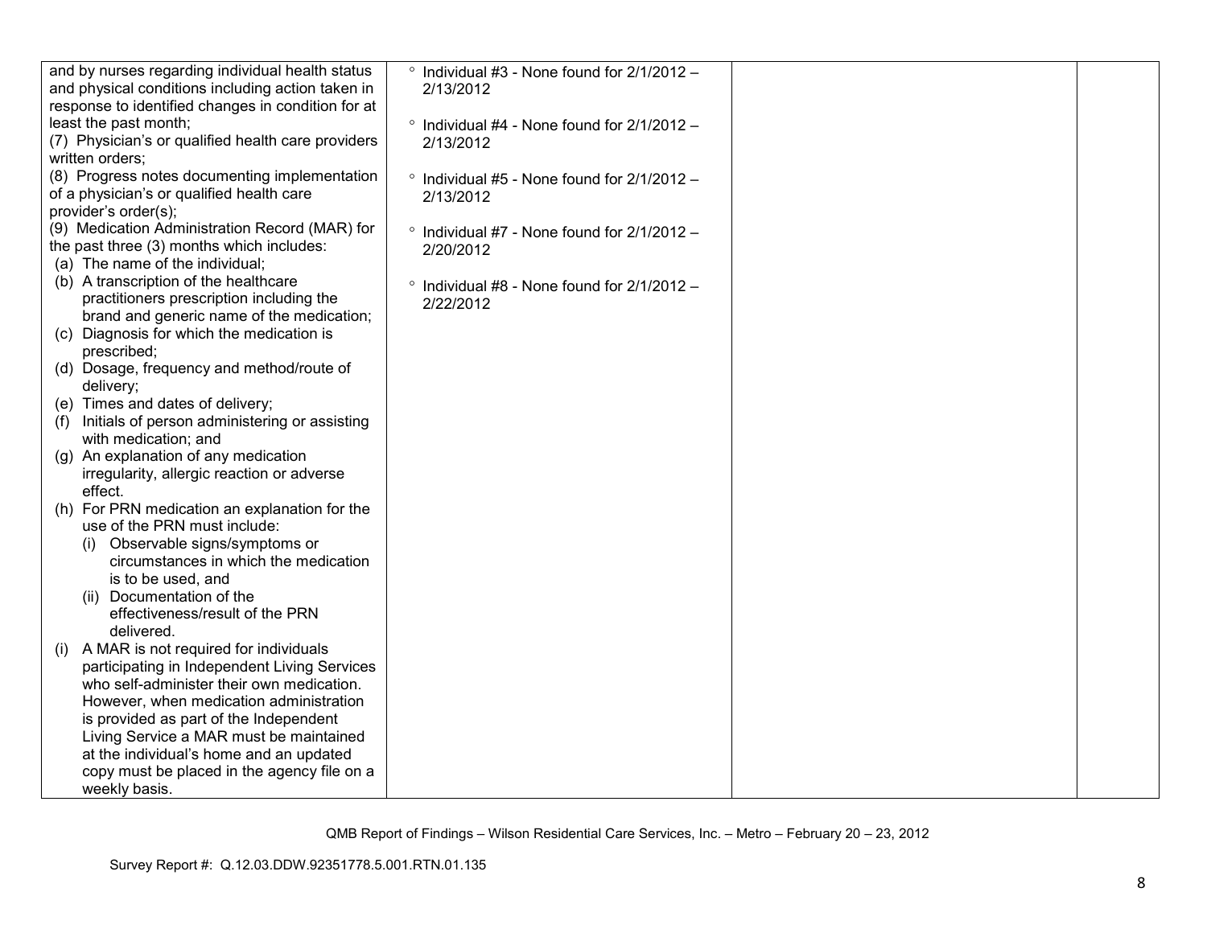| | | | |
|---|---|---|---|
| and by nurses regarding individual health status and physical conditions including action taken in response to identified changes in condition for at least the past month;<br>(7) Physician's or qualified health care providers written orders;<br>(8) Progress notes documenting implementation of a physician's or qualified health care provider's order(s);<br>(9) Medication Administration Record (MAR) for the past three (3) months which includes:<br>(a) The name of the individual;<br>(b) A transcription of the healthcare practitioners prescription including the brand and generic name of the medication;<br>(c) Diagnosis for which the medication is prescribed;<br>(d) Dosage, frequency and method/route of delivery;<br>(e) Times and dates of delivery;<br>(f) Initials of person administering or assisting with medication; and<br>(g) An explanation of any medication irregularity, allergic reaction or adverse effect.<br>(h) For PRN medication an explanation for the use of the PRN must include:<br>(i) Observable signs/symptoms or circumstances in which the medication is to be used, and<br>(ii) Documentation of the effectiveness/result of the PRN delivered.<br>(i) A MAR is not required for individuals participating in Independent Living Services who self-administer their own medication. However, when medication administration is provided as part of the Independent Living Service a MAR must be maintained at the individual's home and an updated copy must be placed in the agency file on a weekly basis. | ° Individual #3 - None found for 2/1/2012 – 2/13/2012<br><br>° Individual #4 - None found for 2/1/2012 – 2/13/2012<br><br>° Individual #5 - None found for 2/1/2012 – 2/13/2012<br><br>° Individual #7 - None found for 2/1/2012 – 2/20/2012<br><br>° Individual #8 - None found for 2/1/2012 – 2/22/2012 | | |

QMB Report of Findings – Wilson Residential Care Services, Inc. – Metro – February 20 – 23, 2012

Survey Report #: Q.12.03.DDW.92351778.5.001.RTN.01.135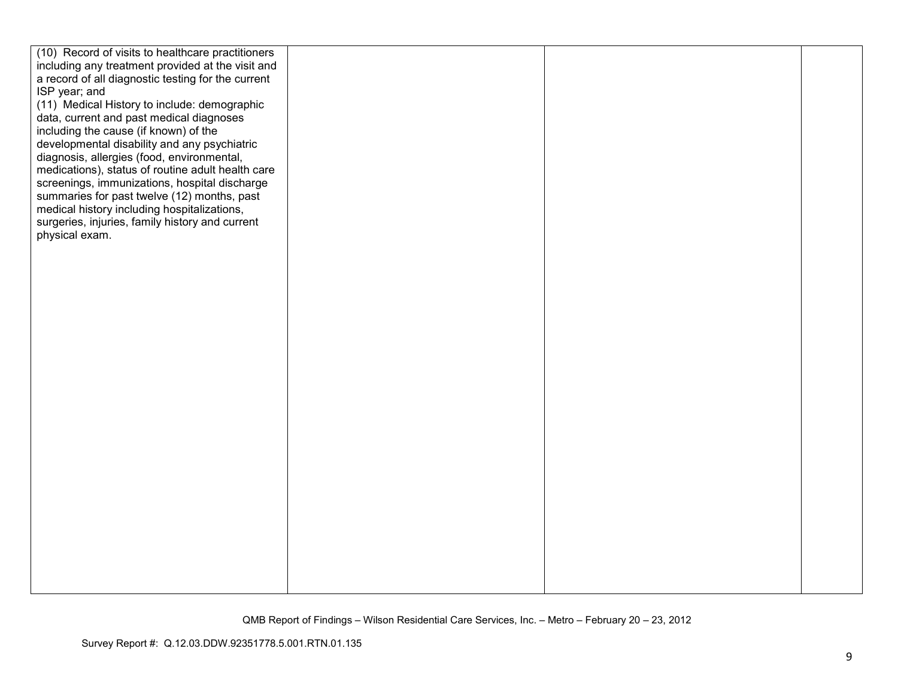| | | | |
|---|---|---|---|
| (10) Record of visits to healthcare practitioners including any treatment provided at the visit and a record of all diagnostic testing for the current ISP year; and<br>(11) Medical History to include: demographic data, current and past medical diagnoses including the cause (if known) of the developmental disability and any psychiatric diagnosis, allergies (food, environmental, medications), status of routine adult health care screenings, immunizations, hospital discharge summaries for past twelve (12) months, past medical history including hospitalizations, surgeries, injuries, family history and current physical exam. | | | |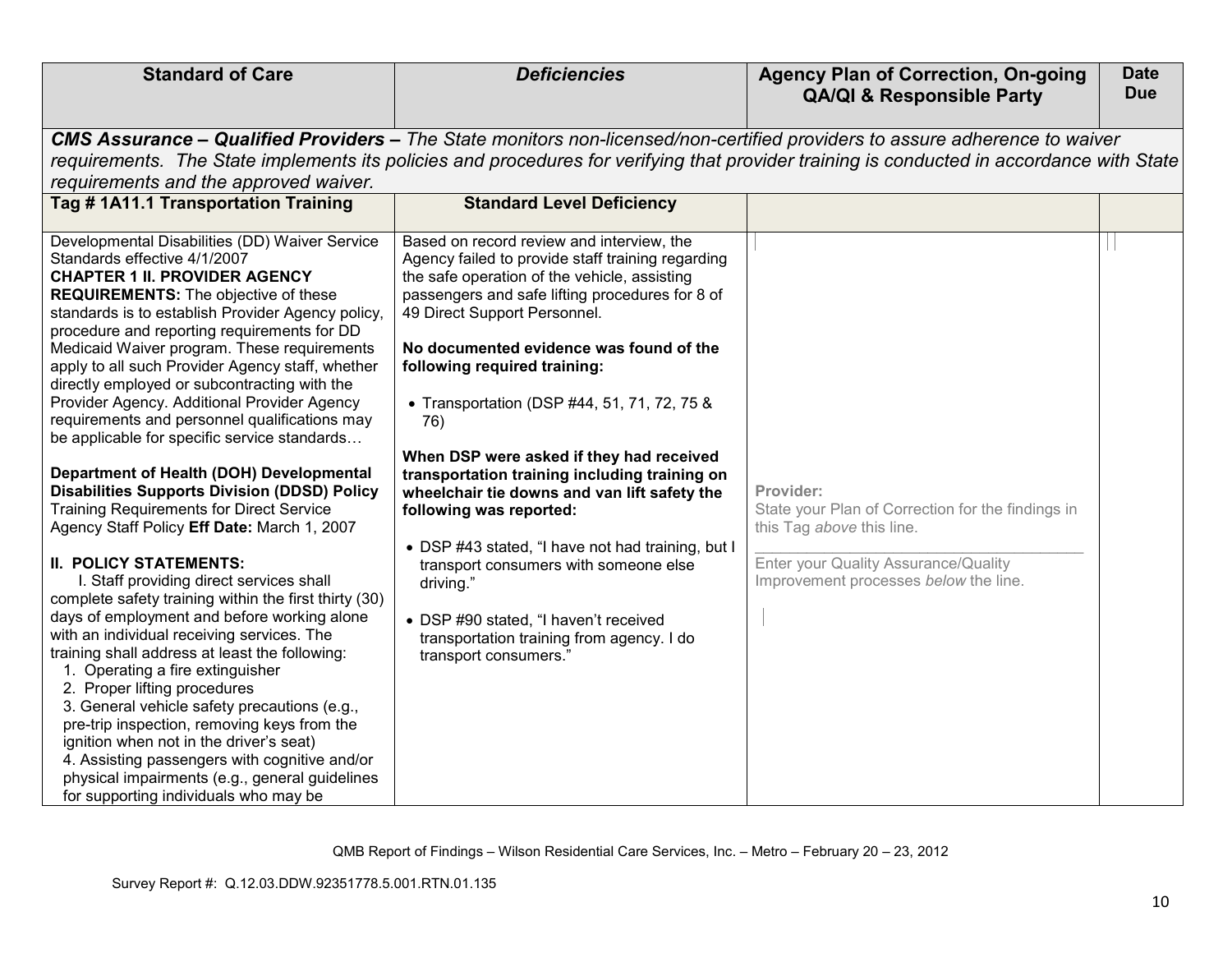| Standard of Care | *Deficiencies* | Agency Plan of Correction, On-going QA/QI & Responsible Party | Date Due |
|---|---|---|---|
| ***CMS Assurance – Qualified Providers –*** *The State monitors non-licensed/non-certified providers to assure adherence to waiver requirements. The State implements its policies and procedures for verifying that provider training is conducted in accordance with State requirements and the approved waiver.* | | | |
| **Tag # 1A11.1 Transportation Training** | **Standard Level Deficiency** | | |
| Developmental Disabilities (DD) Waiver Service Standards effective 4/1/2007<br>**CHAPTER 1 II. PROVIDER AGENCY REQUIREMENTS:** The objective of these standards is to establish Provider Agency policy, procedure and reporting requirements for DD Medicaid Waiver program. These requirements apply to all such Provider Agency staff, whether directly employed or subcontracting with the Provider Agency. Additional Provider Agency requirements and personnel qualifications may be applicable for specific service standards…<br><br>**Department of Health (DOH) Developmental Disabilities Supports Division (DDSD) Policy** Training Requirements for Direct Service Agency Staff Policy **Eff Date:** March 1, 2007<br><br>**II. POLICY STATEMENTS:**<br>I. Staff providing direct services shall complete safety training within the first thirty (30) days of employment and before working alone with an individual receiving services. The training shall address at least the following:<br>1. Operating a fire extinguisher<br>2. Proper lifting procedures<br>3. General vehicle safety precautions (e.g., pre-trip inspection, removing keys from the ignition when not in the driver's seat)<br>4. Assisting passengers with cognitive and/or physical impairments (e.g., general guidelines for supporting individuals who may be | Based on record review and interview, the Agency failed to provide staff training regarding the safe operation of the vehicle, assisting passengers and safe lifting procedures for 8 of 49 Direct Support Personnel.<br><br>**No documented evidence was found of the following required training:**<br><br>• Transportation (DSP #44, 51, 71, 72, 75 & 76)<br><br>**When DSP were asked if they had received transportation training including training on wheelchair tie downs and van lift safety the following was reported:**<br><br>• DSP #43 stated, "I have not had training, but I transport consumers with someone else driving."<br><br>• DSP #90 stated, "I haven't received transportation training from agency. I do transport consumers." | **Provider:**<br>State your Plan of Correction for the findings in this Tag *above* this line.<br>\_\_\_\_\_\_\_\_\_\_\_\_\_\_\_\_\_\_\_\_\_\_\_\_\_\_\_\_\_\_<br>Enter your Quality Assurance/Quality Improvement processes *below* the line. | |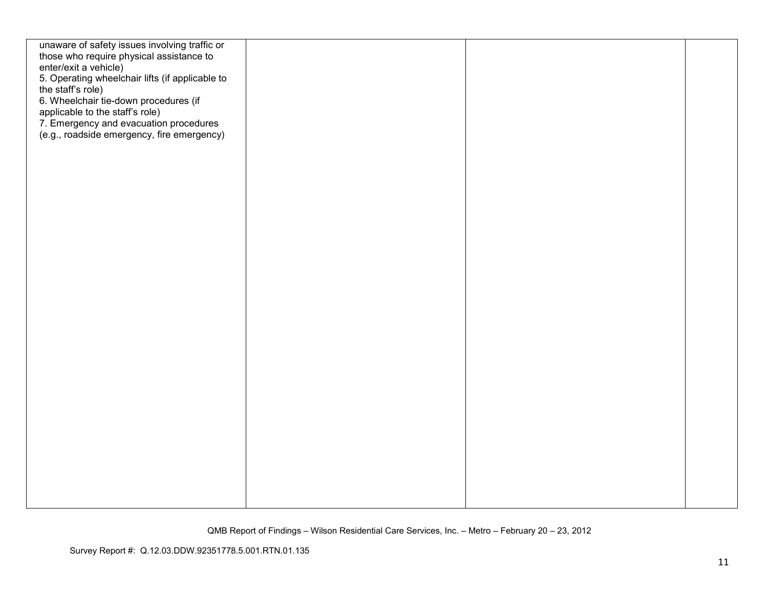| | | | |
|---|---|---|---|
| unaware of safety issues involving traffic or those who require physical assistance to enter/exit a vehicle)<br>5. Operating wheelchair lifts (if applicable to the staff's role)<br>6. Wheelchair tie-down procedures (if applicable to the staff's role)<br>7. Emergency and evacuation procedures (e.g., roadside emergency, fire emergency) | | | |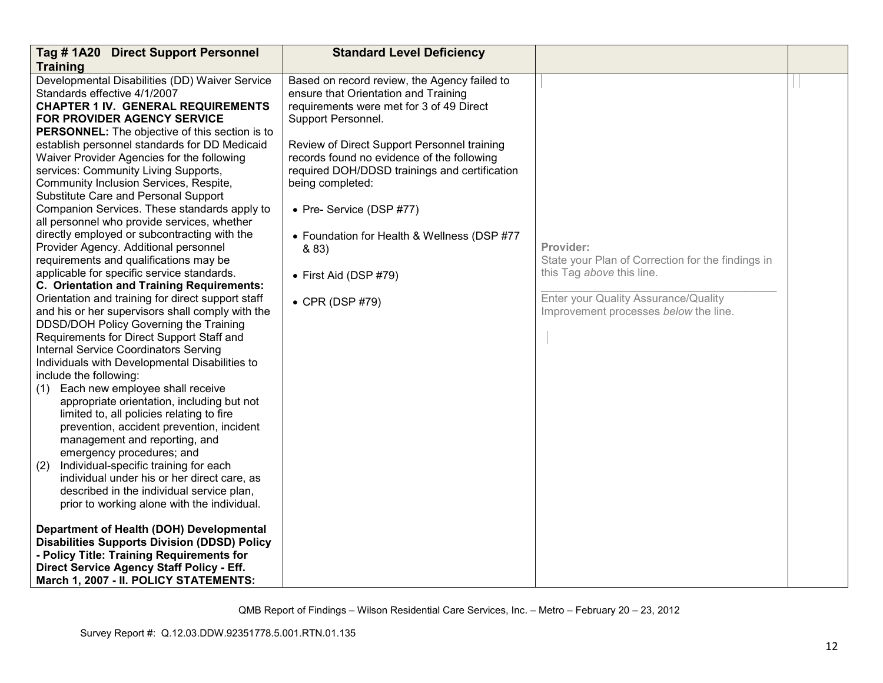| Tag # 1A20 Direct Support Personnel Training | Standard Level Deficiency | | |
|---|---|---|---|
| Developmental Disabilities (DD) Waiver Service Standards effective 4/1/2007<br>**CHAPTER 1 IV. GENERAL REQUIREMENTS FOR PROVIDER AGENCY SERVICE PERSONNEL:** The objective of this section is to establish personnel standards for DD Medicaid Waiver Provider Agencies for the following services: Community Living Supports, Community Inclusion Services, Respite, Substitute Care and Personal Support Companion Services. These standards apply to all personnel who provide services, whether directly employed or subcontracting with the Provider Agency. Additional personnel requirements and qualifications may be applicable for specific service standards.<br>**C. Orientation and Training Requirements:** Orientation and training for direct support staff and his or her supervisors shall comply with the DDSD/DOH Policy Governing the Training Requirements for Direct Support Staff and Internal Service Coordinators Serving Individuals with Developmental Disabilities to include the following:<br>(1) Each new employee shall receive appropriate orientation, including but not limited to, all policies relating to fire prevention, accident prevention, incident management and reporting, and emergency procedures; and<br>(2) Individual-specific training for each individual under his or her direct care, as described in the individual service plan, prior to working alone with the individual.<br><br>**Department of Health (DOH) Developmental Disabilities Supports Division (DDSD) Policy - Policy Title: Training Requirements for Direct Service Agency Staff Policy - Eff. March 1, 2007 - II. POLICY STATEMENTS:** | Based on record review, the Agency failed to ensure that Orientation and Training requirements were met for 3 of 49 Direct Support Personnel.<br><br>Review of Direct Support Personnel training records found no evidence of the following required DOH/DDSD trainings and certification being completed:<br><br>• Pre- Service (DSP #77)<br><br>• Foundation for Health & Wellness (DSP #77 & 83)<br><br>• First Aid (DSP #79)<br><br>• CPR (DSP #79) | **Provider:**<br>State your Plan of Correction for the findings in this Tag *above* this line.<br>\_\_\_\_\_\_\_\_\_\_\_\_\_\_\_\_\_\_\_\_\_\_\_\_\_\_\_\_\_\_\_\_\_\_\_\_\_\_<br>Enter your Quality Assurance/Quality Improvement processes *below* the line. | |

QMB Report of Findings – Wilson Residential Care Services, Inc. – Metro – February 20 – 23, 2012

Survey Report #: Q.12.03.DDW.92351778.5.001.RTN.01.135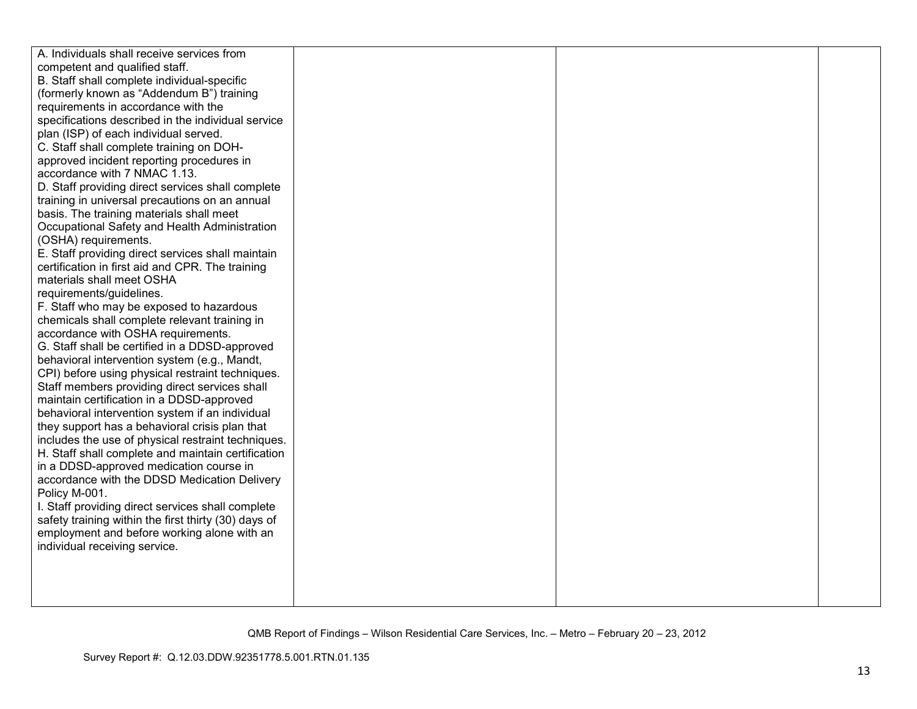| | | | |
|---|---|---|---|
| A. Individuals shall receive services from competent and qualified staff.<br>B. Staff shall complete individual-specific (formerly known as "Addendum B") training requirements in accordance with the specifications described in the individual service plan (ISP) of each individual served.<br>C. Staff shall complete training on DOH-approved incident reporting procedures in accordance with 7 NMAC 1.13.<br>D. Staff providing direct services shall complete training in universal precautions on an annual basis. The training materials shall meet Occupational Safety and Health Administration (OSHA) requirements.<br>E. Staff providing direct services shall maintain certification in first aid and CPR. The training materials shall meet OSHA requirements/guidelines.<br>F. Staff who may be exposed to hazardous chemicals shall complete relevant training in accordance with OSHA requirements.<br>G. Staff shall be certified in a DDSD-approved behavioral intervention system (e.g., Mandt, CPI) before using physical restraint techniques. Staff members providing direct services shall maintain certification in a DDSD-approved behavioral intervention system if an individual they support has a behavioral crisis plan that includes the use of physical restraint techniques.<br>H. Staff shall complete and maintain certification in a DDSD-approved medication course in accordance with the DDSD Medication Delivery Policy M-001.<br>I. Staff providing direct services shall complete safety training within the first thirty (30) days of employment and before working alone with an individual receiving service. | | | |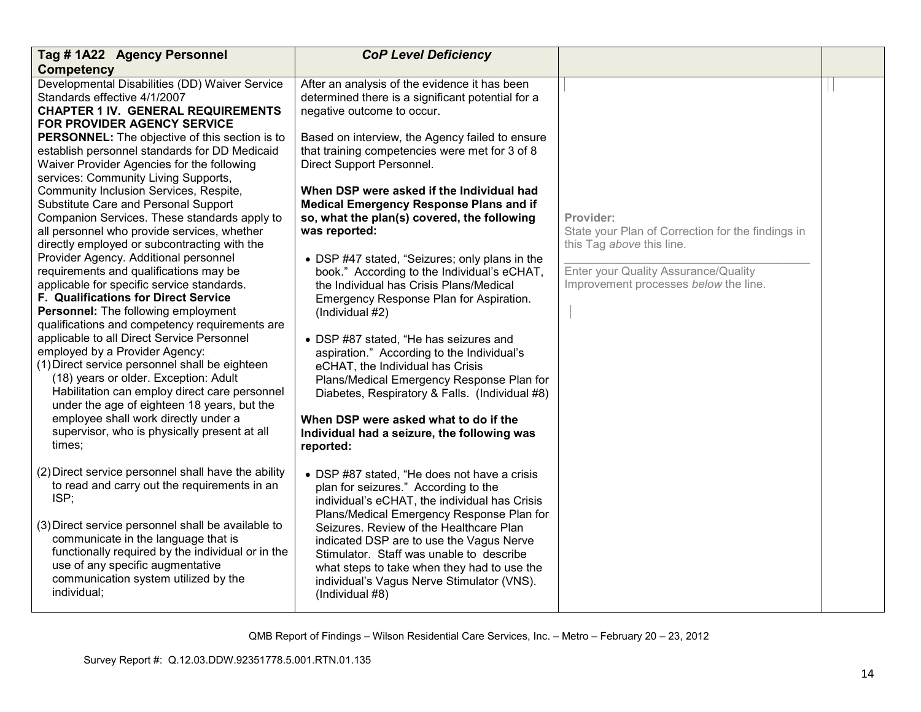| Tag # 1A22 Agency Personnel Competency | CoP Level Deficiency | | |
|---|---|---|---|
| Developmental Disabilities (DD) Waiver Service Standards effective 4/1/2007<br>**CHAPTER 1 IV. GENERAL REQUIREMENTS FOR PROVIDER AGENCY SERVICE PERSONNEL:** The objective of this section is to establish personnel standards for DD Medicaid Waiver Provider Agencies for the following services: Community Living Supports, Community Inclusion Services, Respite, Substitute Care and Personal Support Companion Services. These standards apply to all personnel who provide services, whether directly employed or subcontracting with the Provider Agency. Additional personnel requirements and qualifications may be applicable for specific service standards.<br>**F. Qualifications for Direct Service Personnel:** The following employment qualifications and competency requirements are applicable to all Direct Service Personnel employed by a Provider Agency:<br>(1) Direct service personnel shall be eighteen (18) years or older. Exception: Adult Habilitation can employ direct care personnel under the age of eighteen 18 years, but the employee shall work directly under a supervisor, who is physically present at all times;<br><br>(2) Direct service personnel shall have the ability to read and carry out the requirements in an ISP;<br><br>(3) Direct service personnel shall be available to communicate in the language that is functionally required by the individual or in the use of any specific augmentative communication system utilized by the individual; | After an analysis of the evidence it has been determined there is a significant potential for a negative outcome to occur.<br><br>Based on interview, the Agency failed to ensure that training competencies were met for 3 of 8 Direct Support Personnel.<br><br>**When DSP were asked if the Individual had Medical Emergency Response Plans and if so, what the plan(s) covered, the following was reported:**<br><br>• DSP #47 stated, "Seizures; only plans in the book." According to the Individual's eCHAT, the Individual has Crisis Plans/Medical Emergency Response Plan for Aspiration. (Individual #2)<br><br>• DSP #87 stated, "He has seizures and aspiration." According to the Individual's eCHAT, the Individual has Crisis Plans/Medical Emergency Response Plan for Diabetes, Respiratory & Falls. (Individual #8)<br><br>**When DSP were asked what to do if the Individual had a seizure, the following was reported:**<br><br>• DSP #87 stated, "He does not have a crisis plan for seizures." According to the individual's eCHAT, the individual has Crisis Plans/Medical Emergency Response Plan for Seizures. Review of the Healthcare Plan indicated DSP are to use the Vagus Nerve Stimulator. Staff was unable to describe what steps to take when they had to use the individual's Vagus Nerve Stimulator (VNS). (Individual #8) | Provider:<br>State your Plan of Correction for the findings in this Tag *above* this line.<br>______________________________<br>Enter your Quality Assurance/Quality Improvement processes *below* the line. | |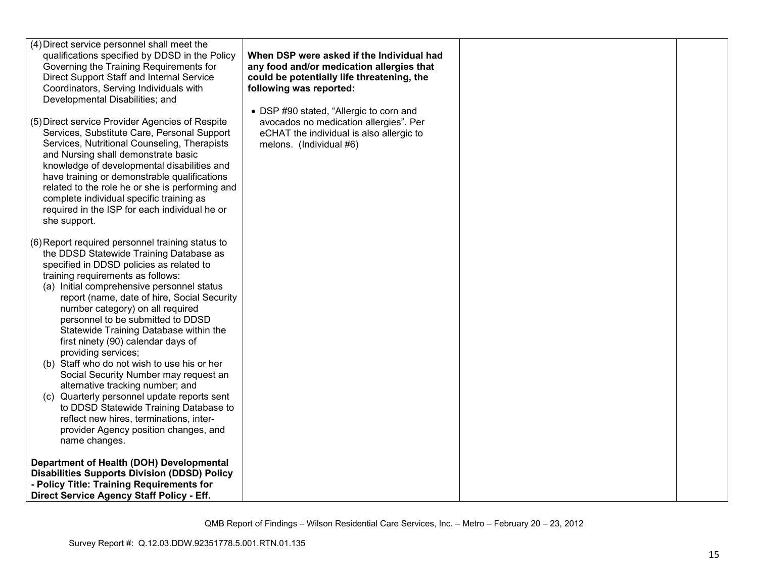| | | | |
|---|---|---|---|
| (4) Direct service personnel shall meet the qualifications specified by DDSD in the Policy Governing the Training Requirements for Direct Support Staff and Internal Service Coordinators, Serving Individuals with Developmental Disabilities; and<br><br>(5) Direct service Provider Agencies of Respite Services, Substitute Care, Personal Support Services, Nutritional Counseling, Therapists and Nursing shall demonstrate basic knowledge of developmental disabilities and have training or demonstrable qualifications related to the role he or she is performing and complete individual specific training as required in the ISP for each individual he or she support.<br><br>(6) Report required personnel training status to the DDSD Statewide Training Database as specified in DDSD policies as related to training requirements as follows:<br>(a) Initial comprehensive personnel status report (name, date of hire, Social Security number category) on all required personnel to be submitted to DDSD Statewide Training Database within the first ninety (90) calendar days of providing services;<br>(b) Staff who do not wish to use his or her Social Security Number may request an alternative tracking number; and<br>(c) Quarterly personnel update reports sent to DDSD Statewide Training Database to reflect new hires, terminations, inter-provider Agency position changes, and name changes.<br><br>**Department of Health (DOH) Developmental Disabilities Supports Division (DDSD) Policy - Policy Title: Training Requirements for Direct Service Agency Staff Policy - Eff.** | **When DSP were asked if the Individual had any food and/or medication allergies that could be potentially life threatening, the following was reported:**<br><br>• DSP #90 stated, "Allergic to corn and avocados no medication allergies". Per eCHAT the individual is also allergic to melons. (Individual #6) | | |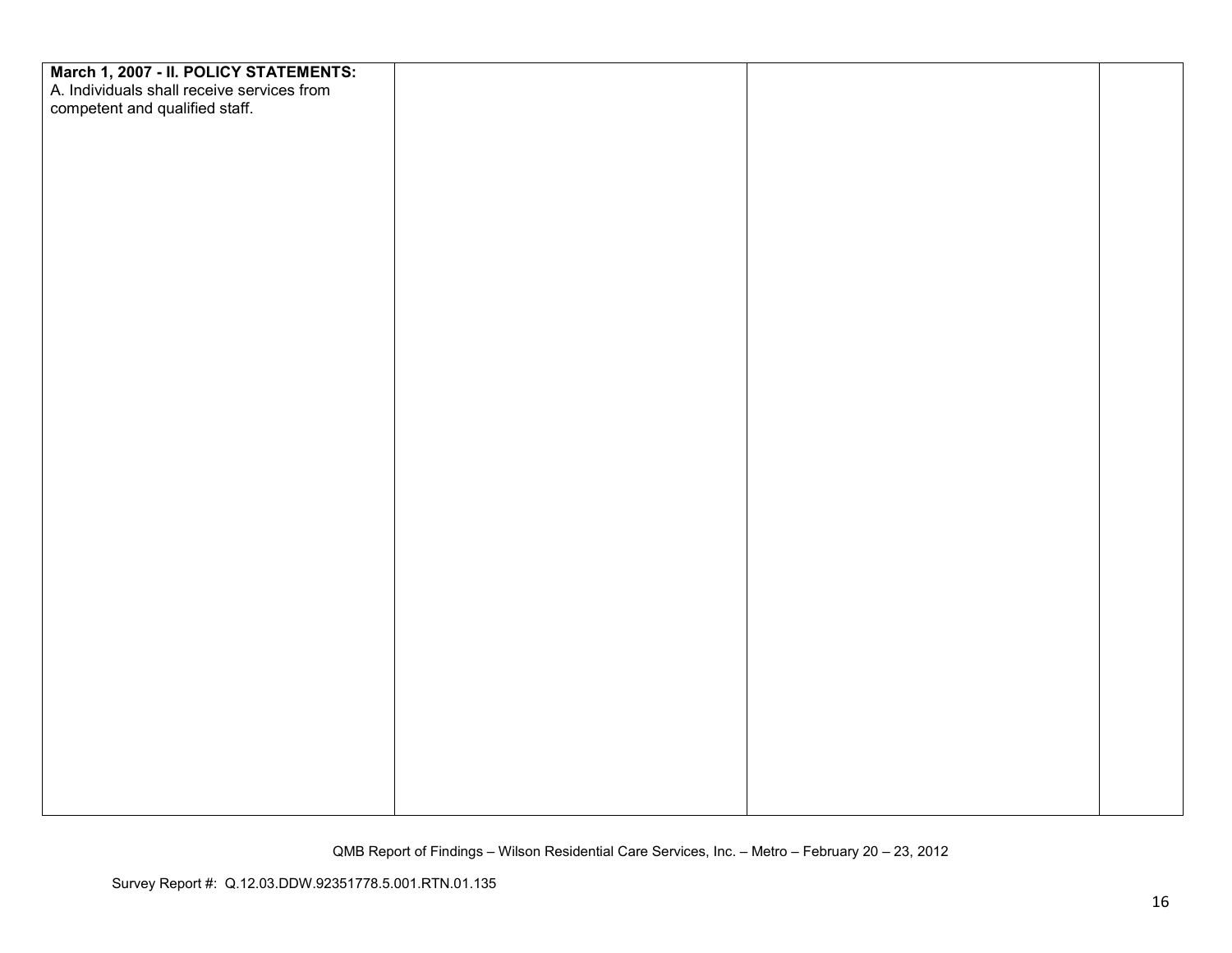| | | | |
|---|---|---|---|
| **March 1, 2007 - II. POLICY STATEMENTS:**<br>A. Individuals shall receive services from competent and qualified staff. | | | |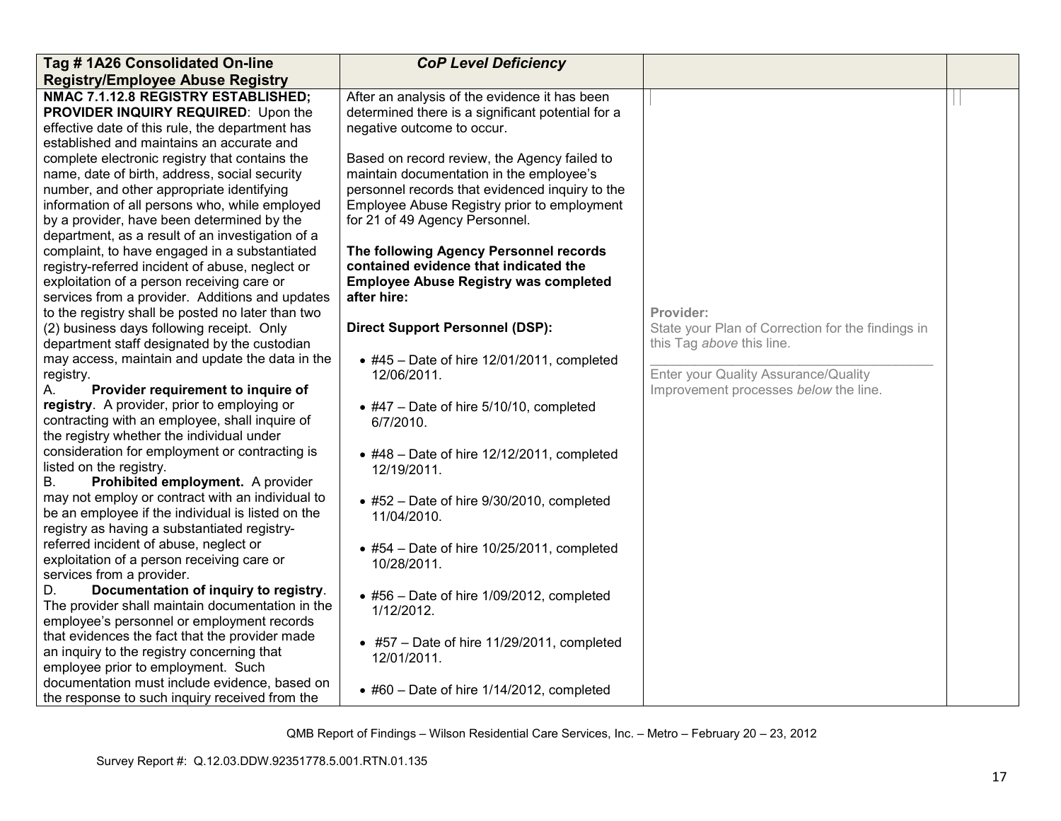| Tag # 1A26 Consolidated On-line Registry/Employee Abuse Registry | *CoP Level Deficiency* | | |
|---|---|---|---|
| **NMAC 7.1.12.8 REGISTRY ESTABLISHED; PROVIDER INQUIRY REQUIRED**: Upon the effective date of this rule, the department has established and maintains an accurate and complete electronic registry that contains the name, date of birth, address, social security number, and other appropriate identifying information of all persons who, while employed by a provider, have been determined by the department, as a result of an investigation of a complaint, to have engaged in a substantiated registry-referred incident of abuse, neglect or exploitation of a person receiving care or services from a provider. Additions and updates to the registry shall be posted no later than two (2) business days following receipt. Only department staff designated by the custodian may access, maintain and update the data in the registry.<br>A. **Provider requirement to inquire of registry**. A provider, prior to employing or contracting with an employee, shall inquire of the registry whether the individual under consideration for employment or contracting is listed on the registry.<br>B. **Prohibited employment.** A provider may not employ or contract with an individual to be an employee if the individual is listed on the registry as having a substantiated registry-referred incident of abuse, neglect or exploitation of a person receiving care or services from a provider.<br>D. **Documentation of inquiry to registry**. The provider shall maintain documentation in the employee's personnel or employment records that evidences the fact that the provider made an inquiry to the registry concerning that employee prior to employment. Such documentation must include evidence, based on the response to such inquiry received from the | After an analysis of the evidence it has been determined there is a significant potential for a negative outcome to occur.<br><br>Based on record review, the Agency failed to maintain documentation in the employee's personnel records that evidenced inquiry to the Employee Abuse Registry prior to employment for 21 of 49 Agency Personnel.<br><br>**The following Agency Personnel records contained evidence that indicated the Employee Abuse Registry was completed after hire:**<br><br>**Direct Support Personnel (DSP):**<br><br>• #45 – Date of hire 12/01/2011, completed 12/06/2011.<br><br>• #47 – Date of hire 5/10/10, completed 6/7/2010.<br><br>• #48 – Date of hire 12/12/2011, completed 12/19/2011.<br><br>• #52 – Date of hire 9/30/2010, completed 11/04/2010.<br><br>• #54 – Date of hire 10/25/2011, completed 10/28/2011.<br><br>• #56 – Date of hire 1/09/2012, completed 1/12/2012.<br><br>• #57 – Date of hire 11/29/2011, completed 12/01/2011.<br><br>• #60 – Date of hire 1/14/2012, completed | Provider:<br>State your Plan of Correction for the findings in this Tag *above* this line.<br>\_\_\_\_\_\_\_\_\_\_\_\_\_\_\_\_\_\_\_\_\_\_\_\_\_\_\_\_\_\_\_\_\_\_\_\_<br>Enter your Quality Assurance/Quality Improvement processes *below* the line. | |

QMB Report of Findings – Wilson Residential Care Services, Inc. – Metro – February 20 – 23, 2012

Survey Report #: Q.12.03.DDW.92351778.5.001.RTN.01.135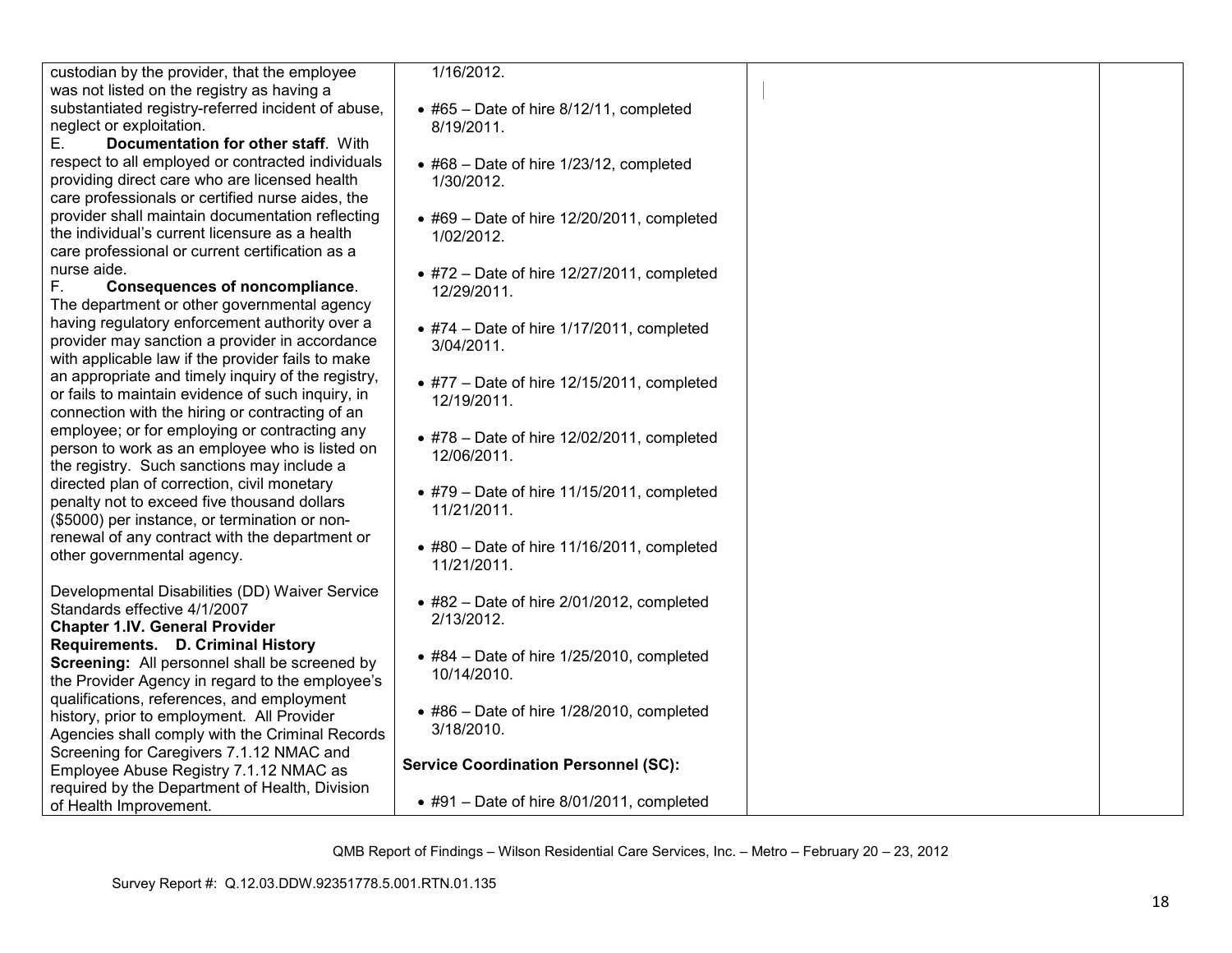| | | | |
|---|---|---|---|
| custodian by the provider, that the employee was not listed on the registry as having a substantiated registry-referred incident of abuse, neglect or exploitation.<br>E. **Documentation for other staff**. With respect to all employed or contracted individuals providing direct care who are licensed health care professionals or certified nurse aides, the provider shall maintain documentation reflecting the individual's current licensure as a health care professional or current certification as a nurse aide.<br>F. **Consequences of noncompliance**. The department or other governmental agency having regulatory enforcement authority over a provider may sanction a provider in accordance with applicable law if the provider fails to make an appropriate and timely inquiry of the registry, or fails to maintain evidence of such inquiry, in connection with the hiring or contracting of an employee; or for employing or contracting any person to work as an employee who is listed on the registry. Such sanctions may include a directed plan of correction, civil monetary penalty not to exceed five thousand dollars ($5000) per instance, or termination or non-renewal of any contract with the department or other governmental agency.<br><br>Developmental Disabilities (DD) Waiver Service Standards effective 4/1/2007<br>**Chapter 1.IV. General Provider Requirements. D. Criminal History Screening:** All personnel shall be screened by the Provider Agency in regard to the employee's qualifications, references, and employment history, prior to employment. All Provider Agencies shall comply with the Criminal Records Screening for Caregivers 7.1.12 NMAC and Employee Abuse Registry 7.1.12 NMAC as required by the Department of Health, Division of Health Improvement. | 1/16/2012.<br><br>• #65 – Date of hire 8/12/11, completed 8/19/2011.<br><br>• #68 – Date of hire 1/23/12, completed 1/30/2012.<br><br>• #69 – Date of hire 12/20/2011, completed 1/02/2012.<br><br>• #72 – Date of hire 12/27/2011, completed 12/29/2011.<br><br>• #74 – Date of hire 1/17/2011, completed 3/04/2011.<br><br>• #77 – Date of hire 12/15/2011, completed 12/19/2011.<br><br>• #78 – Date of hire 12/02/2011, completed 12/06/2011.<br><br>• #79 – Date of hire 11/15/2011, completed 11/21/2011.<br><br>• #80 – Date of hire 11/16/2011, completed 11/21/2011.<br><br>• #82 – Date of hire 2/01/2012, completed 2/13/2012.<br><br>• #84 – Date of hire 1/25/2010, completed 10/14/2010.<br><br>• #86 – Date of hire 1/28/2010, completed 3/18/2010.<br><br>**Service Coordination Personnel (SC):**<br><br>• #91 – Date of hire 8/01/2011, completed | | |

QMB Report of Findings – Wilson Residential Care Services, Inc. – Metro – February 20 – 23, 2012

Survey Report #: Q.12.03.DDW.92351778.5.001.RTN.01.135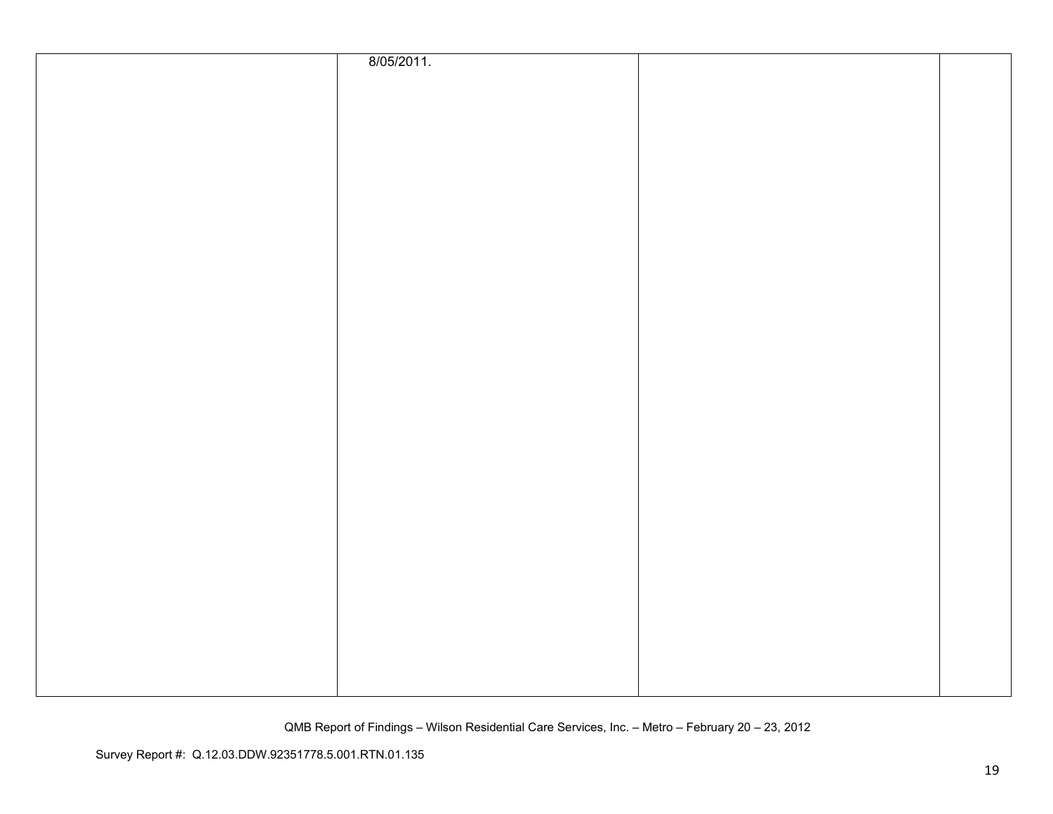| | | | |
|---|---|---|---|
| | 8/05/2011. | | |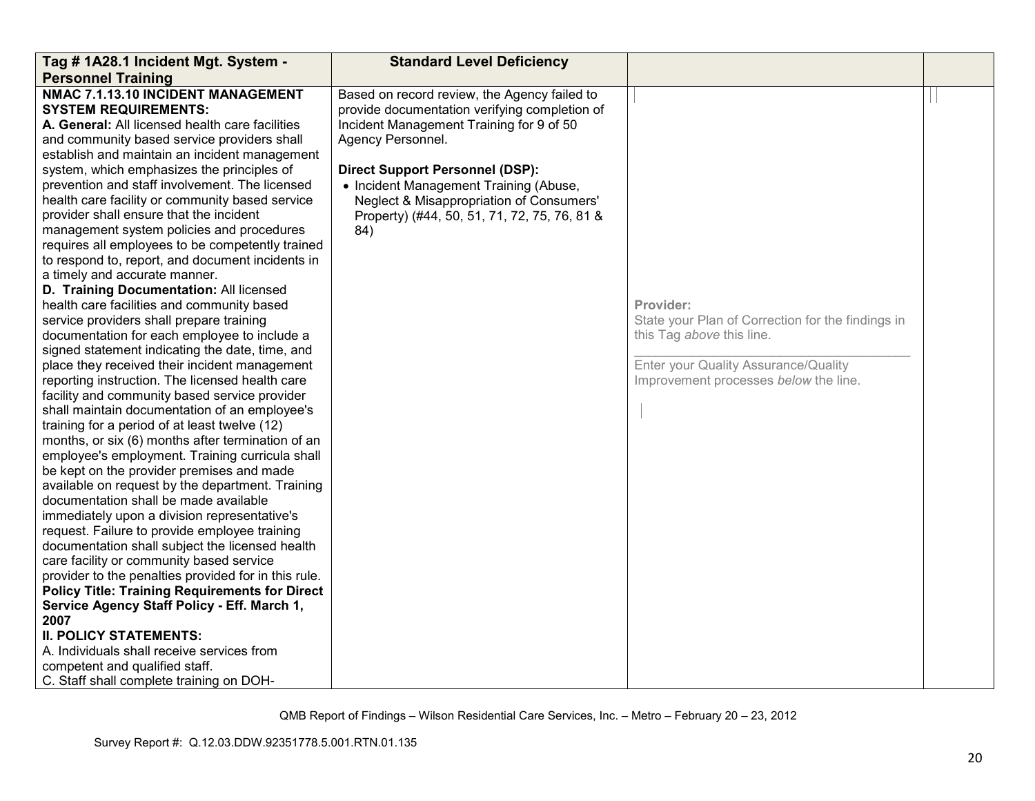| Tag # 1A28.1 Incident Mgt. System - Personnel Training | Standard Level Deficiency | | |
|---|---|---|---|
| **NMAC 7.1.13.10 INCIDENT MANAGEMENT SYSTEM REQUIREMENTS:**<br>**A. General:** All licensed health care facilities and community based service providers shall establish and maintain an incident management system, which emphasizes the principles of prevention and staff involvement. The licensed health care facility or community based service provider shall ensure that the incident management system policies and procedures requires all employees to be competently trained to respond to, report, and document incidents in a timely and accurate manner.<br>**D. Training Documentation:** All licensed health care facilities and community based service providers shall prepare training documentation for each employee to include a signed statement indicating the date, time, and place they received their incident management reporting instruction. The licensed health care facility and community based service provider shall maintain documentation of an employee's training for a period of at least twelve (12) months, or six (6) months after termination of an employee's employment. Training curricula shall be kept on the provider premises and made available on request by the department. Training documentation shall be made available immediately upon a division representative's request. Failure to provide employee training documentation shall subject the licensed health care facility or community based service provider to the penalties provided for in this rule.<br>**Policy Title: Training Requirements for Direct Service Agency Staff Policy - Eff. March 1, 2007**<br>**II. POLICY STATEMENTS:**<br>A. Individuals shall receive services from competent and qualified staff.<br>C. Staff shall complete training on DOH- | Based on record review, the Agency failed to provide documentation verifying completion of Incident Management Training for 9 of 50 Agency Personnel.<br><br>**Direct Support Personnel (DSP):**<br>• Incident Management Training (Abuse, Neglect & Misappropriation of Consumers' Property) (#44, 50, 51, 71, 72, 75, 76, 81 & 84) | **Provider:**<br>State your Plan of Correction for the findings in this Tag *above* this line.<br>\_\_\_\_\_\_\_\_\_\_\_\_\_\_\_\_\_\_\_\_\_\_\_\_\_\_\_\_\_\_<br>Enter your Quality Assurance/Quality Improvement processes *below* the line. | |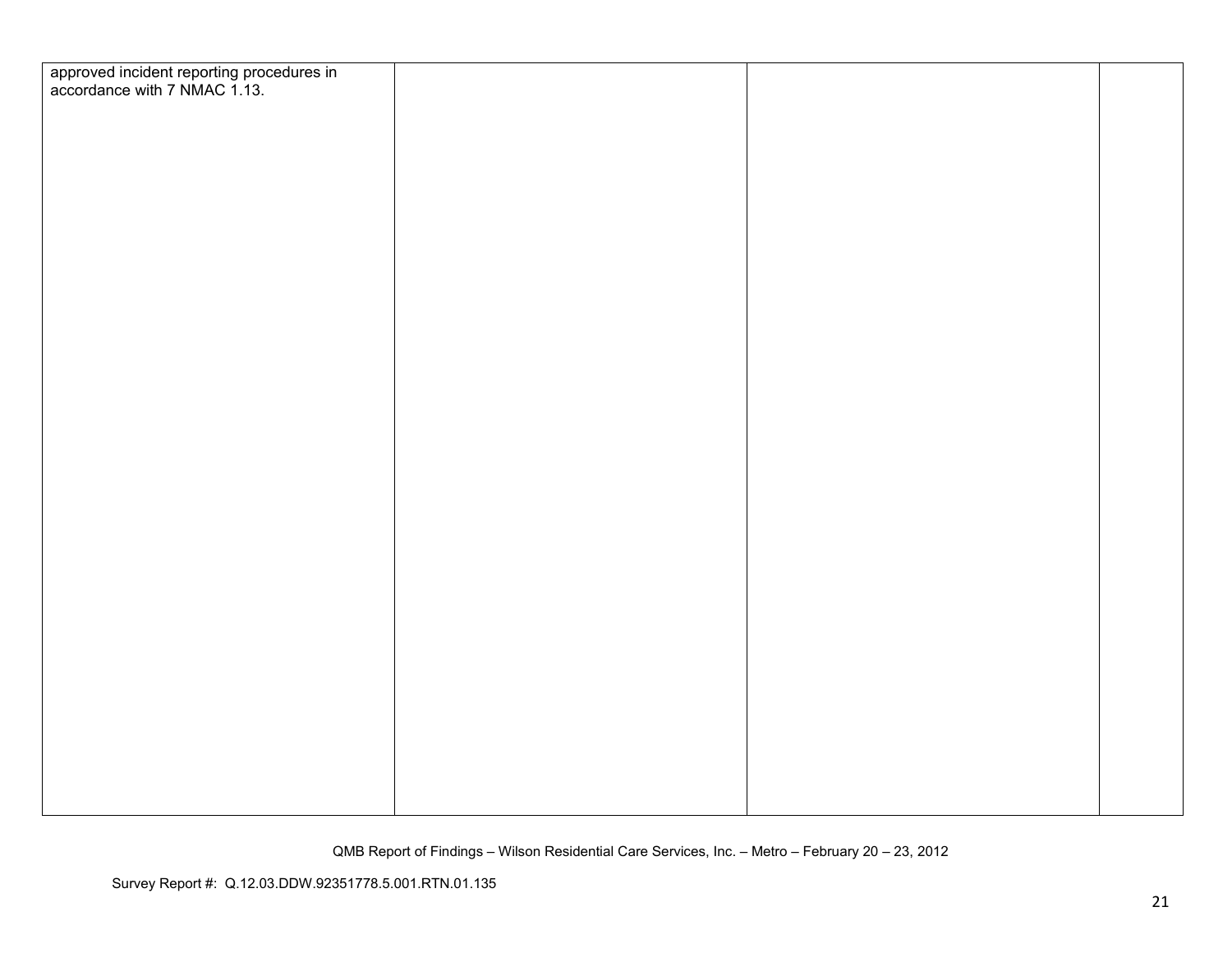| | | | |
|---|---|---|---|
| approved incident reporting procedures in accordance with 7 NMAC 1.13. | | | |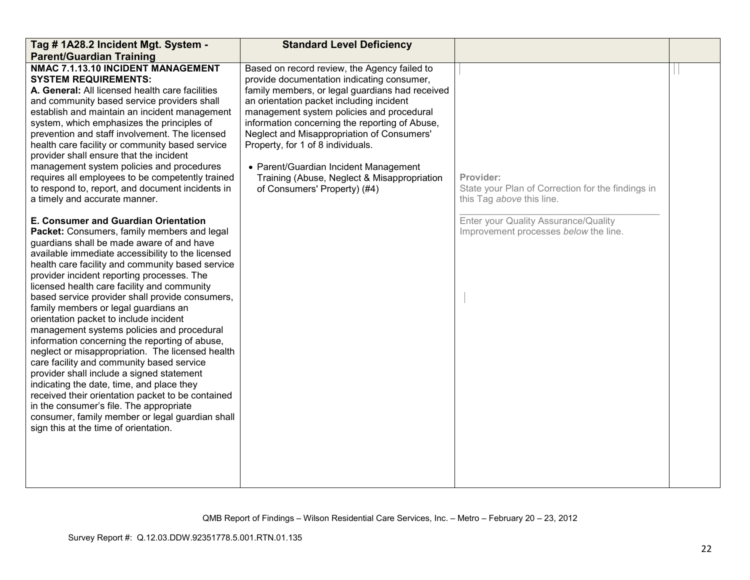| Tag # 1A28.2 Incident Mgt. System - Parent/Guardian Training | Standard Level Deficiency | | |
|---|---|---|---|
| **NMAC 7.1.13.10 INCIDENT MANAGEMENT SYSTEM REQUIREMENTS:**<br>**A. General:** All licensed health care facilities and community based service providers shall establish and maintain an incident management system, which emphasizes the principles of prevention and staff involvement. The licensed health care facility or community based service provider shall ensure that the incident management system policies and procedures requires all employees to be competently trained to respond to, report, and document incidents in a timely and accurate manner.<br><br>**E. Consumer and Guardian Orientation Packet:** Consumers, family members and legal guardians shall be made aware of and have available immediate accessibility to the licensed health care facility and community based service provider incident reporting processes. The licensed health care facility and community based service provider shall provide consumers, family members or legal guardians an orientation packet to include incident management systems policies and procedural information concerning the reporting of abuse, neglect or misappropriation. The licensed health care facility and community based service provider shall include a signed statement indicating the date, time, and place they received their orientation packet to be contained in the consumer's file. The appropriate consumer, family member or legal guardian shall sign this at the time of orientation. | Based on record review, the Agency failed to provide documentation indicating consumer, family members, or legal guardians had received an orientation packet including incident management system policies and procedural information concerning the reporting of Abuse, Neglect and Misappropriation of Consumers' Property, for 1 of 8 individuals.<br><br>• Parent/Guardian Incident Management Training (Abuse, Neglect & Misappropriation of Consumers' Property) (#4) | **Provider:**<br>State your Plan of Correction for the findings in this Tag *above* this line.<br>\_\_\_\_\_\_\_\_\_\_\_\_\_\_\_\_\_\_\_\_\_\_\_\_\_\_\_\_\_\_\_\_\_\_\_\_<br>Enter your Quality Assurance/Quality Improvement processes *below* the line. | |

QMB Report of Findings – Wilson Residential Care Services, Inc. – Metro – February 20 – 23, 2012

Survey Report #: Q.12.03.DDW.92351778.5.001.RTN.01.135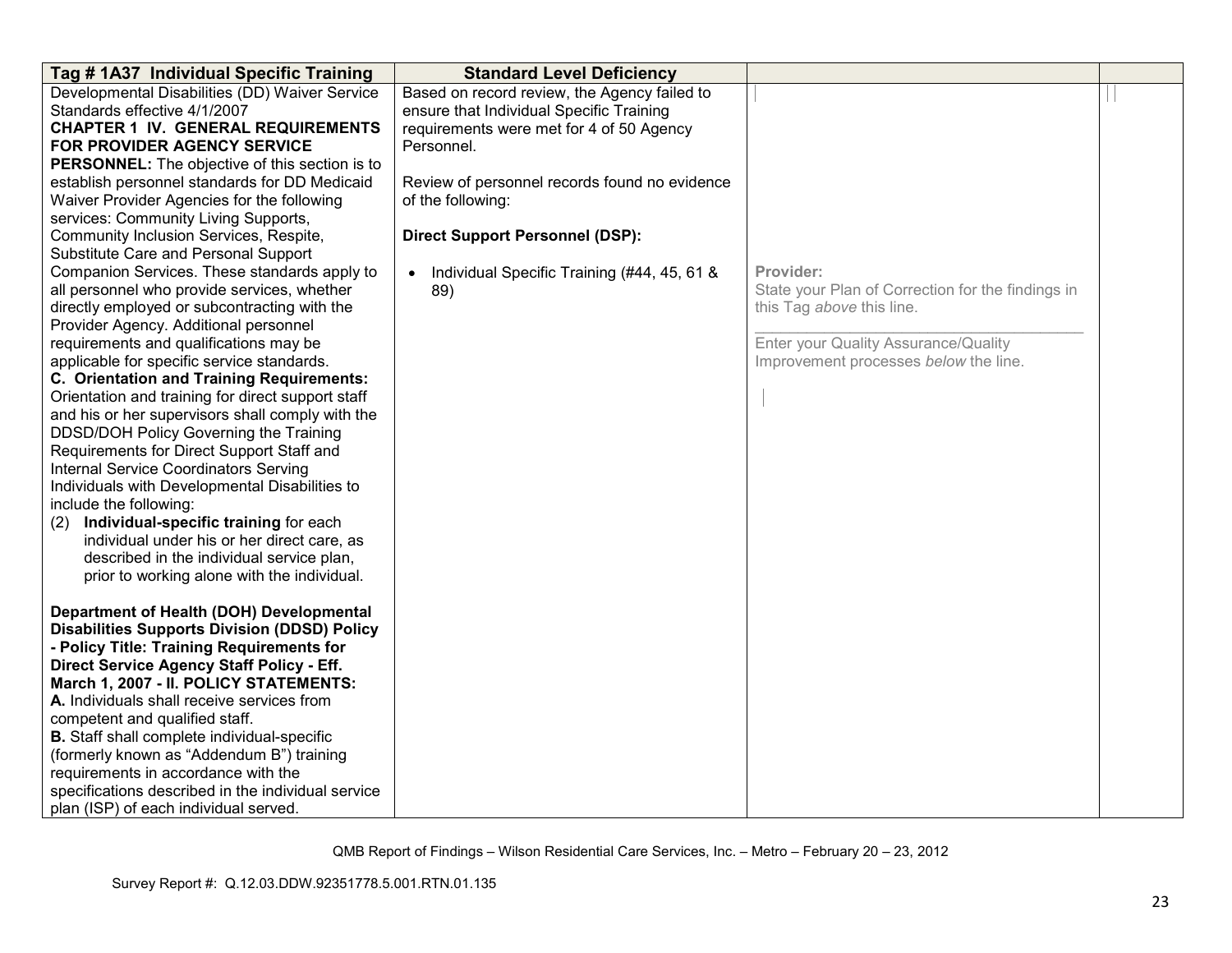| Tag # 1A37 Individual Specific Training | Standard Level Deficiency | | |
|---|---|---|---|
| Developmental Disabilities (DD) Waiver Service Standards effective 4/1/2007<br>**CHAPTER 1 IV. GENERAL REQUIREMENTS FOR PROVIDER AGENCY SERVICE PERSONNEL:** The objective of this section is to establish personnel standards for DD Medicaid Waiver Provider Agencies for the following services: Community Living Supports, Community Inclusion Services, Respite, Substitute Care and Personal Support Companion Services. These standards apply to all personnel who provide services, whether directly employed or subcontracting with the Provider Agency. Additional personnel requirements and qualifications may be applicable for specific service standards.<br>**C. Orientation and Training Requirements:** Orientation and training for direct support staff and his or her supervisors shall comply with the DDSD/DOH Policy Governing the Training Requirements for Direct Support Staff and Internal Service Coordinators Serving Individuals with Developmental Disabilities to include the following:<br>(2) **Individual-specific training** for each individual under his or her direct care, as described in the individual service plan, prior to working alone with the individual.<br><br>**Department of Health (DOH) Developmental Disabilities Supports Division (DDSD) Policy - Policy Title: Training Requirements for Direct Service Agency Staff Policy - Eff. March 1, 2007 - II. POLICY STATEMENTS:**<br>**A.** Individuals shall receive services from competent and qualified staff.<br>**B.** Staff shall complete individual-specific (formerly known as "Addendum B") training requirements in accordance with the specifications described in the individual service plan (ISP) of each individual served. | Based on record review, the Agency failed to ensure that Individual Specific Training requirements were met for 4 of 50 Agency Personnel.<br><br>Review of personnel records found no evidence of the following:<br><br>**Direct Support Personnel (DSP):**<br><br>• Individual Specific Training (#44, 45, 61 & 89) | Provider:<br>State your Plan of Correction for the findings in this Tag *above* this line.<br>\_\_\_\_\_\_\_\_\_\_\_\_\_\_\_\_\_\_\_\_\_\_\_\_\_\_\_\_\_\_\_\_\_\_\_\_\_<br>Enter your Quality Assurance/Quality Improvement processes *below* the line. | |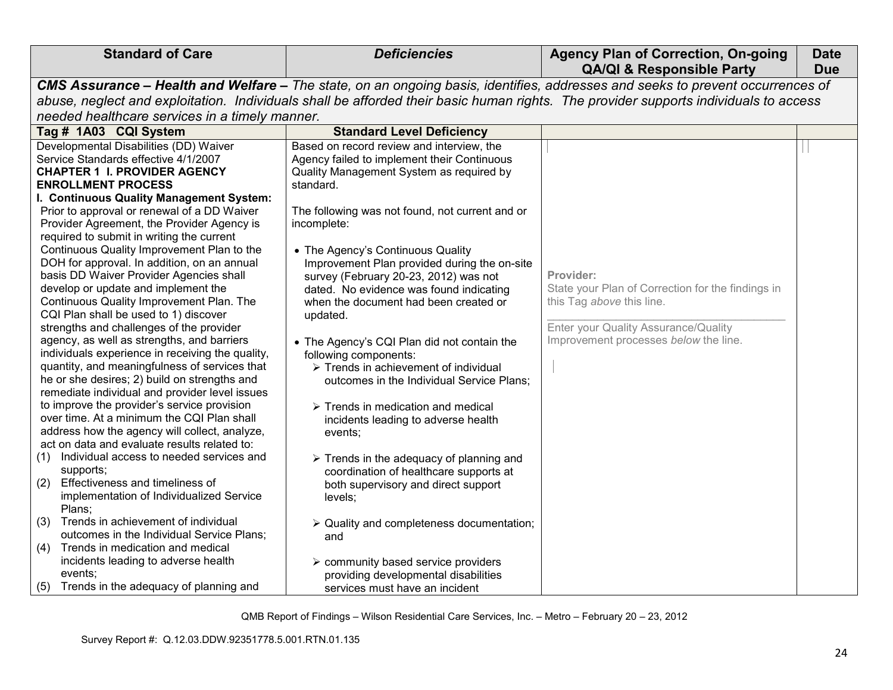| Standard of Care | *Deficiencies* | Agency Plan of Correction, On-going QA/QI & Responsible Party | Date Due |
|---|---|---|---|
| ***CMS Assurance – Health and Welfare –*** *The state, on an ongoing basis, identifies, addresses and seeks to prevent occurrences of abuse, neglect and exploitation. Individuals shall be afforded their basic human rights. The provider supports individuals to access needed healthcare services in a timely manner.* | | | |
| **Tag # 1A03 CQI System** | **Standard Level Deficiency** | | |
| Developmental Disabilities (DD) Waiver Service Standards effective 4/1/2007<br>**CHAPTER 1 I. PROVIDER AGENCY ENROLLMENT PROCESS**<br>**I. Continuous Quality Management System:** Prior to approval or renewal of a DD Waiver Provider Agreement, the Provider Agency is required to submit in writing the current Continuous Quality Improvement Plan to the DOH for approval. In addition, on an annual basis DD Waiver Provider Agencies shall develop or update and implement the Continuous Quality Improvement Plan. The CQI Plan shall be used to 1) discover strengths and challenges of the provider agency, as well as strengths, and barriers individuals experience in receiving the quality, quantity, and meaningfulness of services that he or she desires; 2) build on strengths and remediate individual and provider level issues to improve the provider's service provision over time. At a minimum the CQI Plan shall address how the agency will collect, analyze, act on data and evaluate results related to:<br>(1) Individual access to needed services and supports;<br>(2) Effectiveness and timeliness of implementation of Individualized Service Plans;<br>(3) Trends in achievement of individual outcomes in the Individual Service Plans;<br>(4) Trends in medication and medical incidents leading to adverse health events;<br>(5) Trends in the adequacy of planning and | Based on record review and interview, the Agency failed to implement their Continuous Quality Management System as required by standard.<br><br>The following was not found, not current and or incomplete:<br><br>• The Agency's Continuous Quality Improvement Plan provided during the on-site survey (February 20-23, 2012) was not dated. No evidence was found indicating when the document had been created or updated.<br><br>• The Agency's CQI Plan did not contain the following components:<br>➢ Trends in achievement of individual outcomes in the Individual Service Plans;<br>➢ Trends in medication and medical incidents leading to adverse health events;<br>➢ Trends in the adequacy of planning and coordination of healthcare supports at both supervisory and direct support levels;<br>➢ Quality and completeness documentation; and<br>➢ community based service providers providing developmental disabilities services must have an incident | **Provider:**<br>State your Plan of Correction for the findings in this Tag *above* this line.<br>\_\_\_\_\_\_\_\_\_\_\_\_\_\_\_\_\_\_\_\_\_\_\_\_\_\_\_\_\_\_<br>Enter your Quality Assurance/Quality Improvement processes *below* the line. | |

QMB Report of Findings – Wilson Residential Care Services, Inc. – Metro – February 20 – 23, 2012

Survey Report #: Q.12.03.DDW.92351778.5.001.RTN.01.135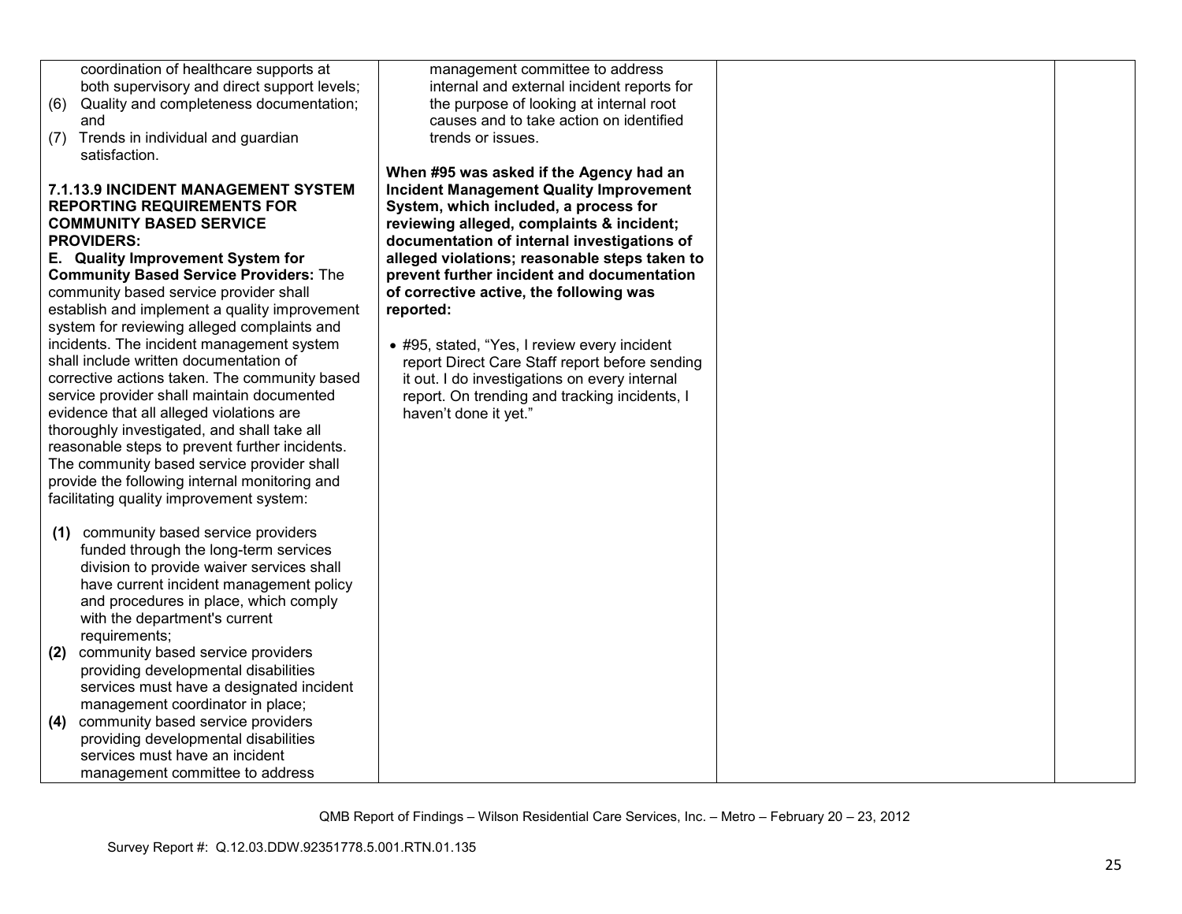| | | | |
|---|---|---|---|
| coordination of healthcare supports at both supervisory and direct support levels;<br>(6) Quality and completeness documentation; and<br>(7) Trends in individual and guardian satisfaction.<br><br>**7.1.13.9 INCIDENT MANAGEMENT SYSTEM REPORTING REQUIREMENTS FOR COMMUNITY BASED SERVICE PROVIDERS:**<br>**E. Quality Improvement System for Community Based Service Providers:** The community based service provider shall establish and implement a quality improvement system for reviewing alleged complaints and incidents. The incident management system shall include written documentation of corrective actions taken. The community based service provider shall maintain documented evidence that all alleged violations are thoroughly investigated, and shall take all reasonable steps to prevent further incidents. The community based service provider shall provide the following internal monitoring and facilitating quality improvement system:<br><br>**(1)** community based service providers funded through the long-term services division to provide waiver services shall have current incident management policy and procedures in place, which comply with the department's current requirements;<br>**(2)** community based service providers providing developmental disabilities services must have a designated incident management coordinator in place;<br>**(4)** community based service providers providing developmental disabilities services must have an incident management committee to address | management committee to address internal and external incident reports for the purpose of looking at internal root causes and to take action on identified trends or issues.<br><br>**When #95 was asked if the Agency had an Incident Management Quality Improvement System, which included, a process for reviewing alleged, complaints & incident; documentation of internal investigations of alleged violations; reasonable steps taken to prevent further incident and documentation of corrective active, the following was reported:**<br><br>• #95, stated, "Yes, I review every incident report Direct Care Staff report before sending it out. I do investigations on every internal report. On trending and tracking incidents, I haven't done it yet." | | |

QMB Report of Findings – Wilson Residential Care Services, Inc. – Metro – February 20 – 23, 2012

Survey Report #: Q.12.03.DDW.92351778.5.001.RTN.01.135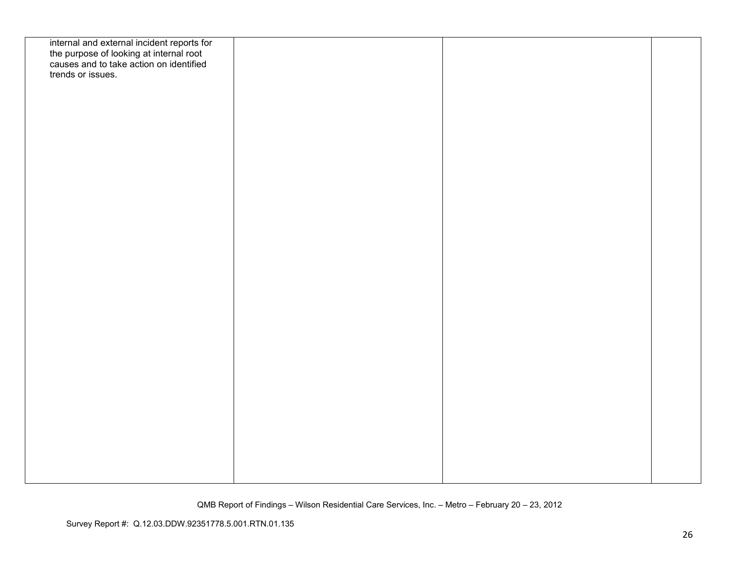| | | | |
|---|---|---|---|
| internal and external incident reports for the purpose of looking at internal root causes and to take action on identified trends or issues. | | | |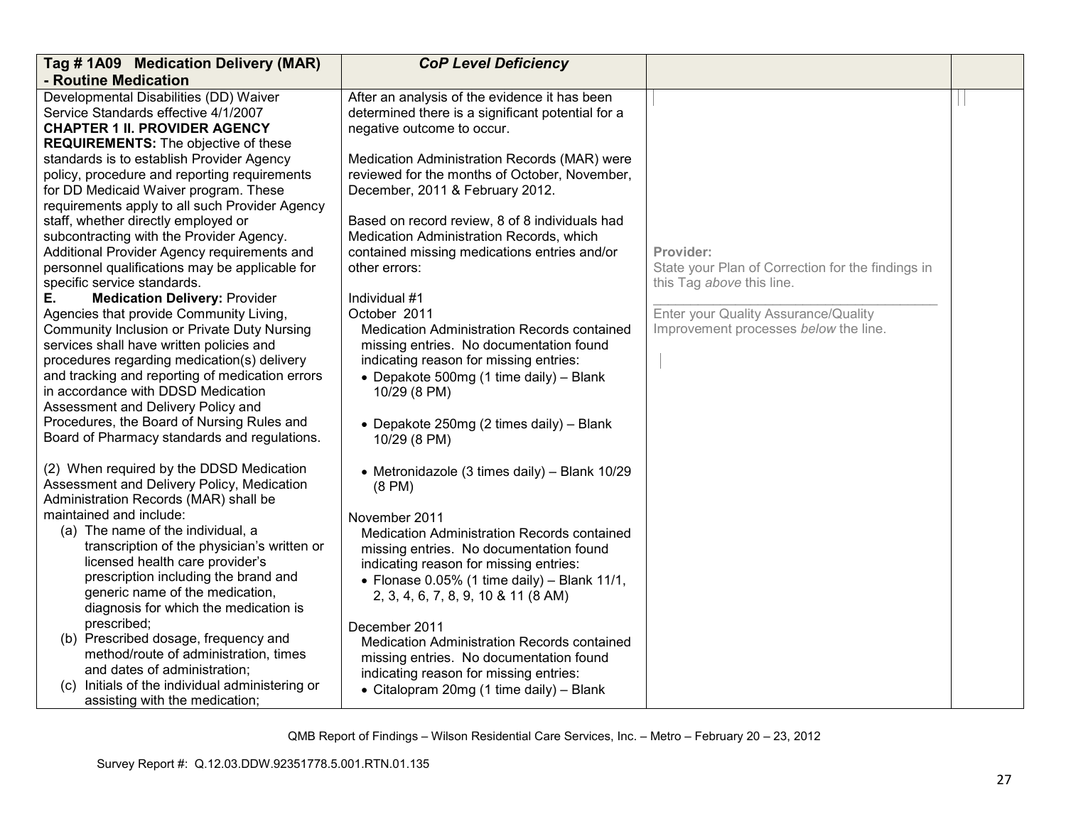| Tag # 1A09 Medication Delivery (MAR) - Routine Medication | *CoP Level Deficiency* | | |
|---|---|---|---|
| Developmental Disabilities (DD) Waiver Service Standards effective 4/1/2007<br>**CHAPTER 1 II. PROVIDER AGENCY REQUIREMENTS:** The objective of these standards is to establish Provider Agency policy, procedure and reporting requirements for DD Medicaid Waiver program. These requirements apply to all such Provider Agency staff, whether directly employed or subcontracting with the Provider Agency. Additional Provider Agency requirements and personnel qualifications may be applicable for specific service standards.<br>**E. Medication Delivery:** Provider Agencies that provide Community Living, Community Inclusion or Private Duty Nursing services shall have written policies and procedures regarding medication(s) delivery and tracking and reporting of medication errors in accordance with DDSD Medication Assessment and Delivery Policy and Procedures, the Board of Nursing Rules and Board of Pharmacy standards and regulations.<br><br>(2) When required by the DDSD Medication Assessment and Delivery Policy, Medication Administration Records (MAR) shall be maintained and include:<br>(a) The name of the individual, a transcription of the physician's written or licensed health care provider's prescription including the brand and generic name of the medication, diagnosis for which the medication is prescribed;<br>(b) Prescribed dosage, frequency and method/route of administration, times and dates of administration;<br>(c) Initials of the individual administering or assisting with the medication; | After an analysis of the evidence it has been determined there is a significant potential for a negative outcome to occur.<br><br>Medication Administration Records (MAR) were reviewed for the months of October, November, December, 2011 & February 2012.<br><br>Based on record review, 8 of 8 individuals had Medication Administration Records, which contained missing medications entries and/or other errors:<br><br>Individual #1<br>October 2011<br>Medication Administration Records contained missing entries. No documentation found indicating reason for missing entries:<br>• Depakote 500mg (1 time daily) – Blank 10/29 (8 PM)<br>• Depakote 250mg (2 times daily) – Blank 10/29 (8 PM)<br>• Metronidazole (3 times daily) – Blank 10/29 (8 PM)<br><br>November 2011<br>Medication Administration Records contained missing entries. No documentation found indicating reason for missing entries:<br>• Flonase 0.05% (1 time daily) – Blank 11/1, 2, 3, 4, 6, 7, 8, 9, 10 & 11 (8 AM)<br><br>December 2011<br>Medication Administration Records contained missing entries. No documentation found indicating reason for missing entries:<br>• Citalopram 20mg (1 time daily) – Blank | Provider:<br>State your Plan of Correction for the findings in this Tag *above* this line.<br>______________________________<br>Enter your Quality Assurance/Quality Improvement processes *below* the line. | |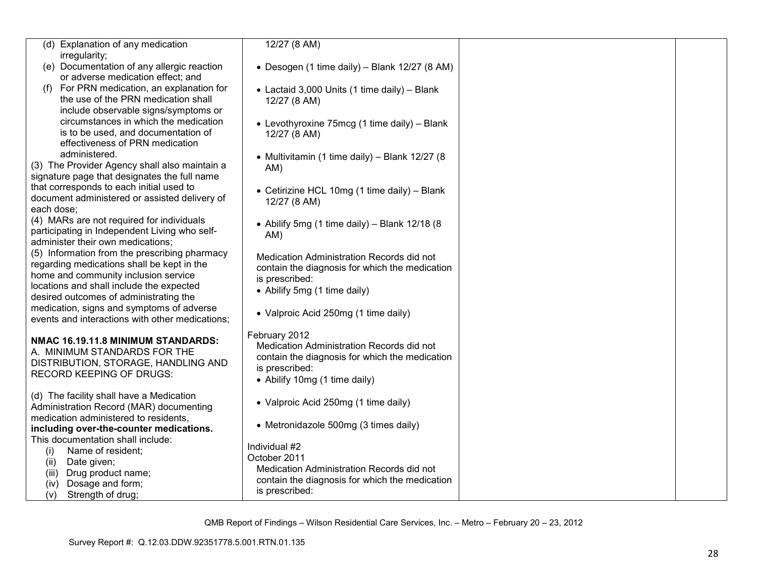| | | | |
|---|---|---|---|
| (d) Explanation of any medication irregularity;<br>(e) Documentation of any allergic reaction or adverse medication effect; and<br>(f) For PRN medication, an explanation for the use of the PRN medication shall include observable signs/symptoms or circumstances in which the medication is to be used, and documentation of effectiveness of PRN medication administered.<br>(3) The Provider Agency shall also maintain a signature page that designates the full name that corresponds to each initial used to document administered or assisted delivery of each dose;<br>(4) MARs are not required for individuals participating in Independent Living who self-administer their own medications;<br>(5) Information from the prescribing pharmacy regarding medications shall be kept in the home and community inclusion service locations and shall include the expected desired outcomes of administrating the medication, signs and symptoms of adverse events and interactions with other medications;<br><br>**NMAC 16.19.11.8 MINIMUM STANDARDS:**<br>A. MINIMUM STANDARDS FOR THE DISTRIBUTION, STORAGE, HANDLING AND RECORD KEEPING OF DRUGS:<br><br>(d) The facility shall have a Medication Administration Record (MAR) documenting medication administered to residents, **including over-the-counter medications.** This documentation shall include:<br>(i) Name of resident;<br>(ii) Date given;<br>(iii) Drug product name;<br>(iv) Dosage and form;<br>(v) Strength of drug; | 12/27 (8 AM)<br><br>• Desogen (1 time daily) – Blank 12/27 (8 AM)<br><br>• Lactaid 3,000 Units (1 time daily) – Blank 12/27 (8 AM)<br><br>• Levothyroxine 75mcg (1 time daily) – Blank 12/27 (8 AM)<br><br>• Multivitamin (1 time daily) – Blank 12/27 (8 AM)<br><br>• Cetirizine HCL 10mg (1 time daily) – Blank 12/27 (8 AM)<br><br>• Abilify 5mg (1 time daily) – Blank 12/18 (8 AM)<br><br>Medication Administration Records did not contain the diagnosis for which the medication is prescribed:<br>• Abilify 5mg (1 time daily)<br><br>• Valproic Acid 250mg (1 time daily)<br><br>February 2012<br>Medication Administration Records did not contain the diagnosis for which the medication is prescribed:<br>• Abilify 10mg (1 time daily)<br><br>• Valproic Acid 250mg (1 time daily)<br><br>• Metronidazole 500mg (3 times daily)<br><br>Individual #2<br>October 2011<br>Medication Administration Records did not contain the diagnosis for which the medication is prescribed: | | |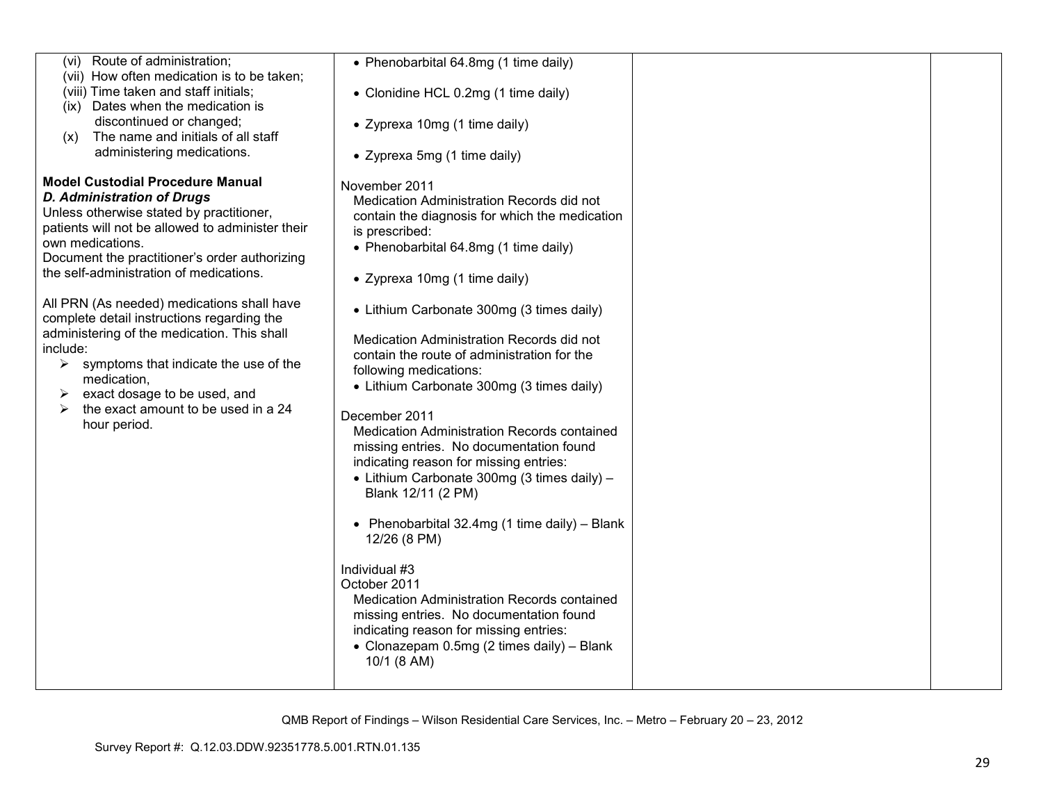| | | | |
|---|---|---|---|
| (vi) Route of administration;<br>(vii) How often medication is to be taken;<br>(viii) Time taken and staff initials;<br>(ix) Dates when the medication is discontinued or changed;<br>(x) The name and initials of all staff administering medications.<br><br>**Model Custodial Procedure Manual**<br>***D. Administration of Drugs***<br>Unless otherwise stated by practitioner, patients will not be allowed to administer their own medications.<br>Document the practitioner's order authorizing the self-administration of medications.<br><br>All PRN (As needed) medications shall have complete detail instructions regarding the administering of the medication. This shall include:<br>➢ symptoms that indicate the use of the medication,<br>➢ exact dosage to be used, and<br>➢ the exact amount to be used in a 24 hour period. | • Phenobarbital 64.8mg (1 time daily)<br><br>• Clonidine HCL 0.2mg (1 time daily)<br><br>• Zyprexa 10mg (1 time daily)<br><br>• Zyprexa 5mg (1 time daily)<br><br>November 2011<br>Medication Administration Records did not contain the diagnosis for which the medication is prescribed:<br>• Phenobarbital 64.8mg (1 time daily)<br><br>• Zyprexa 10mg (1 time daily)<br><br>• Lithium Carbonate 300mg (3 times daily)<br><br>Medication Administration Records did not contain the route of administration for the following medications:<br>• Lithium Carbonate 300mg (3 times daily)<br><br>December 2011<br>Medication Administration Records contained missing entries. No documentation found indicating reason for missing entries:<br>• Lithium Carbonate 300mg (3 times daily) – Blank 12/11 (2 PM)<br><br>• Phenobarbital 32.4mg (1 time daily) – Blank 12/26 (8 PM)<br><br>Individual #3<br>October 2011<br>Medication Administration Records contained missing entries. No documentation found indicating reason for missing entries:<br>• Clonazepam 0.5mg (2 times daily) – Blank 10/1 (8 AM) | | |

QMB Report of Findings – Wilson Residential Care Services, Inc. – Metro – February 20 – 23, 2012

Survey Report #: Q.12.03.DDW.92351778.5.001.RTN.01.135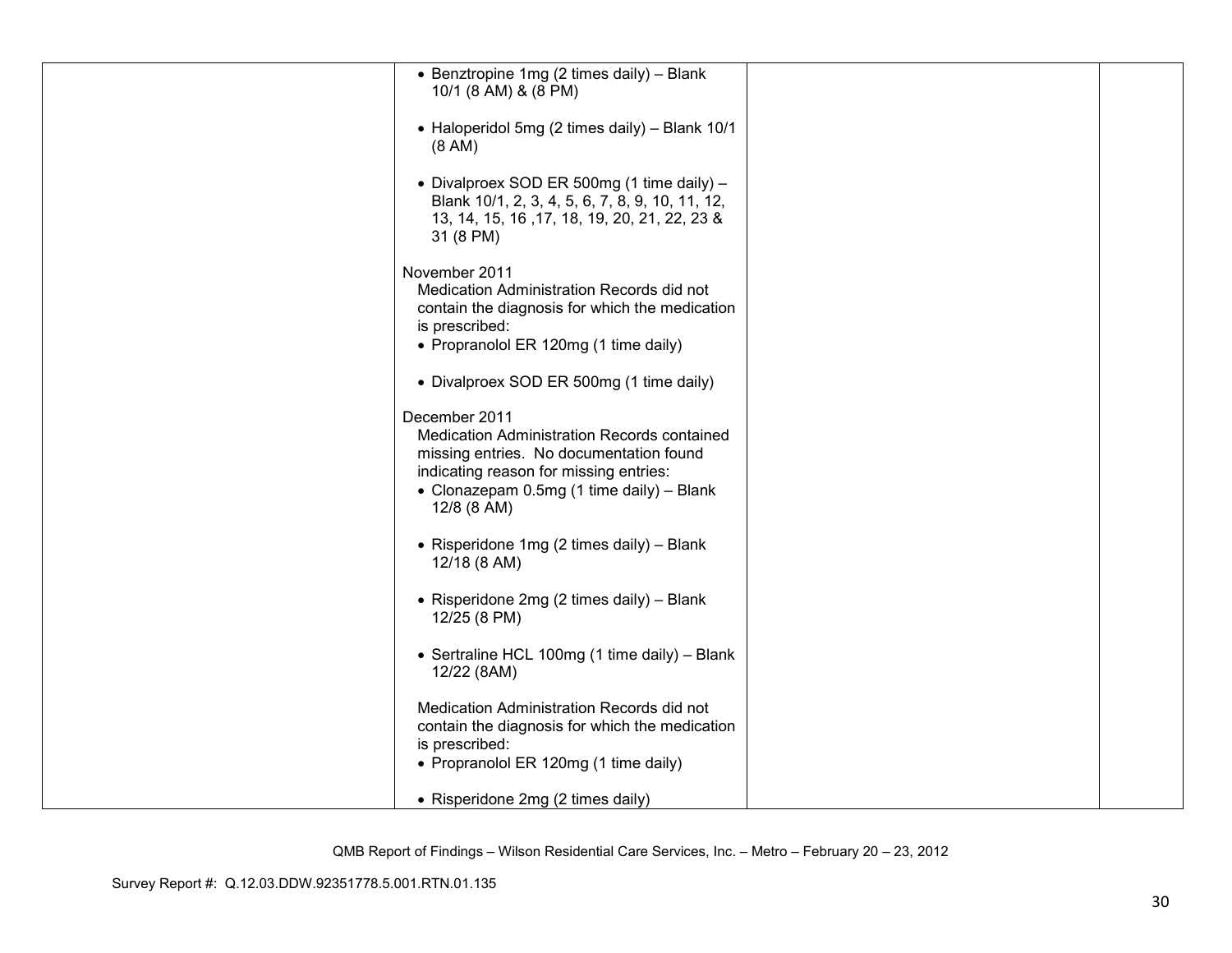| | | | |
|---|---|---|---|
| | • Benztropine 1mg (2 times daily) – Blank 10/1 (8 AM) & (8 PM)<br><br>• Haloperidol 5mg (2 times daily) – Blank 10/1 (8 AM)<br><br>• Divalproex SOD ER 500mg (1 time daily) – Blank 10/1, 2, 3, 4, 5, 6, 7, 8, 9, 10, 11, 12, 13, 14, 15, 16 ,17, 18, 19, 20, 21, 22, 23 & 31 (8 PM)<br><br>November 2011<br>Medication Administration Records did not contain the diagnosis for which the medication is prescribed:<br>• Propranolol ER 120mg (1 time daily)<br><br>• Divalproex SOD ER 500mg (1 time daily)<br><br>December 2011<br>Medication Administration Records contained missing entries. No documentation found indicating reason for missing entries:<br>• Clonazepam 0.5mg (1 time daily) – Blank 12/8 (8 AM)<br><br>• Risperidone 1mg (2 times daily) – Blank 12/18 (8 AM)<br><br>• Risperidone 2mg (2 times daily) – Blank 12/25 (8 PM)<br><br>• Sertraline HCL 100mg (1 time daily) – Blank 12/22 (8AM)<br><br>Medication Administration Records did not contain the diagnosis for which the medication is prescribed:<br>• Propranolol ER 120mg (1 time daily)<br><br>• Risperidone 2mg (2 times daily) | | |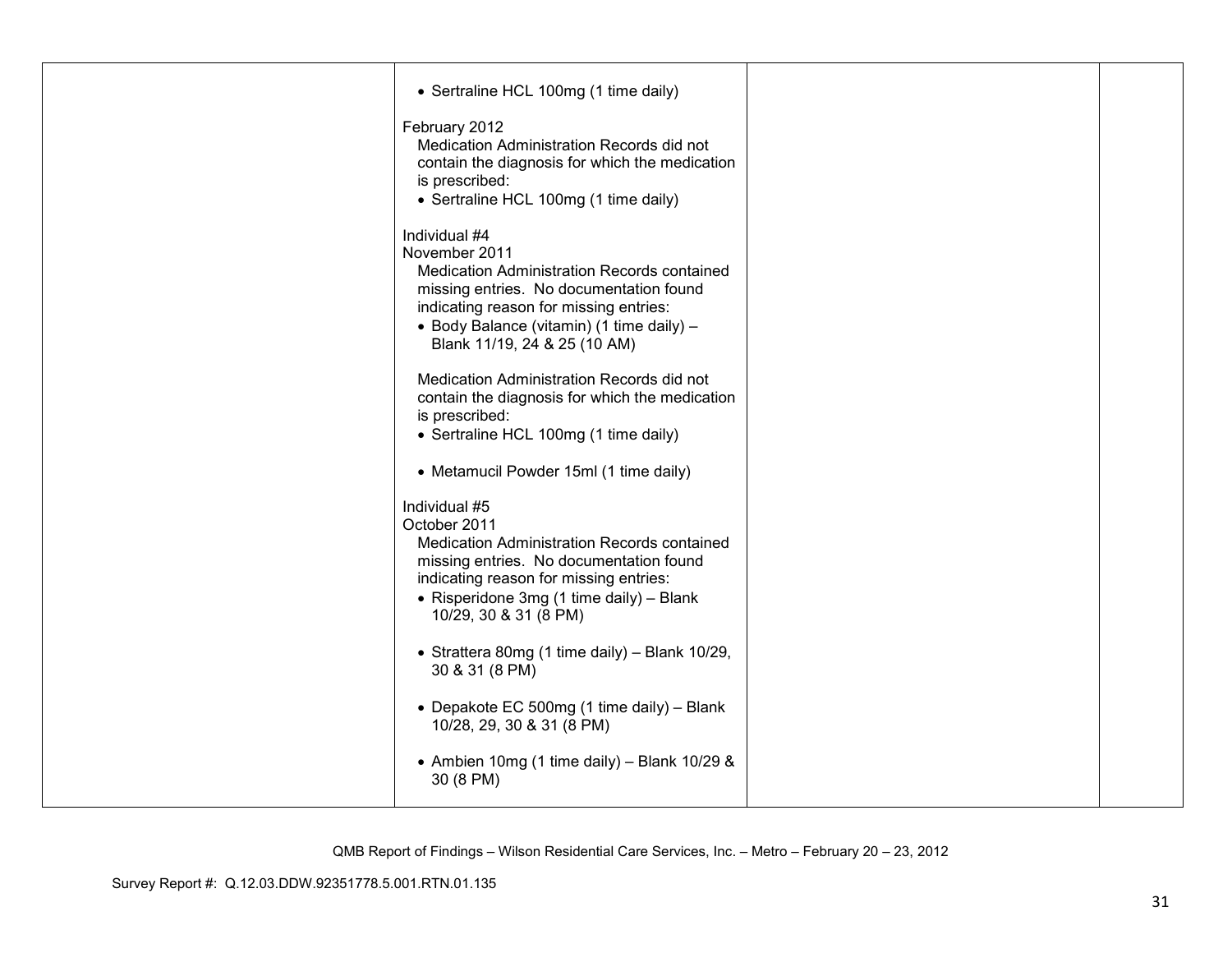| | | | |
|---|---|---|---|
| | • Sertraline HCL 100mg (1 time daily)<br><br>February 2012<br>Medication Administration Records did not contain the diagnosis for which the medication is prescribed:<br>• Sertraline HCL 100mg (1 time daily)<br><br>Individual #4<br>November 2011<br>Medication Administration Records contained missing entries. No documentation found indicating reason for missing entries:<br>• Body Balance (vitamin) (1 time daily) – Blank 11/19, 24 & 25 (10 AM)<br><br>Medication Administration Records did not contain the diagnosis for which the medication is prescribed:<br>• Sertraline HCL 100mg (1 time daily)<br><br>• Metamucil Powder 15ml (1 time daily)<br><br>Individual #5<br>October 2011<br>Medication Administration Records contained missing entries. No documentation found indicating reason for missing entries:<br>• Risperidone 3mg (1 time daily) – Blank 10/29, 30 & 31 (8 PM)<br><br>• Strattera 80mg (1 time daily) – Blank 10/29, 30 & 31 (8 PM)<br><br>• Depakote EC 500mg (1 time daily) – Blank 10/28, 29, 30 & 31 (8 PM)<br><br>• Ambien 10mg (1 time daily) – Blank 10/29 & 30 (8 PM) | | |

QMB Report of Findings – Wilson Residential Care Services, Inc. – Metro – February 20 – 23, 2012

Survey Report #: Q.12.03.DDW.92351778.5.001.RTN.01.135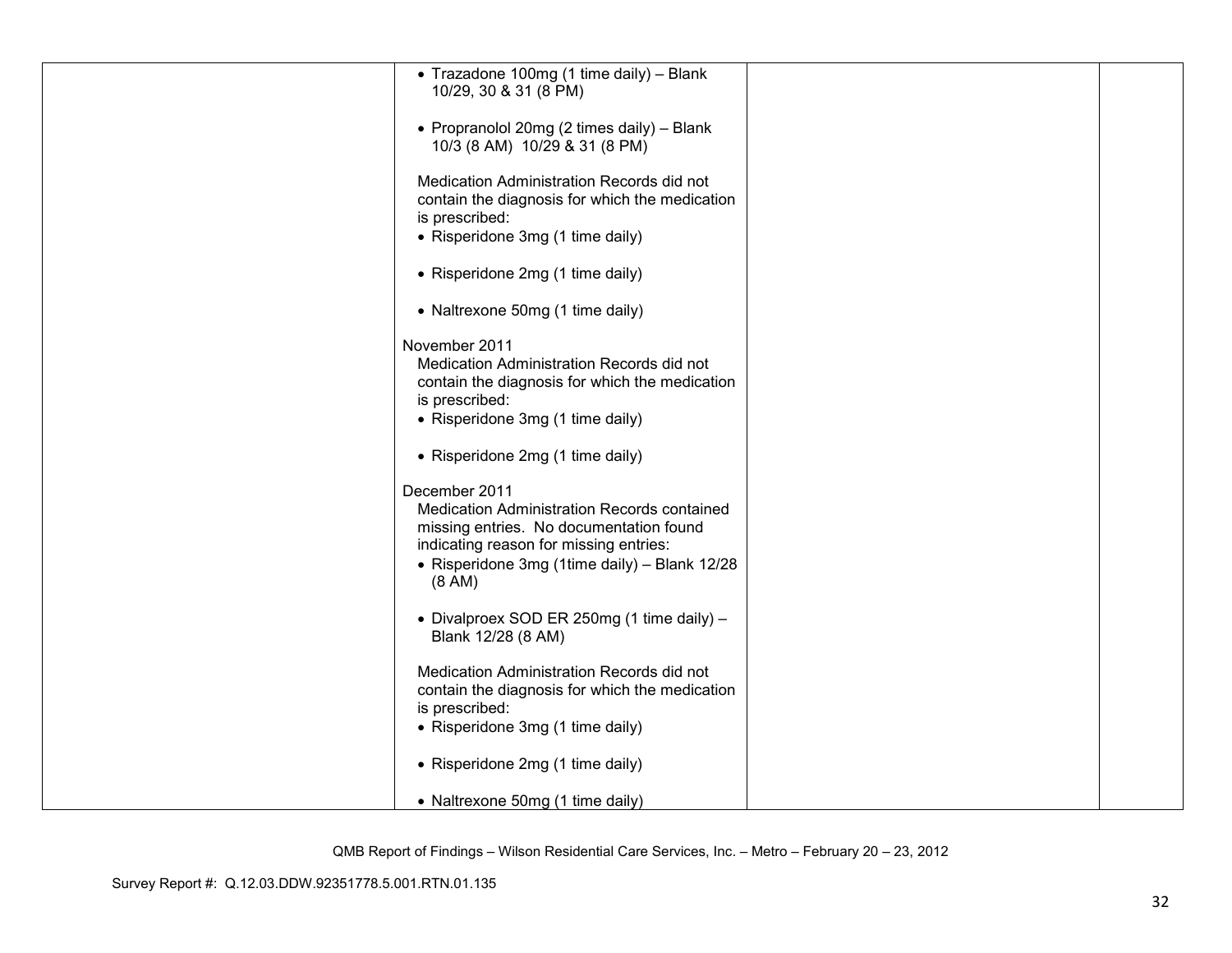| | | | |
|---|---|---|---|
| | • Trazadone 100mg (1 time daily) – Blank 10/29, 30 & 31 (8 PM)<br><br>• Propranolol 20mg (2 times daily) – Blank 10/3 (8 AM) 10/29 & 31 (8 PM)<br><br>Medication Administration Records did not contain the diagnosis for which the medication is prescribed:<br>• Risperidone 3mg (1 time daily)<br><br>• Risperidone 2mg (1 time daily)<br><br>• Naltrexone 50mg (1 time daily)<br><br>November 2011<br>Medication Administration Records did not contain the diagnosis for which the medication is prescribed:<br>• Risperidone 3mg (1 time daily)<br><br>• Risperidone 2mg (1 time daily)<br><br>December 2011<br>Medication Administration Records contained missing entries. No documentation found indicating reason for missing entries:<br>• Risperidone 3mg (1time daily) – Blank 12/28 (8 AM)<br><br>• Divalproex SOD ER 250mg (1 time daily) – Blank 12/28 (8 AM)<br><br>Medication Administration Records did not contain the diagnosis for which the medication is prescribed:<br>• Risperidone 3mg (1 time daily)<br><br>• Risperidone 2mg (1 time daily)<br><br>• Naltrexone 50mg (1 time daily) | | |

QMB Report of Findings – Wilson Residential Care Services, Inc. – Metro – February 20 – 23, 2012

Survey Report #: Q.12.03.DDW.92351778.5.001.RTN.01.135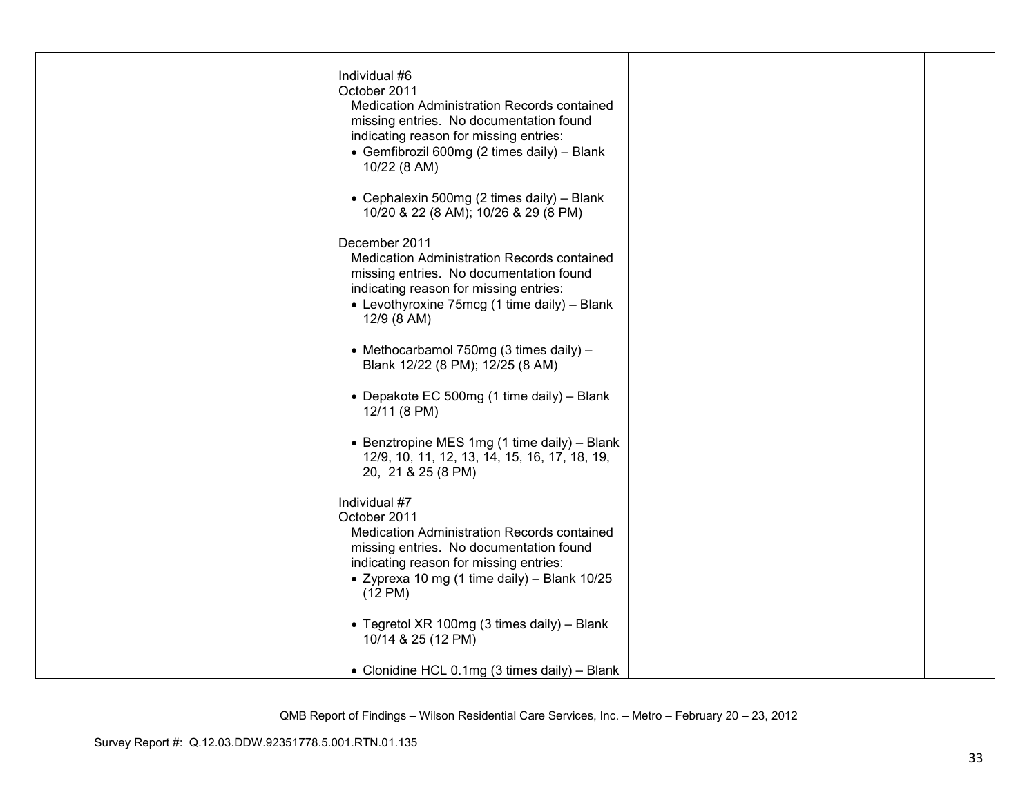| | | | |
|---|---|---|---|
| | Individual #6<br>October 2011<br>Medication Administration Records contained missing entries. No documentation found indicating reason for missing entries:<br>• Gemfibrozil 600mg (2 times daily) – Blank 10/22 (8 AM)<br><br>• Cephalexin 500mg (2 times daily) – Blank 10/20 & 22 (8 AM); 10/26 & 29 (8 PM)<br><br>December 2011<br>Medication Administration Records contained missing entries. No documentation found indicating reason for missing entries:<br>• Levothyroxine 75mcg (1 time daily) – Blank 12/9 (8 AM)<br><br>• Methocarbamol 750mg (3 times daily) – Blank 12/22 (8 PM); 12/25 (8 AM)<br><br>• Depakote EC 500mg (1 time daily) – Blank 12/11 (8 PM)<br><br>• Benztropine MES 1mg (1 time daily) – Blank 12/9, 10, 11, 12, 13, 14, 15, 16, 17, 18, 19, 20, 21 & 25 (8 PM)<br><br>Individual #7<br>October 2011<br>Medication Administration Records contained missing entries. No documentation found indicating reason for missing entries:<br>• Zyprexa 10 mg (1 time daily) – Blank 10/25 (12 PM)<br><br>• Tegretol XR 100mg (3 times daily) – Blank 10/14 & 25 (12 PM)<br><br>• Clonidine HCL 0.1mg (3 times daily) – Blank | | |

QMB Report of Findings – Wilson Residential Care Services, Inc. – Metro – February 20 – 23, 2012

Survey Report #: Q.12.03.DDW.92351778.5.001.RTN.01.135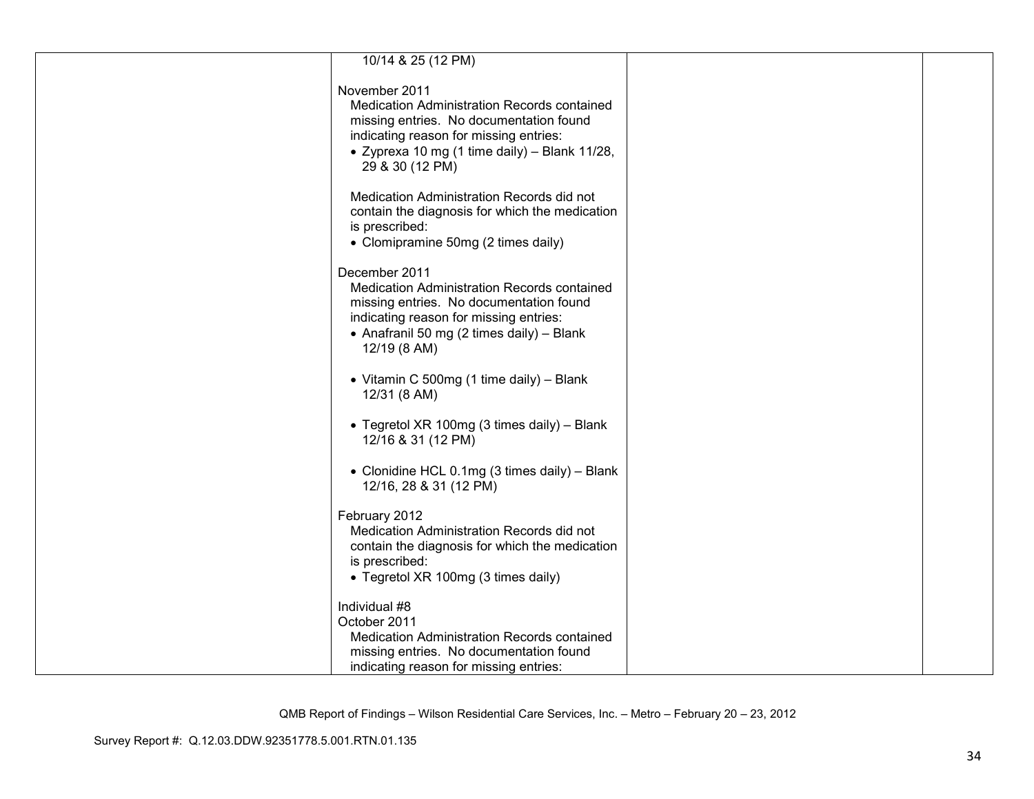| | | | |
|---|---|---|---|
| | 10/14 & 25 (12 PM)<br><br>November 2011<br>Medication Administration Records contained missing entries. No documentation found indicating reason for missing entries:<br>• Zyprexa 10 mg (1 time daily) – Blank 11/28, 29 & 30 (12 PM)<br><br>Medication Administration Records did not contain the diagnosis for which the medication is prescribed:<br>• Clomipramine 50mg (2 times daily)<br><br>December 2011<br>Medication Administration Records contained missing entries. No documentation found indicating reason for missing entries:<br>• Anafranil 50 mg (2 times daily) – Blank 12/19 (8 AM)<br><br>• Vitamin C 500mg (1 time daily) – Blank 12/31 (8 AM)<br><br>• Tegretol XR 100mg (3 times daily) – Blank 12/16 & 31 (12 PM)<br><br>• Clonidine HCL 0.1mg (3 times daily) – Blank 12/16, 28 & 31 (12 PM)<br><br>February 2012<br>Medication Administration Records did not contain the diagnosis for which the medication is prescribed:<br>• Tegretol XR 100mg (3 times daily)<br><br>Individual #8<br>October 2011<br>Medication Administration Records contained missing entries. No documentation found indicating reason for missing entries: | | |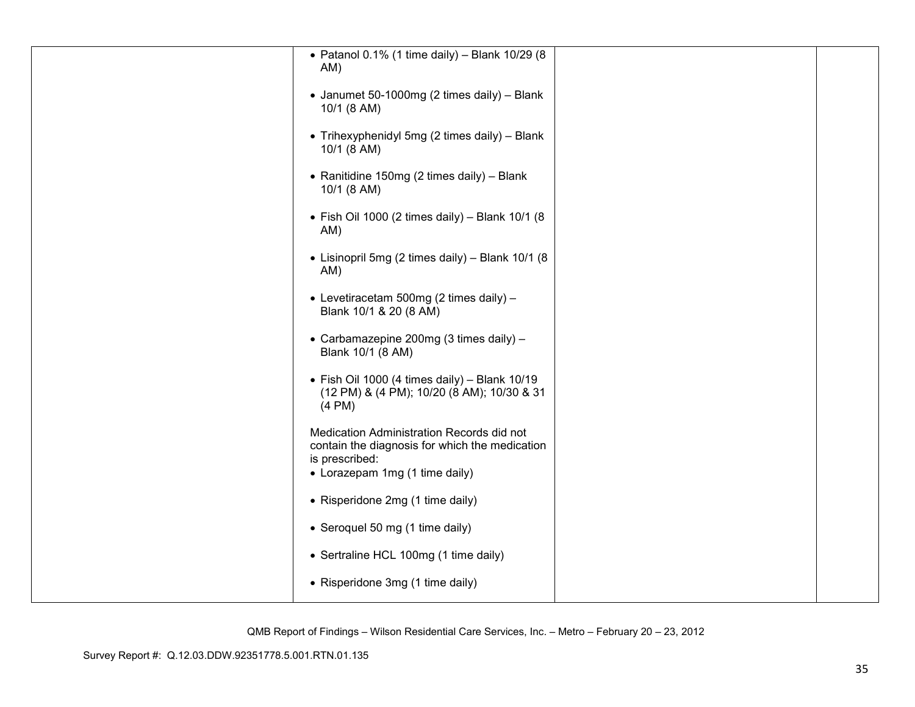|  |  |  |  |
|---|---|---|---|
|  | • Patanol 0.1% (1 time daily) – Blank 10/29 (8 AM)<br><br>• Janumet 50-1000mg (2 times daily) – Blank 10/1 (8 AM)<br><br>• Trihexyphenidyl 5mg (2 times daily) – Blank 10/1 (8 AM)<br><br>• Ranitidine 150mg (2 times daily) – Blank 10/1 (8 AM)<br><br>• Fish Oil 1000 (2 times daily) – Blank 10/1 (8 AM)<br><br>• Lisinopril 5mg (2 times daily) – Blank 10/1 (8 AM)<br><br>• Levetiracetam 500mg (2 times daily) – Blank 10/1 & 20 (8 AM)<br><br>• Carbamazepine 200mg (3 times daily) – Blank 10/1 (8 AM)<br><br>• Fish Oil 1000 (4 times daily) – Blank 10/19 (12 PM) & (4 PM); 10/20 (8 AM); 10/30 & 31 (4 PM)<br><br>Medication Administration Records did not contain the diagnosis for which the medication is prescribed:<br>• Lorazepam 1mg (1 time daily)<br><br>• Risperidone 2mg (1 time daily)<br><br>• Seroquel 50 mg (1 time daily)<br><br>• Sertraline HCL 100mg (1 time daily)<br><br>• Risperidone 3mg (1 time daily) |  |  |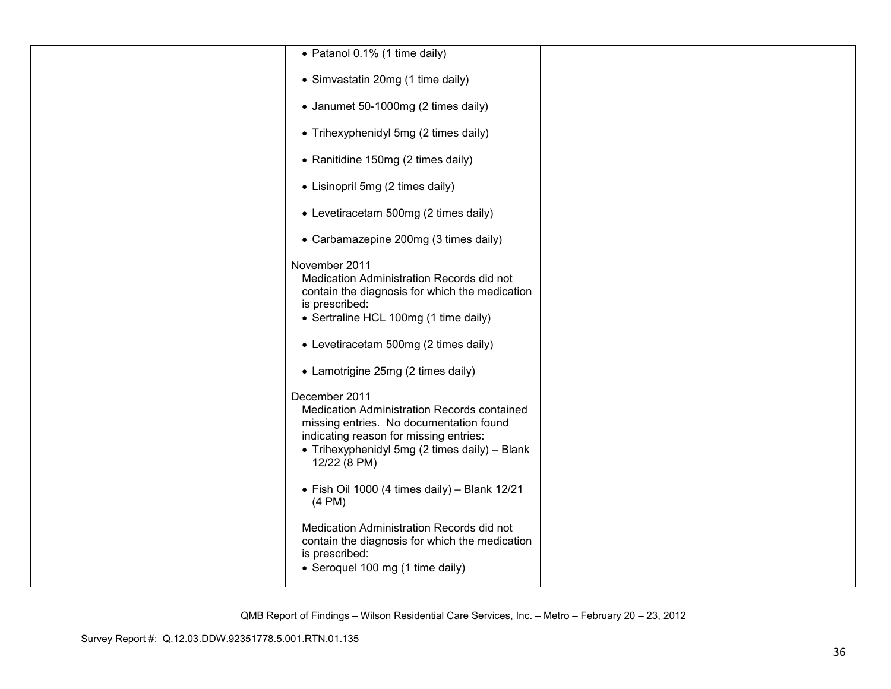| | | | |
|---|---|---|---|
| | • Patanol 0.1% (1 time daily)<br><br>• Simvastatin 20mg (1 time daily)<br><br>• Janumet 50-1000mg (2 times daily)<br><br>• Trihexyphenidyl 5mg (2 times daily)<br><br>• Ranitidine 150mg (2 times daily)<br><br>• Lisinopril 5mg (2 times daily)<br><br>• Levetiracetam 500mg (2 times daily)<br><br>• Carbamazepine 200mg (3 times daily)<br><br>November 2011<br>Medication Administration Records did not contain the diagnosis for which the medication is prescribed:<br>• Sertraline HCL 100mg (1 time daily)<br><br>• Levetiracetam 500mg (2 times daily)<br><br>• Lamotrigine 25mg (2 times daily)<br><br>December 2011<br>Medication Administration Records contained missing entries. No documentation found indicating reason for missing entries:<br>• Trihexyphenidyl 5mg (2 times daily) – Blank 12/22 (8 PM)<br><br>• Fish Oil 1000 (4 times daily) – Blank 12/21 (4 PM)<br><br>Medication Administration Records did not contain the diagnosis for which the medication is prescribed:<br>• Seroquel 100 mg (1 time daily) | | |

QMB Report of Findings – Wilson Residential Care Services, Inc. – Metro – February 20 – 23, 2012

Survey Report #: Q.12.03.DDW.92351778.5.001.RTN.01.135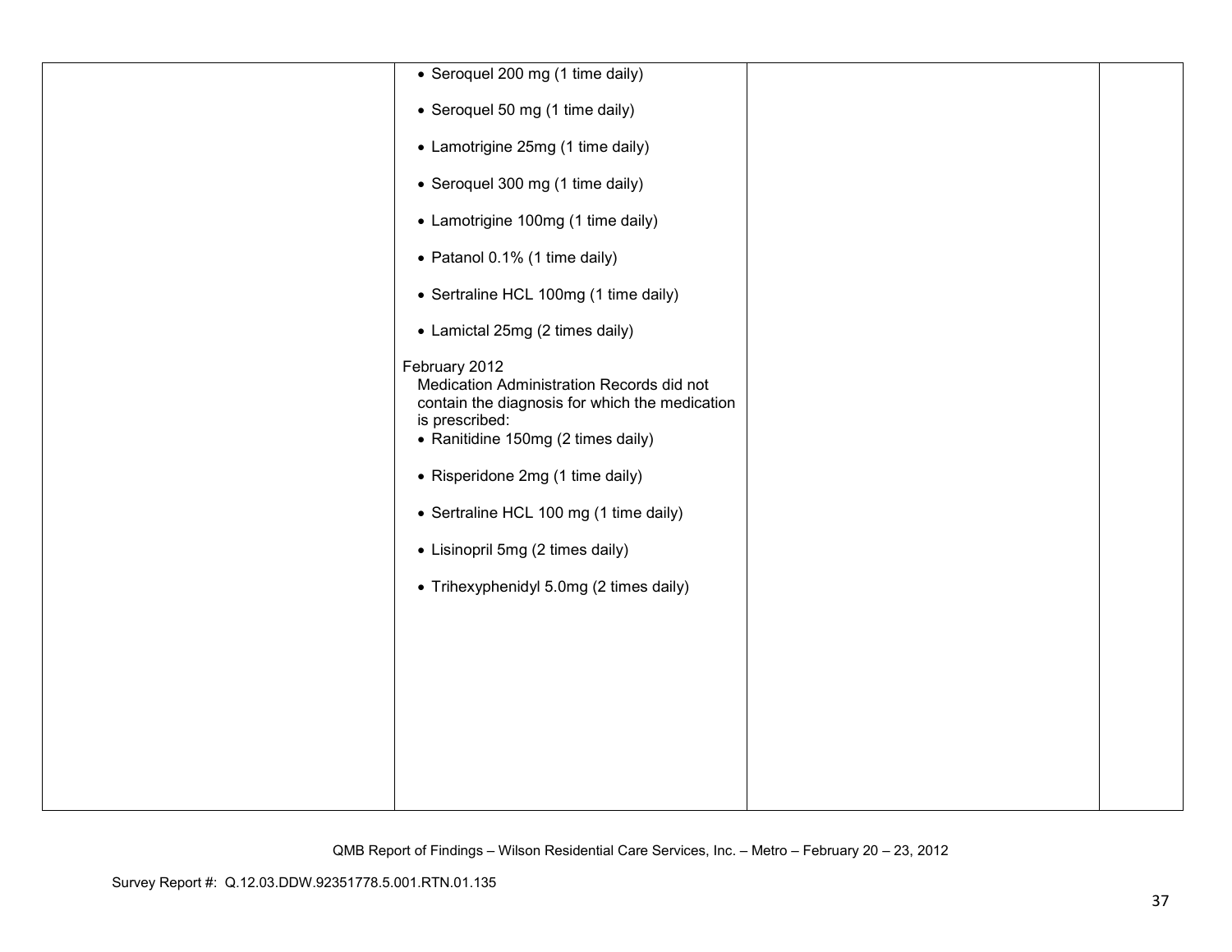| | | | |
|---|---|---|---|
| | • Seroquel 200 mg (1 time daily)<br><br>• Seroquel 50 mg (1 time daily)<br><br>• Lamotrigine 25mg (1 time daily)<br><br>• Seroquel 300 mg (1 time daily)<br><br>• Lamotrigine 100mg (1 time daily)<br><br>• Patanol 0.1% (1 time daily)<br><br>• Sertraline HCL 100mg (1 time daily)<br><br>• Lamictal 25mg (2 times daily)<br><br>February 2012<br>Medication Administration Records did not contain the diagnosis for which the medication is prescribed:<br>• Ranitidine 150mg (2 times daily)<br><br>• Risperidone 2mg (1 time daily)<br><br>• Sertraline HCL 100 mg (1 time daily)<br><br>• Lisinopril 5mg (2 times daily)<br><br>• Trihexyphenidyl 5.0mg (2 times daily) | | |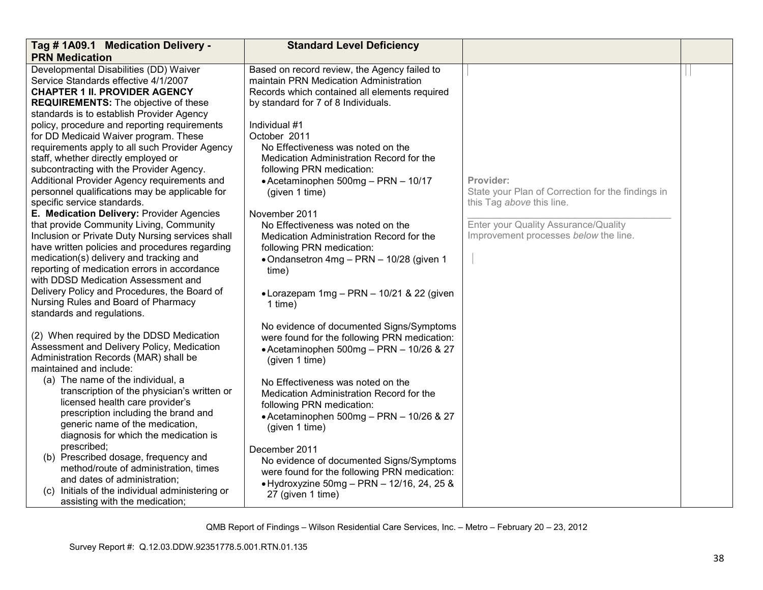| Tag # 1A09.1 Medication Delivery - PRN Medication | Standard Level Deficiency | | |
|---|---|---|---|
| Developmental Disabilities (DD) Waiver Service Standards effective 4/1/2007<br>**CHAPTER 1 II. PROVIDER AGENCY REQUIREMENTS:** The objective of these standards is to establish Provider Agency policy, procedure and reporting requirements for DD Medicaid Waiver program. These requirements apply to all such Provider Agency staff, whether directly employed or subcontracting with the Provider Agency. Additional Provider Agency requirements and personnel qualifications may be applicable for specific service standards.<br>**E. Medication Delivery:** Provider Agencies that provide Community Living, Community Inclusion or Private Duty Nursing services shall have written policies and procedures regarding medication(s) delivery and tracking and reporting of medication errors in accordance with DDSD Medication Assessment and Delivery Policy and Procedures, the Board of Nursing Rules and Board of Pharmacy standards and regulations.<br><br>(2) When required by the DDSD Medication Assessment and Delivery Policy, Medication Administration Records (MAR) shall be maintained and include:<br>(a) The name of the individual, a transcription of the physician's written or licensed health care provider's prescription including the brand and generic name of the medication, diagnosis for which the medication is prescribed;<br>(b) Prescribed dosage, frequency and method/route of administration, times and dates of administration;<br>(c) Initials of the individual administering or assisting with the medication; | Based on record review, the Agency failed to maintain PRN Medication Administration Records which contained all elements required by standard for 7 of 8 Individuals.<br><br>Individual #1<br>October 2011<br>No Effectiveness was noted on the Medication Administration Record for the following PRN medication:<br>• Acetaminophen 500mg – PRN – 10/17 (given 1 time)<br><br>November 2011<br>No Effectiveness was noted on the Medication Administration Record for the following PRN medication:<br>• Ondansetron 4mg – PRN – 10/28 (given 1 time)<br><br>• Lorazepam 1mg – PRN – 10/21 & 22 (given 1 time)<br><br>No evidence of documented Signs/Symptoms were found for the following PRN medication:<br>• Acetaminophen 500mg – PRN – 10/26 & 27 (given 1 time)<br><br>No Effectiveness was noted on the Medication Administration Record for the following PRN medication:<br>• Acetaminophen 500mg – PRN – 10/26 & 27 (given 1 time)<br><br>December 2011<br>No evidence of documented Signs/Symptoms were found for the following PRN medication:<br>• Hydroxyzine 50mg – PRN – 12/16, 24, 25 & 27 (given 1 time) | **Provider:**<br>State your Plan of Correction for the findings in this Tag *above* this line.<br>\_\_\_\_\_\_\_\_\_\_\_\_\_\_\_\_\_\_\_\_\_\_\_\_\_\_\_\_\_\_\_\_\_\_\_\_\_\_<br>Enter your Quality Assurance/Quality Improvement processes *below* the line. | |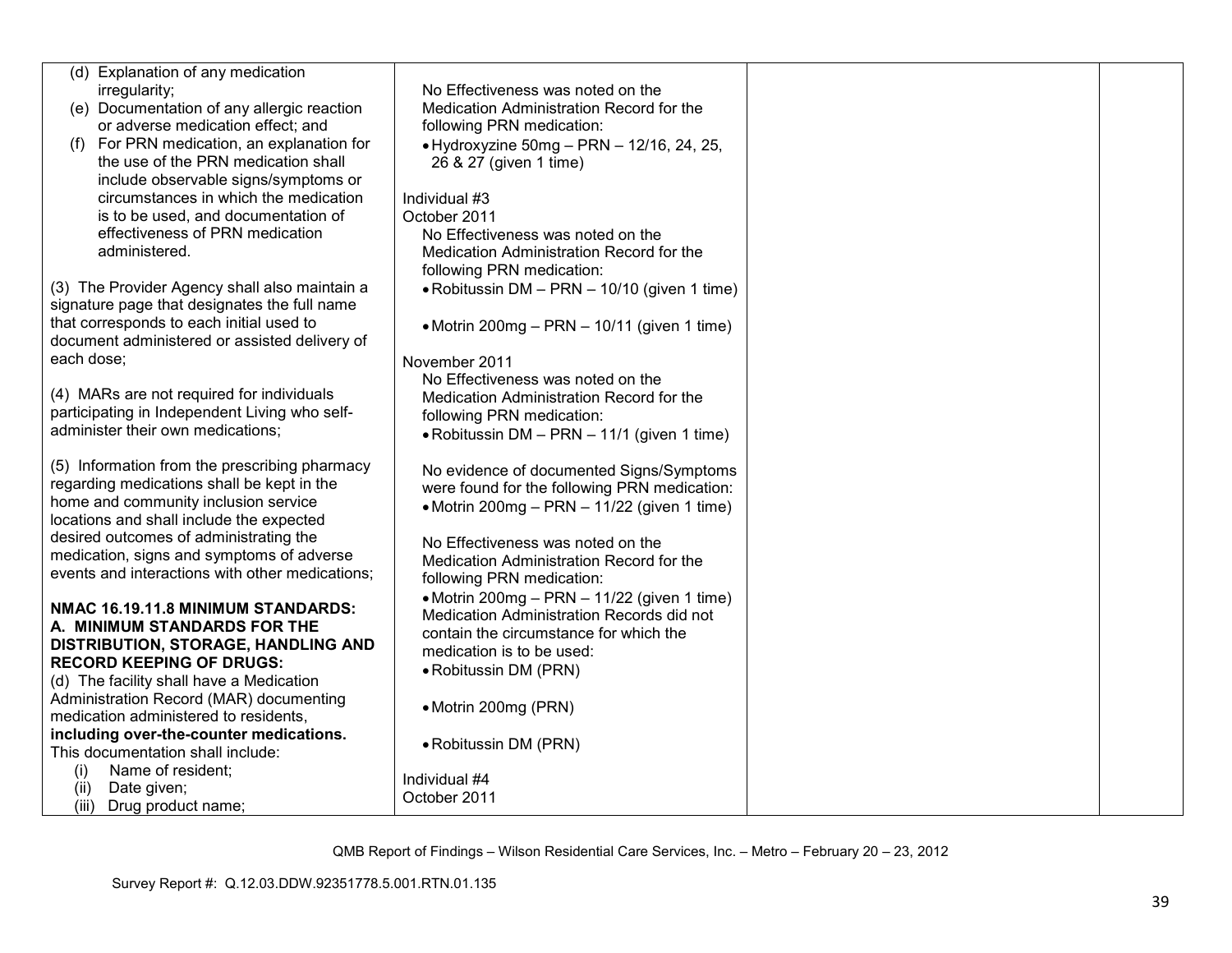| | | | |
|---|---|---|---|
| (d) Explanation of any medication irregularity;<br>(e) Documentation of any allergic reaction or adverse medication effect; and<br>(f) For PRN medication, an explanation for the use of the PRN medication shall include observable signs/symptoms or circumstances in which the medication is to be used, and documentation of effectiveness of PRN medication administered.<br><br>(3) The Provider Agency shall also maintain a signature page that designates the full name that corresponds to each initial used to document administered or assisted delivery of each dose;<br><br>(4) MARs are not required for individuals participating in Independent Living who self-administer their own medications;<br><br>(5) Information from the prescribing pharmacy regarding medications shall be kept in the home and community inclusion service locations and shall include the expected desired outcomes of administrating the medication, signs and symptoms of adverse events and interactions with other medications;<br><br>**NMAC 16.19.11.8 MINIMUM STANDARDS: A. MINIMUM STANDARDS FOR THE DISTRIBUTION, STORAGE, HANDLING AND RECORD KEEPING OF DRUGS:**<br>(d) The facility shall have a Medication Administration Record (MAR) documenting medication administered to residents, **including over-the-counter medications.** This documentation shall include:<br>(i) Name of resident;<br>(ii) Date given;<br>(iii) Drug product name; | No Effectiveness was noted on the Medication Administration Record for the following PRN medication:<br>• Hydroxyzine 50mg – PRN – 12/16, 24, 25, 26 & 27 (given 1 time)<br><br>Individual #3<br>October 2011<br>No Effectiveness was noted on the Medication Administration Record for the following PRN medication:<br>• Robitussin DM – PRN – 10/10 (given 1 time)<br><br>• Motrin 200mg – PRN – 10/11 (given 1 time)<br><br>November 2011<br>No Effectiveness was noted on the Medication Administration Record for the following PRN medication:<br>• Robitussin DM – PRN – 11/1 (given 1 time)<br><br>No evidence of documented Signs/Symptoms were found for the following PRN medication:<br>• Motrin 200mg – PRN – 11/22 (given 1 time)<br><br>No Effectiveness was noted on the Medication Administration Record for the following PRN medication:<br>• Motrin 200mg – PRN – 11/22 (given 1 time)<br>Medication Administration Records did not contain the circumstance for which the medication is to be used:<br>• Robitussin DM (PRN)<br><br>• Motrin 200mg (PRN)<br><br>• Robitussin DM (PRN)<br><br>Individual #4<br>October 2011 | | |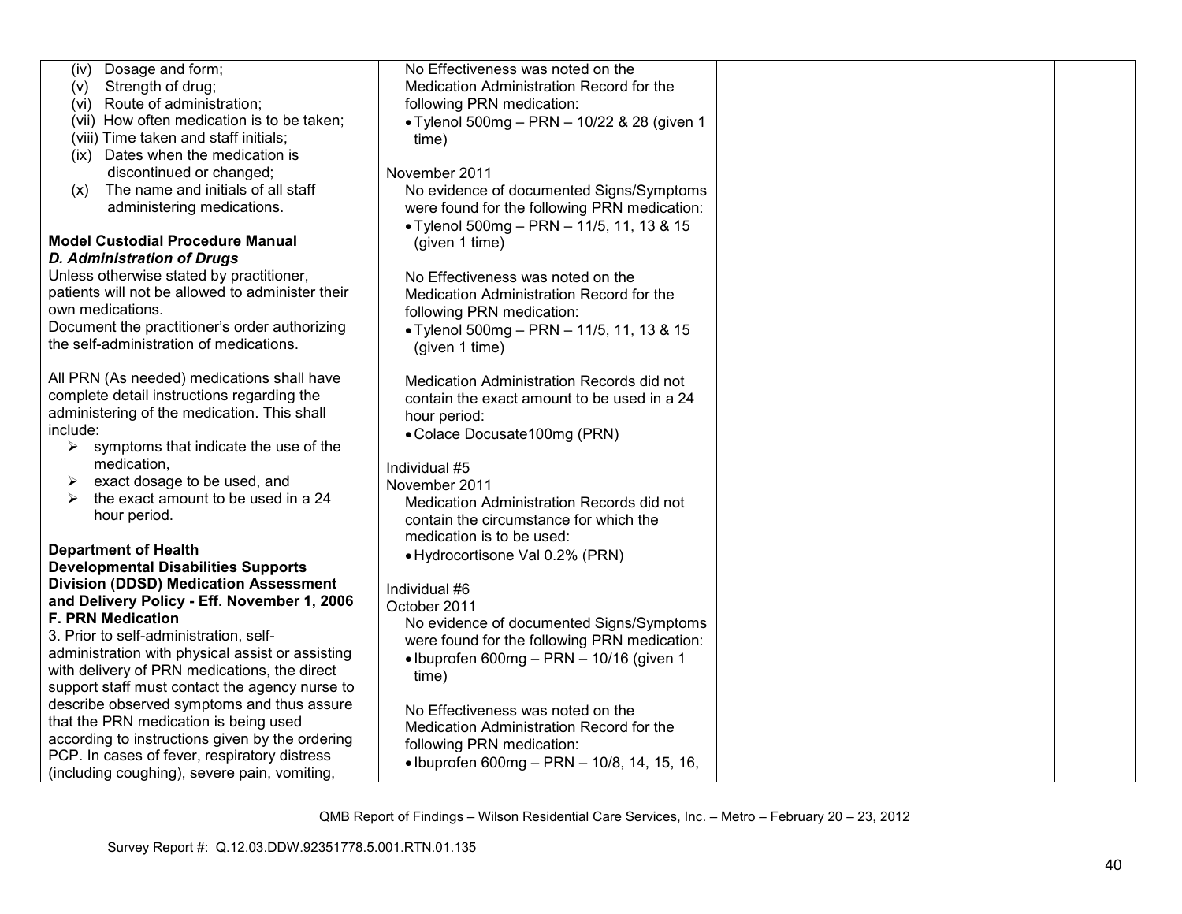| | | | |
|---|---|---|---|
| (iv) Dosage and form;<br>(v) Strength of drug;<br>(vi) Route of administration;<br>(vii) How often medication is to be taken;<br>(viii) Time taken and staff initials;<br>(ix) Dates when the medication is discontinued or changed;<br>(x) The name and initials of all staff administering medications.<br><br>**Model Custodial Procedure Manual**<br>***D. Administration of Drugs***<br>Unless otherwise stated by practitioner, patients will not be allowed to administer their own medications.<br>Document the practitioner's order authorizing the self-administration of medications.<br><br>All PRN (As needed) medications shall have complete detail instructions regarding the administering of the medication. This shall include:<br>➢ symptoms that indicate the use of the medication,<br>➢ exact dosage to be used, and<br>➢ the exact amount to be used in a 24 hour period.<br><br>**Department of Health Developmental Disabilities Supports Division (DDSD) Medication Assessment and Delivery Policy - Eff. November 1, 2006**<br>**F. PRN Medication**<br>3. Prior to self-administration, self-administration with physical assist or assisting with delivery of PRN medications, the direct support staff must contact the agency nurse to describe observed symptoms and thus assure that the PRN medication is being used according to instructions given by the ordering PCP. In cases of fever, respiratory distress (including coughing), severe pain, vomiting, | No Effectiveness was noted on the Medication Administration Record for the following PRN medication:<br>• Tylenol 500mg – PRN – 10/22 & 28 (given 1 time)<br><br>November 2011<br>No evidence of documented Signs/Symptoms were found for the following PRN medication:<br>• Tylenol 500mg – PRN – 11/5, 11, 13 & 15 (given 1 time)<br><br>No Effectiveness was noted on the Medication Administration Record for the following PRN medication:<br>• Tylenol 500mg – PRN – 11/5, 11, 13 & 15 (given 1 time)<br><br>Medication Administration Records did not contain the exact amount to be used in a 24 hour period:<br>• Colace Docusate100mg (PRN)<br><br>Individual #5<br>November 2011<br>Medication Administration Records did not contain the circumstance for which the medication is to be used:<br>• Hydrocortisone Val 0.2% (PRN)<br><br>Individual #6<br>October 2011<br>No evidence of documented Signs/Symptoms were found for the following PRN medication:<br>• Ibuprofen 600mg – PRN – 10/16 (given 1 time)<br><br>No Effectiveness was noted on the Medication Administration Record for the following PRN medication:<br>• Ibuprofen 600mg – PRN – 10/8, 14, 15, 16, | | |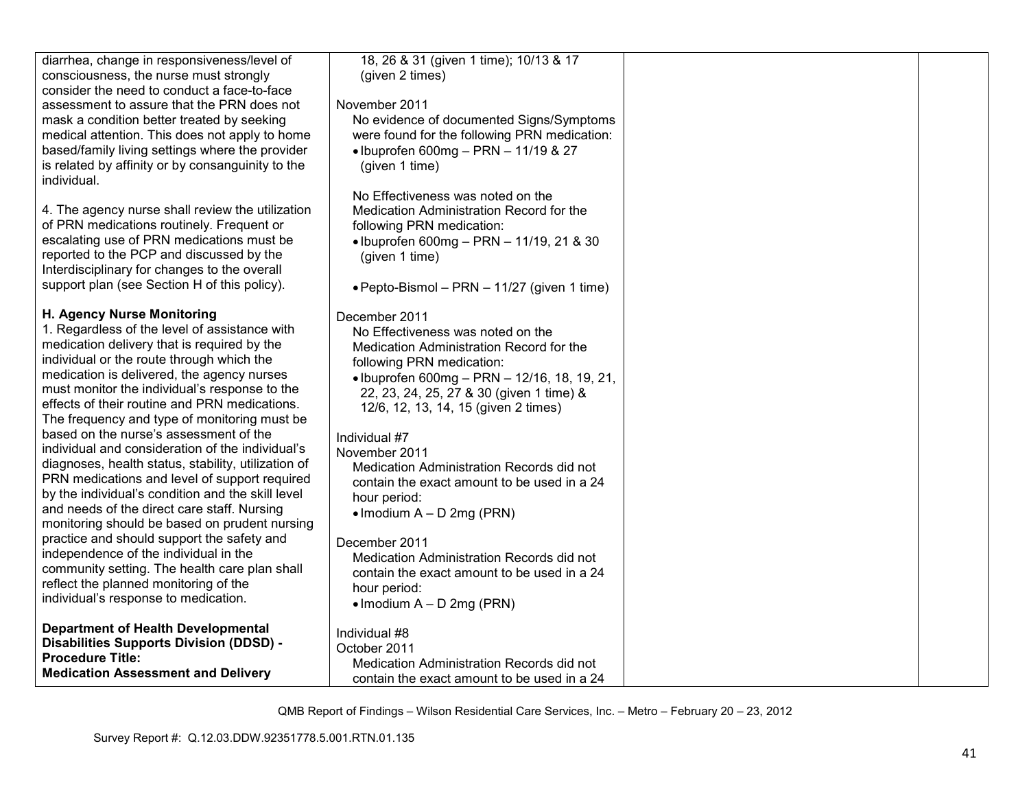| | | | |
|---|---|---|---|
| diarrhea, change in responsiveness/level of consciousness, the nurse must strongly consider the need to conduct a face-to-face assessment to assure that the PRN does not mask a condition better treated by seeking medical attention. This does not apply to home based/family living settings where the provider is related by affinity or by consanguinity to the individual.<br><br>4. The agency nurse shall review the utilization of PRN medications routinely. Frequent or escalating use of PRN medications must be reported to the PCP and discussed by the Interdisciplinary for changes to the overall support plan (see Section H of this policy).<br><br>**H. Agency Nurse Monitoring**<br>1. Regardless of the level of assistance with medication delivery that is required by the individual or the route through which the medication is delivered, the agency nurses must monitor the individual's response to the effects of their routine and PRN medications. The frequency and type of monitoring must be based on the nurse's assessment of the individual and consideration of the individual's diagnoses, health status, stability, utilization of PRN medications and level of support required by the individual's condition and the skill level and needs of the direct care staff. Nursing monitoring should be based on prudent nursing practice and should support the safety and independence of the individual in the community setting. The health care plan shall reflect the planned monitoring of the individual's response to medication.<br><br>**Department of Health Developmental Disabilities Supports Division (DDSD) - Procedure Title: Medication Assessment and Delivery** | 18, 26 & 31 (given 1 time); 10/13 & 17 (given 2 times)<br><br>November 2011<br>No evidence of documented Signs/Symptoms were found for the following PRN medication:<br>• Ibuprofen 600mg – PRN – 11/19 & 27 (given 1 time)<br><br>No Effectiveness was noted on the Medication Administration Record for the following PRN medication:<br>• Ibuprofen 600mg – PRN – 11/19, 21 & 30 (given 1 time)<br><br>• Pepto-Bismol – PRN – 11/27 (given 1 time)<br><br>December 2011<br>No Effectiveness was noted on the Medication Administration Record for the following PRN medication:<br>• Ibuprofen 600mg – PRN – 12/16, 18, 19, 21, 22, 23, 24, 25, 27 & 30 (given 1 time) & 12/6, 12, 13, 14, 15 (given 2 times)<br><br>Individual #7<br>November 2011<br>Medication Administration Records did not contain the exact amount to be used in a 24 hour period:<br>• Imodium A – D 2mg (PRN)<br><br>December 2011<br>Medication Administration Records did not contain the exact amount to be used in a 24 hour period:<br>• Imodium A – D 2mg (PRN)<br><br>Individual #8<br>October 2011<br>Medication Administration Records did not contain the exact amount to be used in a 24 | | |

QMB Report of Findings – Wilson Residential Care Services, Inc. – Metro – February 20 – 23, 2012

Survey Report #: Q.12.03.DDW.92351778.5.001.RTN.01.135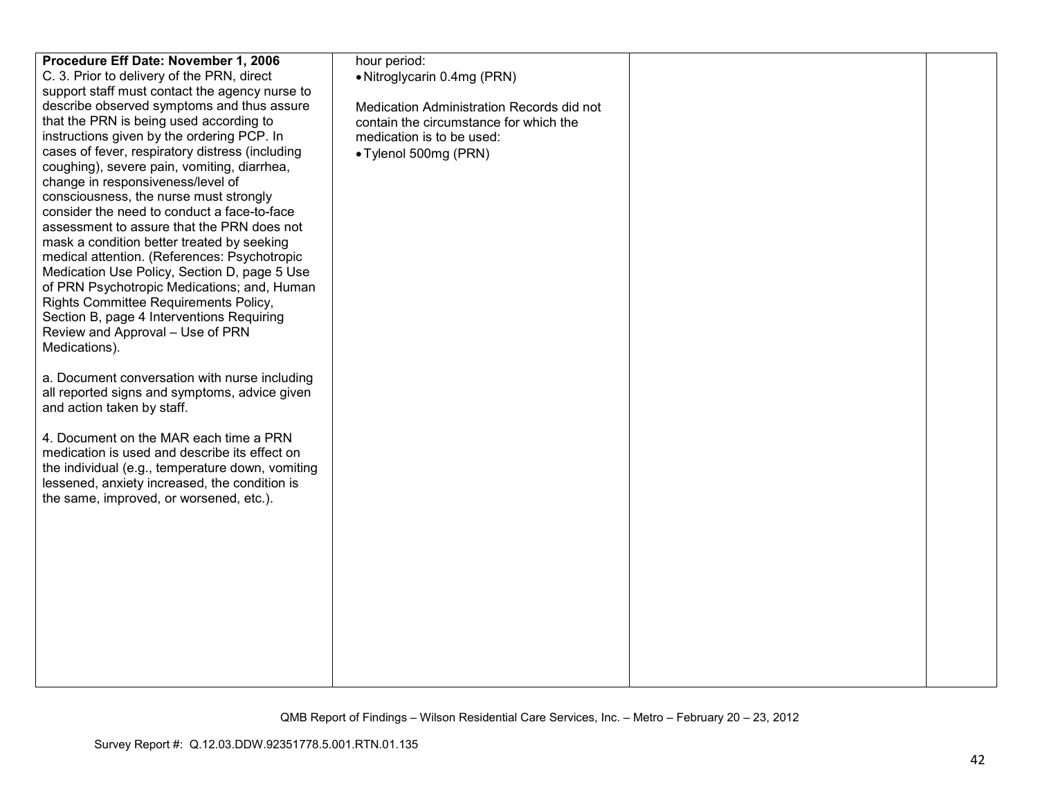| | | | |
|---|---|---|---|
| **Procedure Eff Date: November 1, 2006**<br>C. 3. Prior to delivery of the PRN, direct support staff must contact the agency nurse to describe observed symptoms and thus assure that the PRN is being used according to instructions given by the ordering PCP. In cases of fever, respiratory distress (including coughing), severe pain, vomiting, diarrhea, change in responsiveness/level of consciousness, the nurse must strongly consider the need to conduct a face-to-face assessment to assure that the PRN does not mask a condition better treated by seeking medical attention. (References: Psychotropic Medication Use Policy, Section D, page 5 Use of PRN Psychotropic Medications; and, Human Rights Committee Requirements Policy, Section B, page 4 Interventions Requiring Review and Approval – Use of PRN Medications).<br><br>a. Document conversation with nurse including all reported signs and symptoms, advice given and action taken by staff.<br><br>4. Document on the MAR each time a PRN medication is used and describe its effect on the individual (e.g., temperature down, vomiting lessened, anxiety increased, the condition is the same, improved, or worsened, etc.). | hour period:<br>• Nitroglycarin 0.4mg (PRN)<br><br>Medication Administration Records did not contain the circumstance for which the medication is to be used:<br>• Tylenol 500mg (PRN) | | |

QMB Report of Findings – Wilson Residential Care Services, Inc. – Metro – February 20 – 23, 2012

Survey Report #: Q.12.03.DDW.92351778.5.001.RTN.01.135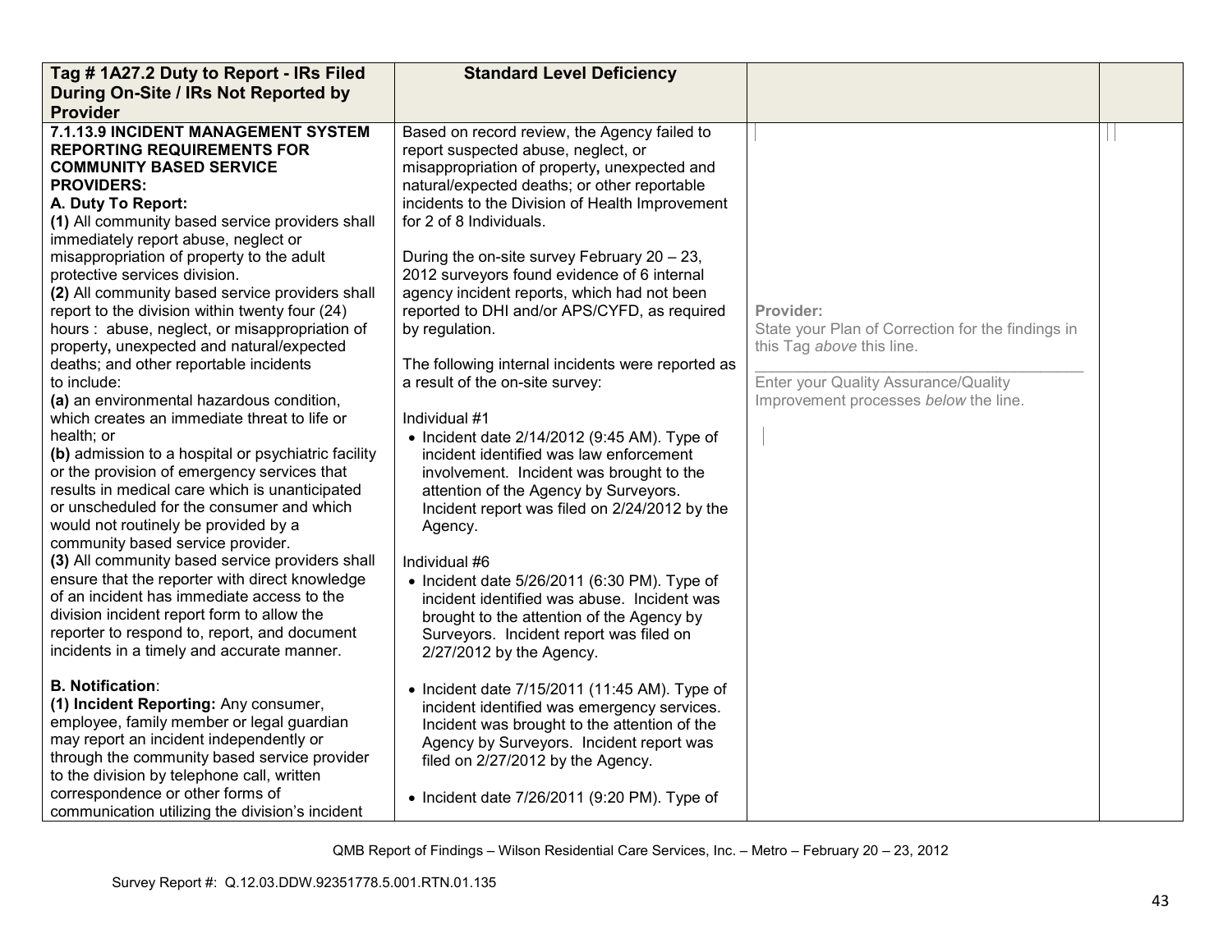| Tag # 1A27.2 Duty to Report - IRs Filed During On-Site / IRs Not Reported by Provider | Standard Level Deficiency | | |
|---|---|---|---|
| **7.1.13.9 INCIDENT MANAGEMENT SYSTEM REPORTING REQUIREMENTS FOR COMMUNITY BASED SERVICE PROVIDERS:**<br>**A. Duty To Report:**<br>**(1)** All community based service providers shall immediately report abuse, neglect or misappropriation of property to the adult protective services division.<br>**(2)** All community based service providers shall report to the division within twenty four (24) hours : abuse, neglect, or misappropriation of property**,** unexpected and natural/expected deaths; and other reportable incidents to include:<br>**(a)** an environmental hazardous condition, which creates an immediate threat to life or health; or<br>**(b)** admission to a hospital or psychiatric facility or the provision of emergency services that results in medical care which is unanticipated or unscheduled for the consumer and which would not routinely be provided by a community based service provider.<br>**(3)** All community based service providers shall ensure that the reporter with direct knowledge of an incident has immediate access to the division incident report form to allow the reporter to respond to, report, and document incidents in a timely and accurate manner.<br><br>**B. Notification**:<br>**(1) Incident Reporting:** Any consumer, employee, family member or legal guardian may report an incident independently or through the community based service provider to the division by telephone call, written correspondence or other forms of communication utilizing the division's incident | Based on record review, the Agency failed to report suspected abuse, neglect, or misappropriation of property**,** unexpected and natural/expected deaths; or other reportable incidents to the Division of Health Improvement for 2 of 8 Individuals.<br><br>During the on-site survey February 20 – 23, 2012 surveyors found evidence of 6 internal agency incident reports, which had not been reported to DHI and/or APS/CYFD, as required by regulation.<br><br>The following internal incidents were reported as a result of the on-site survey:<br><br>Individual #1<br>• Incident date 2/14/2012 (9:45 AM). Type of incident identified was law enforcement involvement. Incident was brought to the attention of the Agency by Surveyors. Incident report was filed on 2/24/2012 by the Agency.<br><br>Individual #6<br>• Incident date 5/26/2011 (6:30 PM). Type of incident identified was abuse. Incident was brought to the attention of the Agency by Surveyors. Incident report was filed on 2/27/2012 by the Agency.<br><br>• Incident date 7/15/2011 (11:45 AM). Type of incident identified was emergency services. Incident was brought to the attention of the Agency by Surveyors. Incident report was filed on 2/27/2012 by the Agency.<br><br>• Incident date 7/26/2011 (9:20 PM). Type of | **Provider:**<br>State your Plan of Correction for the findings in this Tag *above* this line.<br>\_\_\_\_\_\_\_\_\_\_\_\_\_\_\_\_\_\_\_\_\_\_\_\_\_\_\_\_\_\_\_\_\_\_\_\_\_\_\_\_<br>Enter your Quality Assurance/Quality Improvement processes *below* the line. | |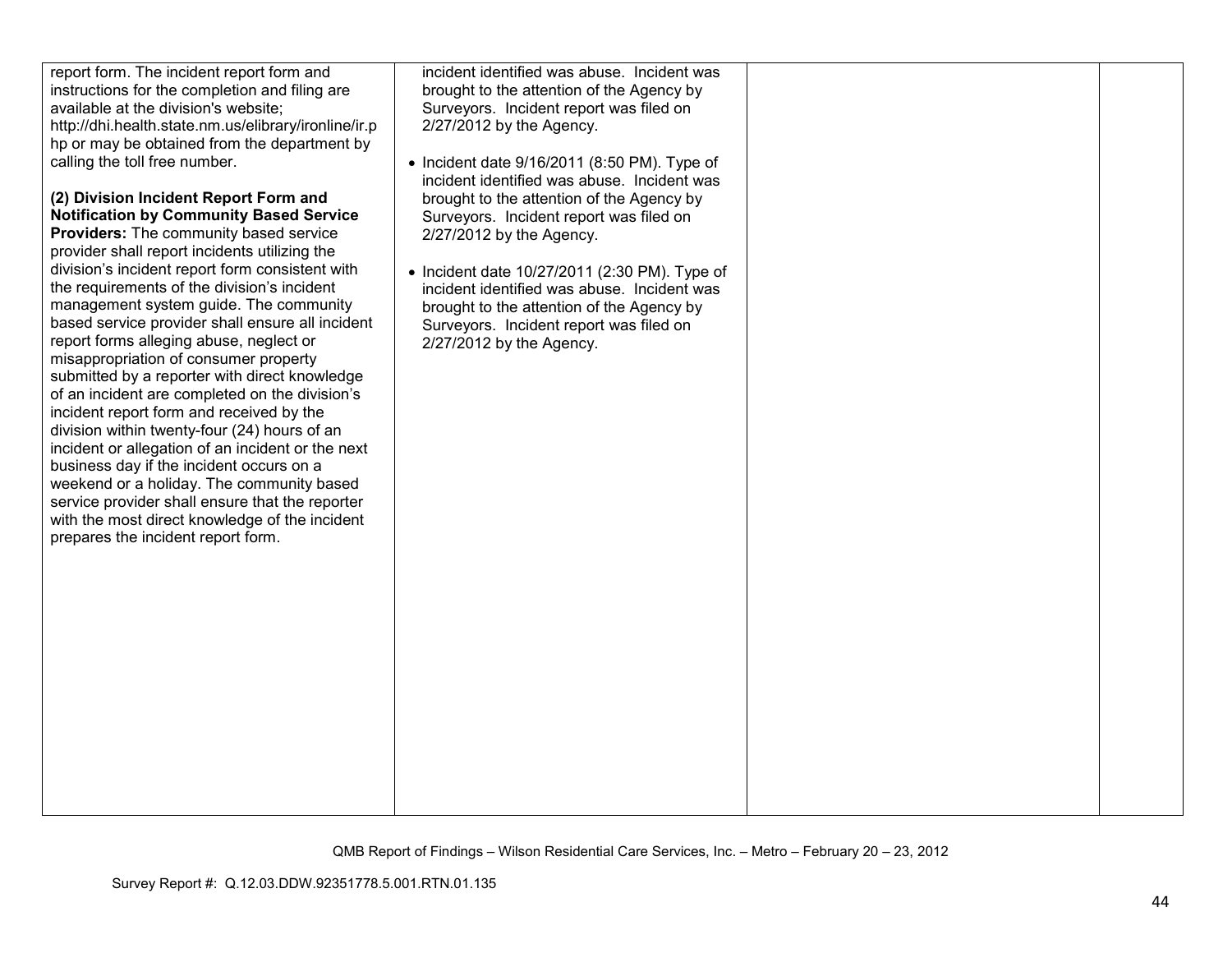| | | | |
|---|---|---|---|
| report form. The incident report form and instructions for the completion and filing are available at the division's website; http://dhi.health.state.nm.us/elibrary/ironline/ir.php or may be obtained from the department by calling the toll free number.<br><br>**(2) Division Incident Report Form and Notification by Community Based Service Providers:** The community based service provider shall report incidents utilizing the division's incident report form consistent with the requirements of the division's incident management system guide. The community based service provider shall ensure all incident report forms alleging abuse, neglect or misappropriation of consumer property submitted by a reporter with direct knowledge of an incident are completed on the division's incident report form and received by the division within twenty-four (24) hours of an incident or allegation of an incident or the next business day if the incident occurs on a weekend or a holiday. The community based service provider shall ensure that the reporter with the most direct knowledge of the incident prepares the incident report form. | incident identified was abuse. Incident was brought to the attention of the Agency by Surveyors. Incident report was filed on 2/27/2012 by the Agency.<br><br>• Incident date 9/16/2011 (8:50 PM). Type of incident identified was abuse. Incident was brought to the attention of the Agency by Surveyors. Incident report was filed on 2/27/2012 by the Agency.<br><br>• Incident date 10/27/2011 (2:30 PM). Type of incident identified was abuse. Incident was brought to the attention of the Agency by Surveyors. Incident report was filed on 2/27/2012 by the Agency. | | |

QMB Report of Findings – Wilson Residential Care Services, Inc. – Metro – February 20 – 23, 2012

Survey Report #: Q.12.03.DDW.92351778.5.001.RTN.01.135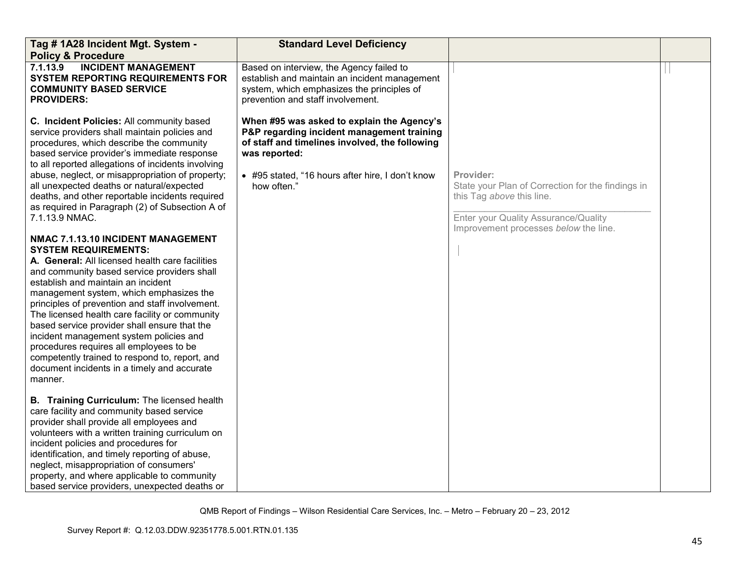| Tag # 1A28 Incident Mgt. System - Policy & Procedure | Standard Level Deficiency | | |
|---|---|---|---|
| **7.1.13.9 INCIDENT MANAGEMENT SYSTEM REPORTING REQUIREMENTS FOR COMMUNITY BASED SERVICE PROVIDERS:**<br><br>**C. Incident Policies:** All community based service providers shall maintain policies and procedures, which describe the community based service provider's immediate response to all reported allegations of incidents involving abuse, neglect, or misappropriation of property; all unexpected deaths or natural/expected deaths, and other reportable incidents required as required in Paragraph (2) of Subsection A of 7.1.13.9 NMAC.<br><br>**NMAC 7.1.13.10 INCIDENT MANAGEMENT SYSTEM REQUIREMENTS:**<br>**A. General:** All licensed health care facilities and community based service providers shall establish and maintain an incident management system, which emphasizes the principles of prevention and staff involvement. The licensed health care facility or community based service provider shall ensure that the incident management system policies and procedures requires all employees to be competently trained to respond to, report, and document incidents in a timely and accurate manner.<br><br>**B. Training Curriculum:** The licensed health care facility and community based service provider shall provide all employees and volunteers with a written training curriculum on incident policies and procedures for identification, and timely reporting of abuse, neglect, misappropriation of consumers' property, and where applicable to community based service providers, unexpected deaths or | Based on interview, the Agency failed to establish and maintain an incident management system, which emphasizes the principles of prevention and staff involvement.<br><br>**When #95 was asked to explain the Agency's P&P regarding incident management training of staff and timelines involved, the following was reported:**<br><br>• #95 stated, "16 hours after hire, I don't know how often." | Provider:<br>State your Plan of Correction for the findings in this Tag *above* this line.<br>\_\_\_\_\_\_\_\_\_\_\_\_\_\_\_\_\_\_\_\_\_\_\_\_\_\_\_\_\_\_\_\_\_\_\_\_<br>Enter your Quality Assurance/Quality Improvement processes *below* the line. | |

QMB Report of Findings – Wilson Residential Care Services, Inc. – Metro – February 20 – 23, 2012

Survey Report #: Q.12.03.DDW.92351778.5.001.RTN.01.135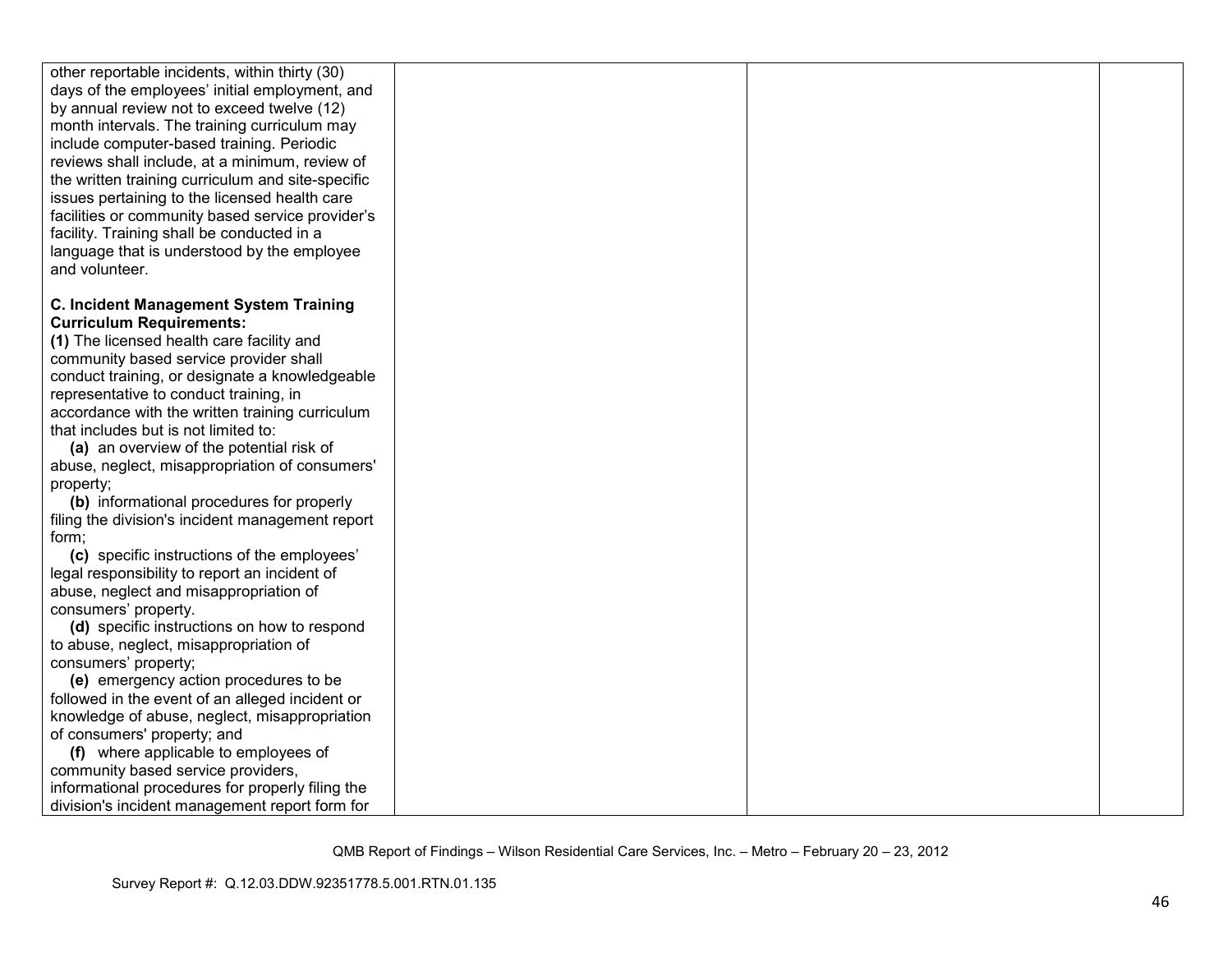| | | | |
|---|---|---|---|
| other reportable incidents, within thirty (30) days of the employees' initial employment, and by annual review not to exceed twelve (12) month intervals. The training curriculum may include computer-based training. Periodic reviews shall include, at a minimum, review of the written training curriculum and site-specific issues pertaining to the licensed health care facilities or community based service provider's facility. Training shall be conducted in a language that is understood by the employee and volunteer.<br><br>**C. Incident Management System Training Curriculum Requirements:**<br>**(1)** The licensed health care facility and community based service provider shall conduct training, or designate a knowledgeable representative to conduct training, in accordance with the written training curriculum that includes but is not limited to:<br>**(a)** an overview of the potential risk of abuse, neglect, misappropriation of consumers' property;<br>**(b)** informational procedures for properly filing the division's incident management report form;<br>**(c)** specific instructions of the employees' legal responsibility to report an incident of abuse, neglect and misappropriation of consumers' property.<br>**(d)** specific instructions on how to respond to abuse, neglect, misappropriation of consumers' property;<br>**(e)** emergency action procedures to be followed in the event of an alleged incident or knowledge of abuse, neglect, misappropriation of consumers' property; and<br>**(f)** where applicable to employees of community based service providers, informational procedures for properly filing the division's incident management report form for | | | |

QMB Report of Findings – Wilson Residential Care Services, Inc. – Metro – February 20 – 23, 2012

Survey Report #: Q.12.03.DDW.92351778.5.001.RTN.01.135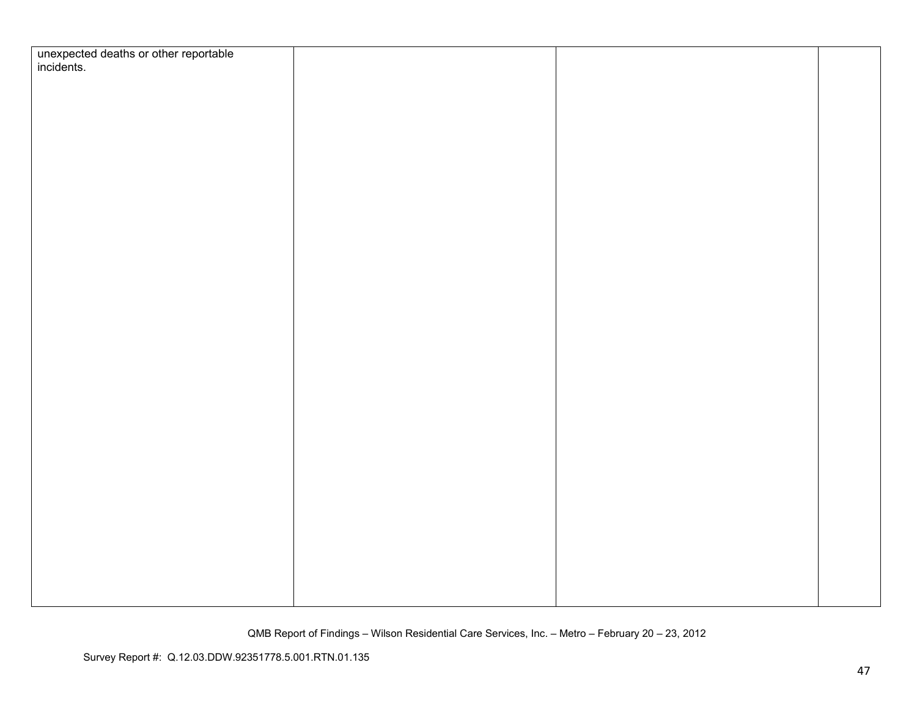| | | | |
|---|---|---|---|
| unexpected deaths or other reportable incidents. | | | |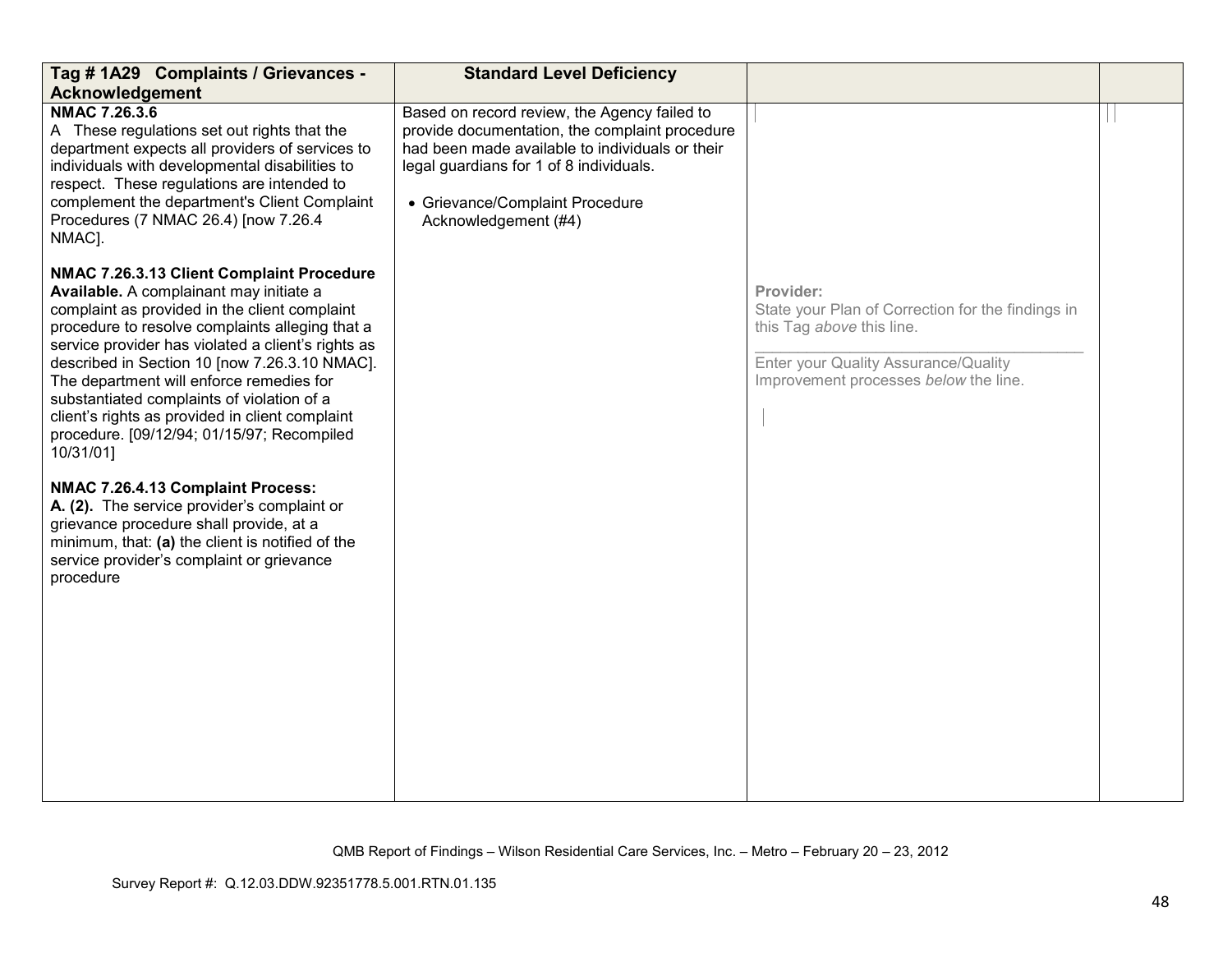| Tag # 1A29 Complaints / Grievances - Acknowledgement | Standard Level Deficiency | | |
|---|---|---|---|
| **NMAC 7.26.3.6**<br>A These regulations set out rights that the department expects all providers of services to individuals with developmental disabilities to respect. These regulations are intended to complement the department's Client Complaint Procedures (7 NMAC 26.4) [now 7.26.4 NMAC].<br><br>**NMAC 7.26.3.13 Client Complaint Procedure Available.** A complainant may initiate a complaint as provided in the client complaint procedure to resolve complaints alleging that a service provider has violated a client's rights as described in Section 10 [now 7.26.3.10 NMAC]. The department will enforce remedies for substantiated complaints of violation of a client's rights as provided in client complaint procedure. [09/12/94; 01/15/97; Recompiled 10/31/01]<br><br>**NMAC 7.26.4.13 Complaint Process:**<br>**A. (2).** The service provider's complaint or grievance procedure shall provide, at a minimum, that: **(a)** the client is notified of the service provider's complaint or grievance procedure | Based on record review, the Agency failed to provide documentation, the complaint procedure had been made available to individuals or their legal guardians for 1 of 8 individuals.<br><br>• Grievance/Complaint Procedure Acknowledgement (#4) | **Provider:**<br>State your Plan of Correction for the findings in this Tag *above* this line.<br>\_\_\_\_\_\_\_\_\_\_\_\_\_\_\_\_\_\_\_\_\_\_\_\_\_\_\_\_\_\_\_\_\_\_\_\_\_\_<br>Enter your Quality Assurance/Quality Improvement processes *below* the line. | |

QMB Report of Findings – Wilson Residential Care Services, Inc. – Metro – February 20 – 23, 2012

Survey Report #: Q.12.03.DDW.92351778.5.001.RTN.01.135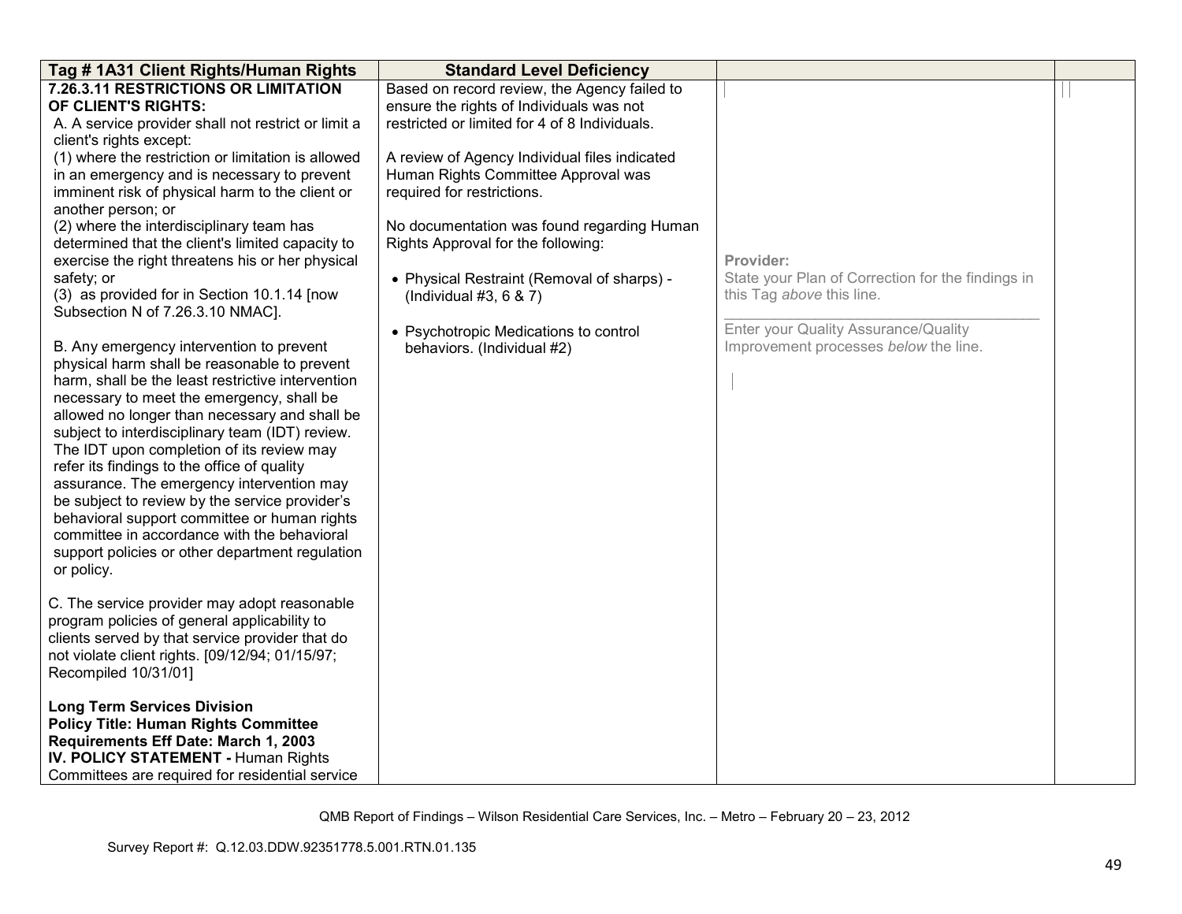| Tag # 1A31 Client Rights/Human Rights | Standard Level Deficiency | | |
|---|---|---|---|
| **7.26.3.11 RESTRICTIONS OR LIMITATION OF CLIENT'S RIGHTS:**<br>A. A service provider shall not restrict or limit a client's rights except:<br>(1) where the restriction or limitation is allowed in an emergency and is necessary to prevent imminent risk of physical harm to the client or another person; or<br>(2) where the interdisciplinary team has determined that the client's limited capacity to exercise the right threatens his or her physical safety; or<br>(3) as provided for in Section 10.1.14 [now Subsection N of 7.26.3.10 NMAC].<br><br>B. Any emergency intervention to prevent physical harm shall be reasonable to prevent harm, shall be the least restrictive intervention necessary to meet the emergency, shall be allowed no longer than necessary and shall be subject to interdisciplinary team (IDT) review. The IDT upon completion of its review may refer its findings to the office of quality assurance. The emergency intervention may be subject to review by the service provider's behavioral support committee or human rights committee in accordance with the behavioral support policies or other department regulation or policy.<br><br>C. The service provider may adopt reasonable program policies of general applicability to clients served by that service provider that do not violate client rights. [09/12/94; 01/15/97; Recompiled 10/31/01]<br><br>**Long Term Services Division**<br>**Policy Title: Human Rights Committee Requirements Eff Date: March 1, 2003**<br>**IV. POLICY STATEMENT -** Human Rights Committees are required for residential service | Based on record review, the Agency failed to ensure the rights of Individuals was not restricted or limited for 4 of 8 Individuals.<br><br>A review of Agency Individual files indicated Human Rights Committee Approval was required for restrictions.<br><br>No documentation was found regarding Human Rights Approval for the following:<br><br>• Physical Restraint (Removal of sharps) - (Individual #3, 6 & 7)<br><br>• Psychotropic Medications to control behaviors. (Individual #2) | **Provider:**<br>State your Plan of Correction for the findings in this Tag *above* this line.<br><br>Enter your Quality Assurance/Quality Improvement processes *below* the line. | |

QMB Report of Findings – Wilson Residential Care Services, Inc. – Metro – February 20 – 23, 2012

Survey Report #: Q.12.03.DDW.92351778.5.001.RTN.01.135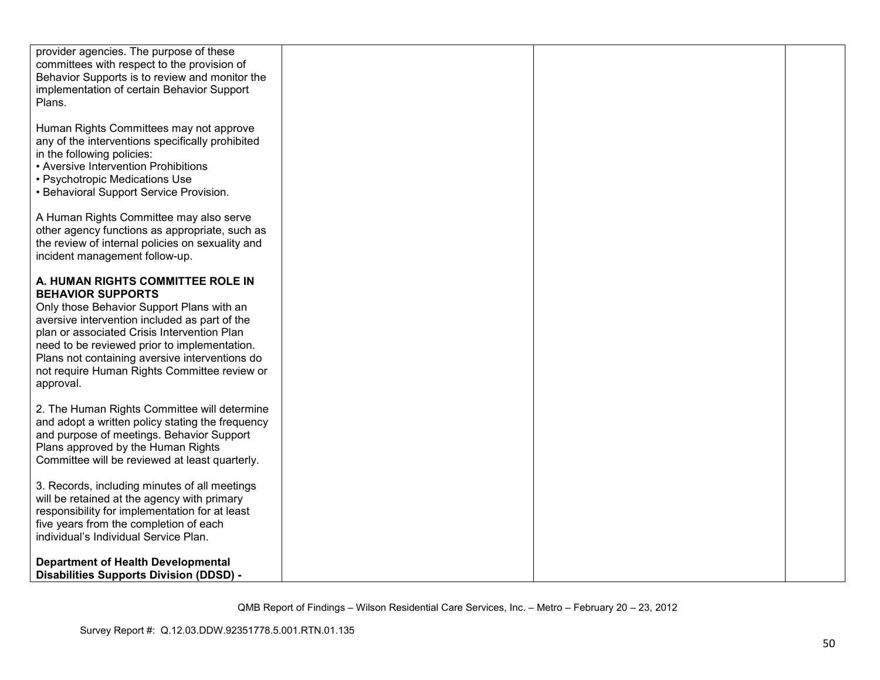| | | | |
|---|---|---|---|
| provider agencies. The purpose of these committees with respect to the provision of Behavior Supports is to review and monitor the implementation of certain Behavior Support Plans.<br><br>Human Rights Committees may not approve any of the interventions specifically prohibited in the following policies:<br>• Aversive Intervention Prohibitions<br>• Psychotropic Medications Use<br>• Behavioral Support Service Provision.<br><br>A Human Rights Committee may also serve other agency functions as appropriate, such as the review of internal policies on sexuality and incident management follow-up.<br><br>**A. HUMAN RIGHTS COMMITTEE ROLE IN BEHAVIOR SUPPORTS**<br>Only those Behavior Support Plans with an aversive intervention included as part of the plan or associated Crisis Intervention Plan need to be reviewed prior to implementation. Plans not containing aversive interventions do not require Human Rights Committee review or approval.<br><br>2. The Human Rights Committee will determine and adopt a written policy stating the frequency and purpose of meetings. Behavior Support Plans approved by the Human Rights Committee will be reviewed at least quarterly.<br><br>3. Records, including minutes of all meetings will be retained at the agency with primary responsibility for implementation for at least five years from the completion of each individual's Individual Service Plan.<br><br>**Department of Health Developmental Disabilities Supports Division (DDSD) -** | | | |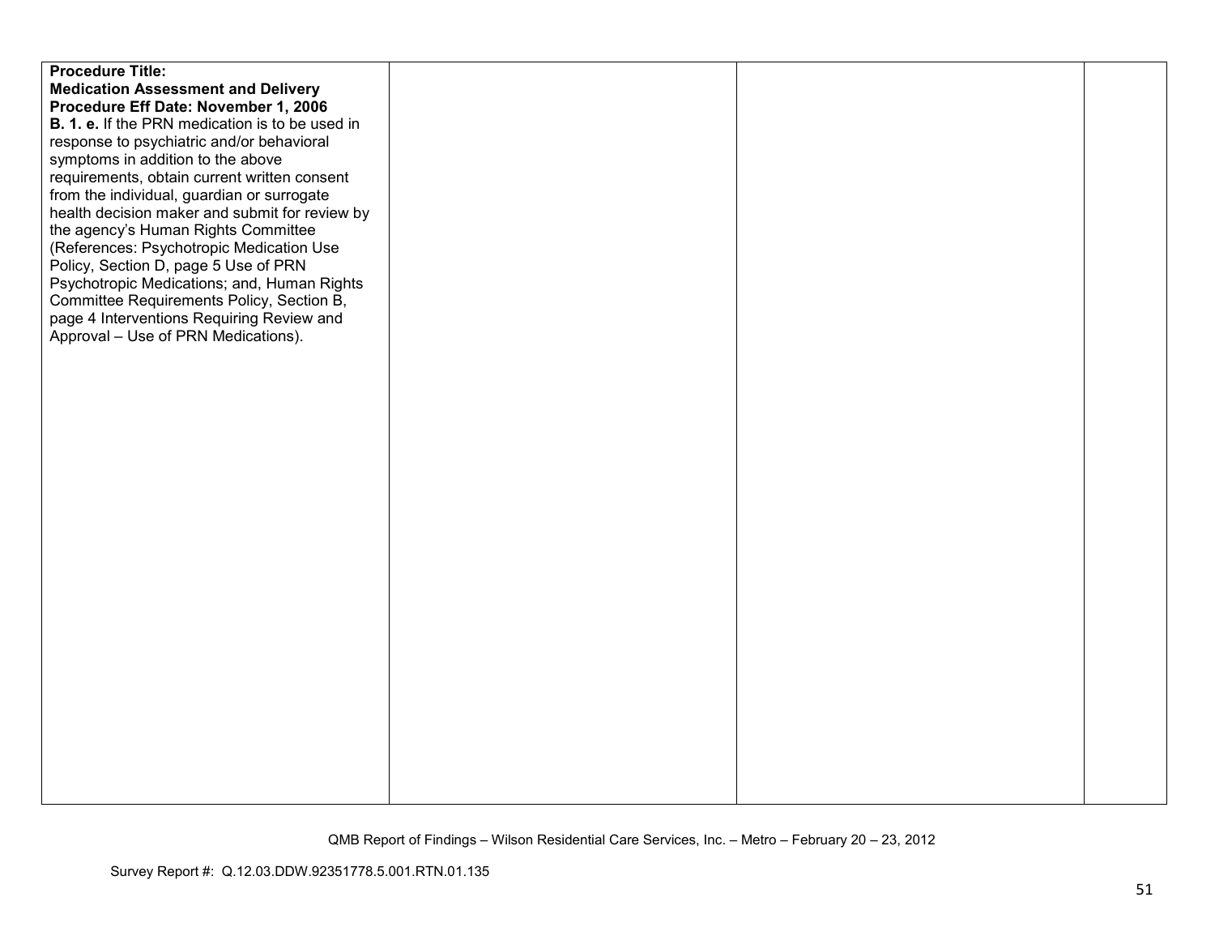| | | | |
|---|---|---|---|
| **Procedure Title: Medication Assessment and Delivery Procedure Eff Date: November 1, 2006** **B. 1. e.** If the PRN medication is to be used in response to psychiatric and/or behavioral symptoms in addition to the above requirements, obtain current written consent from the individual, guardian or surrogate health decision maker and submit for review by the agency's Human Rights Committee (References: Psychotropic Medication Use Policy, Section D, page 5 Use of PRN Psychotropic Medications; and, Human Rights Committee Requirements Policy, Section B, page 4 Interventions Requiring Review and Approval – Use of PRN Medications). | | | |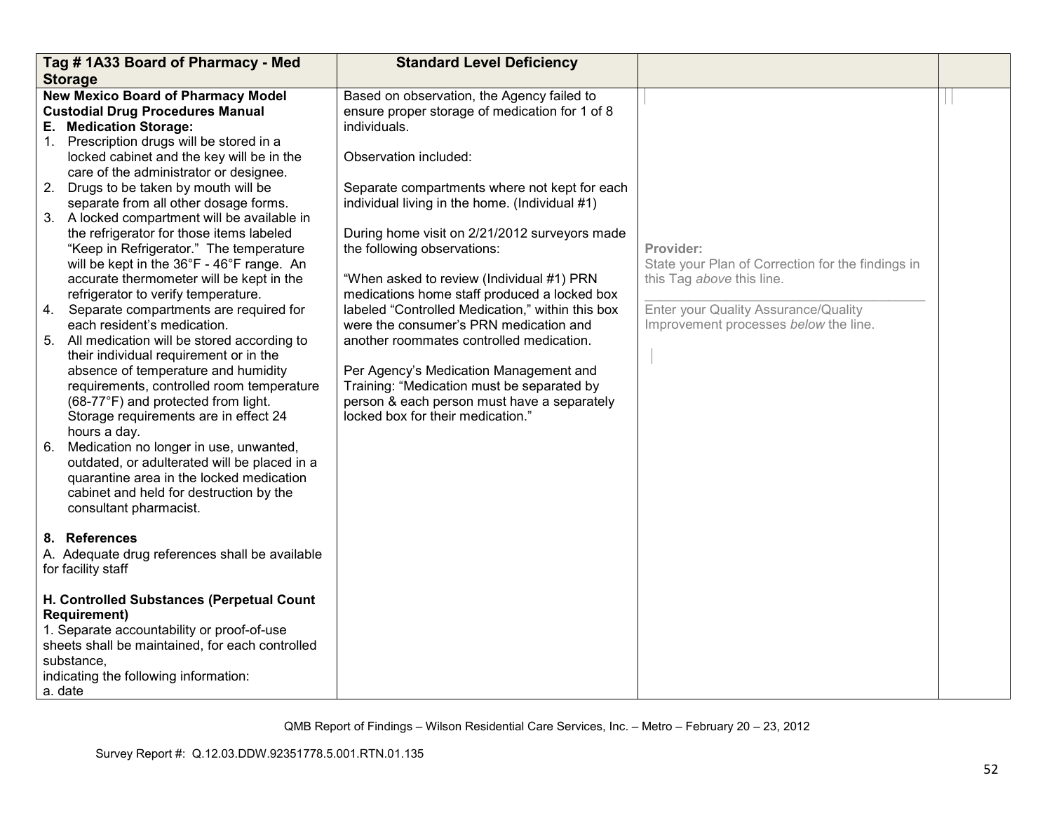| Tag # 1A33 Board of Pharmacy - Med Storage | Standard Level Deficiency | | |
|---|---|---|---|
| **New Mexico Board of Pharmacy Model Custodial Drug Procedures Manual**<br>**E. Medication Storage:**<br>1. Prescription drugs will be stored in a locked cabinet and the key will be in the care of the administrator or designee.<br>2. Drugs to be taken by mouth will be separate from all other dosage forms.<br>3. A locked compartment will be available in the refrigerator for those items labeled "Keep in Refrigerator." The temperature will be kept in the 36°F - 46°F range. An accurate thermometer will be kept in the refrigerator to verify temperature.<br>4. Separate compartments are required for each resident's medication.<br>5. All medication will be stored according to their individual requirement or in the absence of temperature and humidity requirements, controlled room temperature (68-77°F) and protected from light. Storage requirements are in effect 24 hours a day.<br>6. Medication no longer in use, unwanted, outdated, or adulterated will be placed in a quarantine area in the locked medication cabinet and held for destruction by the consultant pharmacist.<br><br>**8. References**<br>A. Adequate drug references shall be available for facility staff<br><br>**H. Controlled Substances (Perpetual Count Requirement)**<br>1. Separate accountability or proof-of-use sheets shall be maintained, for each controlled substance,<br>indicating the following information:<br>a. date | Based on observation, the Agency failed to ensure proper storage of medication for 1 of 8 individuals.<br><br>Observation included:<br><br>Separate compartments where not kept for each individual living in the home. (Individual #1)<br><br>During home visit on 2/21/2012 surveyors made the following observations:<br><br>"When asked to review (Individual #1) PRN medications home staff produced a locked box labeled "Controlled Medication," within this box were the consumer's PRN medication and another roommates controlled medication.<br><br>Per Agency's Medication Management and Training: "Medication must be separated by person & each person must have a separately locked box for their medication." | **Provider:**<br>State your Plan of Correction for the findings in this Tag *above* this line.<br>______________________________<br>Enter your Quality Assurance/Quality Improvement processes *below* the line. | |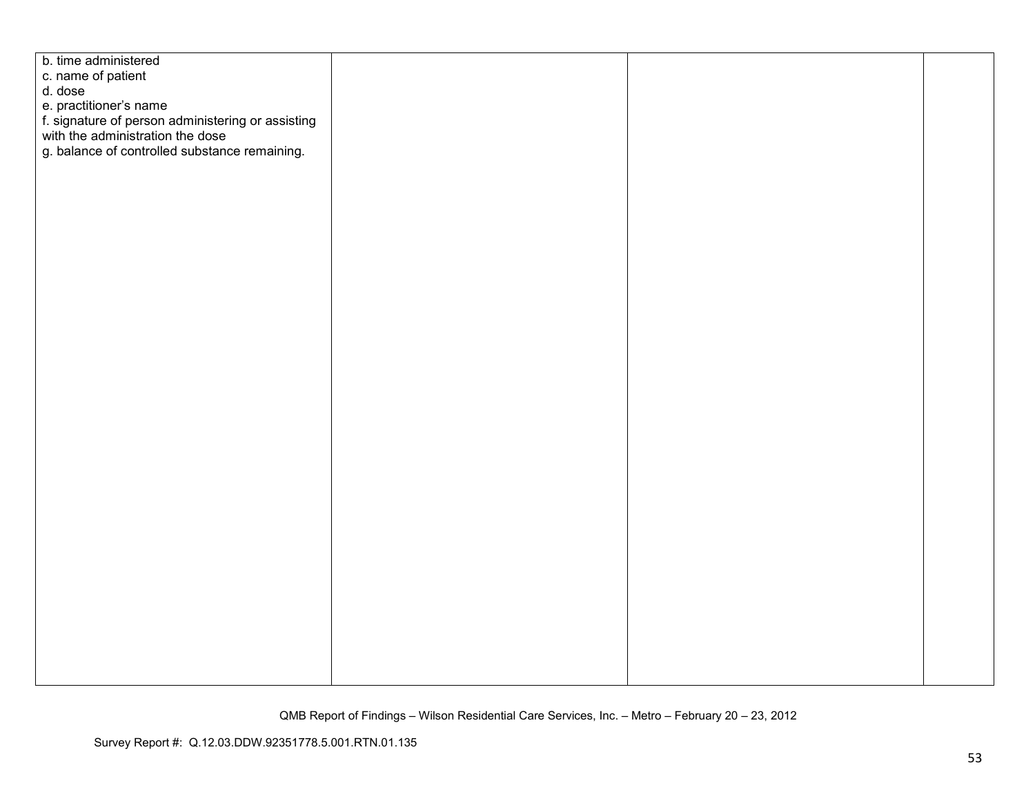| | | | |
|---|---|---|---|
| b. time administered<br>c. name of patient<br>d. dose<br>e. practitioner's name<br>f. signature of person administering or assisting with the administration the dose<br>g. balance of controlled substance remaining. | | | |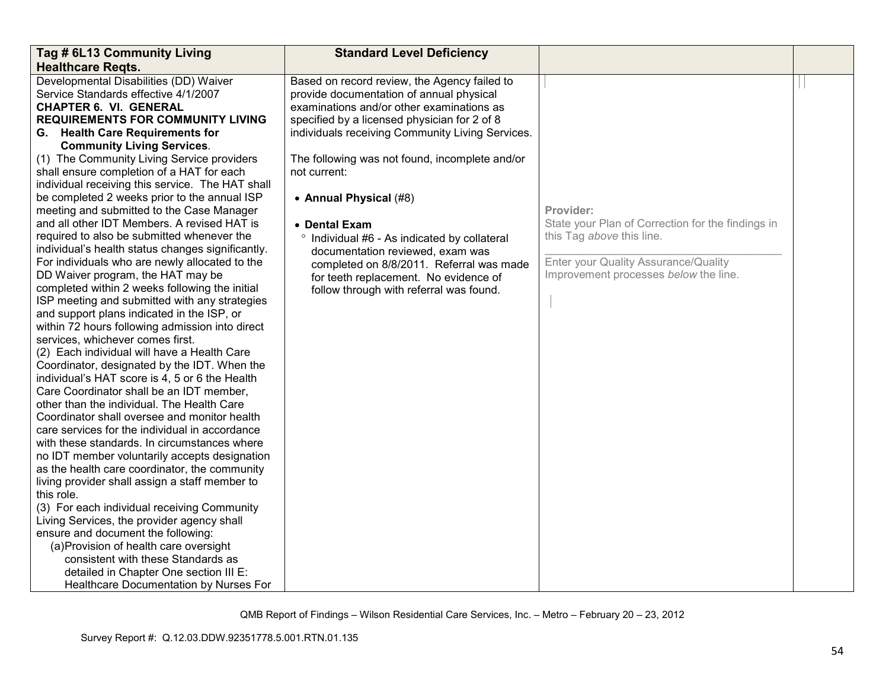| Tag # 6L13 Community Living Healthcare Reqts. | Standard Level Deficiency | | |
|---|---|---|---|
| Developmental Disabilities (DD) Waiver Service Standards effective 4/1/2007<br>**CHAPTER 6. VI. GENERAL REQUIREMENTS FOR COMMUNITY LIVING**<br>**G. Health Care Requirements for Community Living Services**.<br>(1) The Community Living Service providers shall ensure completion of a HAT for each individual receiving this service. The HAT shall be completed 2 weeks prior to the annual ISP meeting and submitted to the Case Manager and all other IDT Members. A revised HAT is required to also be submitted whenever the individual's health status changes significantly. For individuals who are newly allocated to the DD Waiver program, the HAT may be completed within 2 weeks following the initial ISP meeting and submitted with any strategies and support plans indicated in the ISP, or within 72 hours following admission into direct services, whichever comes first.<br>(2) Each individual will have a Health Care Coordinator, designated by the IDT. When the individual's HAT score is 4, 5 or 6 the Health Care Coordinator shall be an IDT member, other than the individual. The Health Care Coordinator shall oversee and monitor health care services for the individual in accordance with these standards. In circumstances where no IDT member voluntarily accepts designation as the health care coordinator, the community living provider shall assign a staff member to this role.<br>(3) For each individual receiving Community Living Services, the provider agency shall ensure and document the following:<br>(a) Provision of health care oversight consistent with these Standards as detailed in Chapter One section III E: Healthcare Documentation by Nurses For | Based on record review, the Agency failed to provide documentation of annual physical examinations and/or other examinations as specified by a licensed physician for 2 of 8 individuals receiving Community Living Services.<br><br>The following was not found, incomplete and/or not current:<br><br>• **Annual Physical** (#8)<br><br>• **Dental Exam**<br>° Individual #6 - As indicated by collateral documentation reviewed, exam was completed on 8/8/2011. Referral was made for teeth replacement. No evidence of follow through with referral was found. | **Provider:**<br>State your Plan of Correction for the findings in this Tag *above* this line.<br>\_\_\_\_\_\_\_\_\_\_\_\_\_\_\_\_\_\_\_\_\_\_\_\_\_\_\_\_\_\_\_\_\_\_\_\_<br>Enter your Quality Assurance/Quality Improvement processes *below* the line. | |

QMB Report of Findings – Wilson Residential Care Services, Inc. – Metro – February 20 – 23, 2012

Survey Report #: Q.12.03.DDW.92351778.5.001.RTN.01.135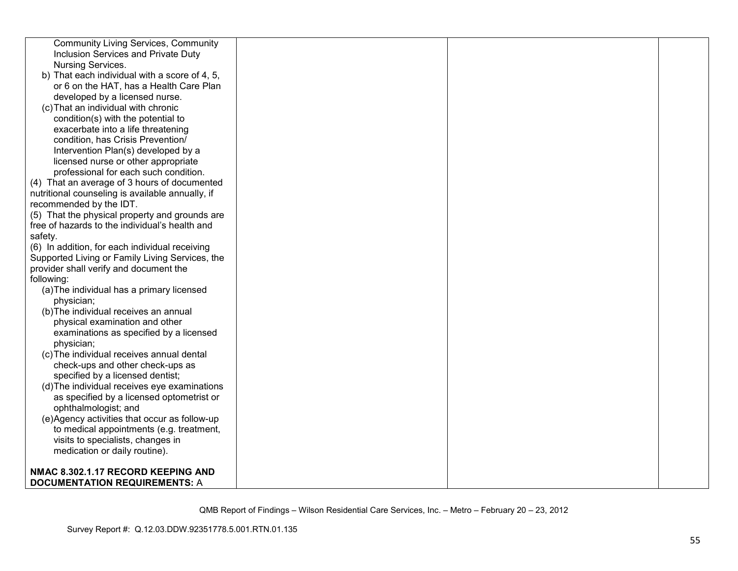| | | | |
|---|---|---|---|
| Community Living Services, Community Inclusion Services and Private Duty Nursing Services.<br>b) That each individual with a score of 4, 5, or 6 on the HAT, has a Health Care Plan developed by a licensed nurse.<br>(c) That an individual with chronic condition(s) with the potential to exacerbate into a life threatening condition, has Crisis Prevention/ Intervention Plan(s) developed by a licensed nurse or other appropriate professional for each such condition.<br>(4) That an average of 3 hours of documented nutritional counseling is available annually, if recommended by the IDT.<br>(5) That the physical property and grounds are free of hazards to the individual's health and safety.<br>(6) In addition, for each individual receiving Supported Living or Family Living Services, the provider shall verify and document the following:<br>(a) The individual has a primary licensed physician;<br>(b) The individual receives an annual physical examination and other examinations as specified by a licensed physician;<br>(c) The individual receives annual dental check-ups and other check-ups as specified by a licensed dentist;<br>(d) The individual receives eye examinations as specified by a licensed optometrist or ophthalmologist; and<br>(e) Agency activities that occur as follow-up to medical appointments (e.g. treatment, visits to specialists, changes in medication or daily routine).<br><br>**NMAC 8.302.1.17 RECORD KEEPING AND DOCUMENTATION REQUIREMENTS:** A | | | |

QMB Report of Findings – Wilson Residential Care Services, Inc. – Metro – February 20 – 23, 2012

Survey Report #: Q.12.03.DDW.92351778.5.001.RTN.01.135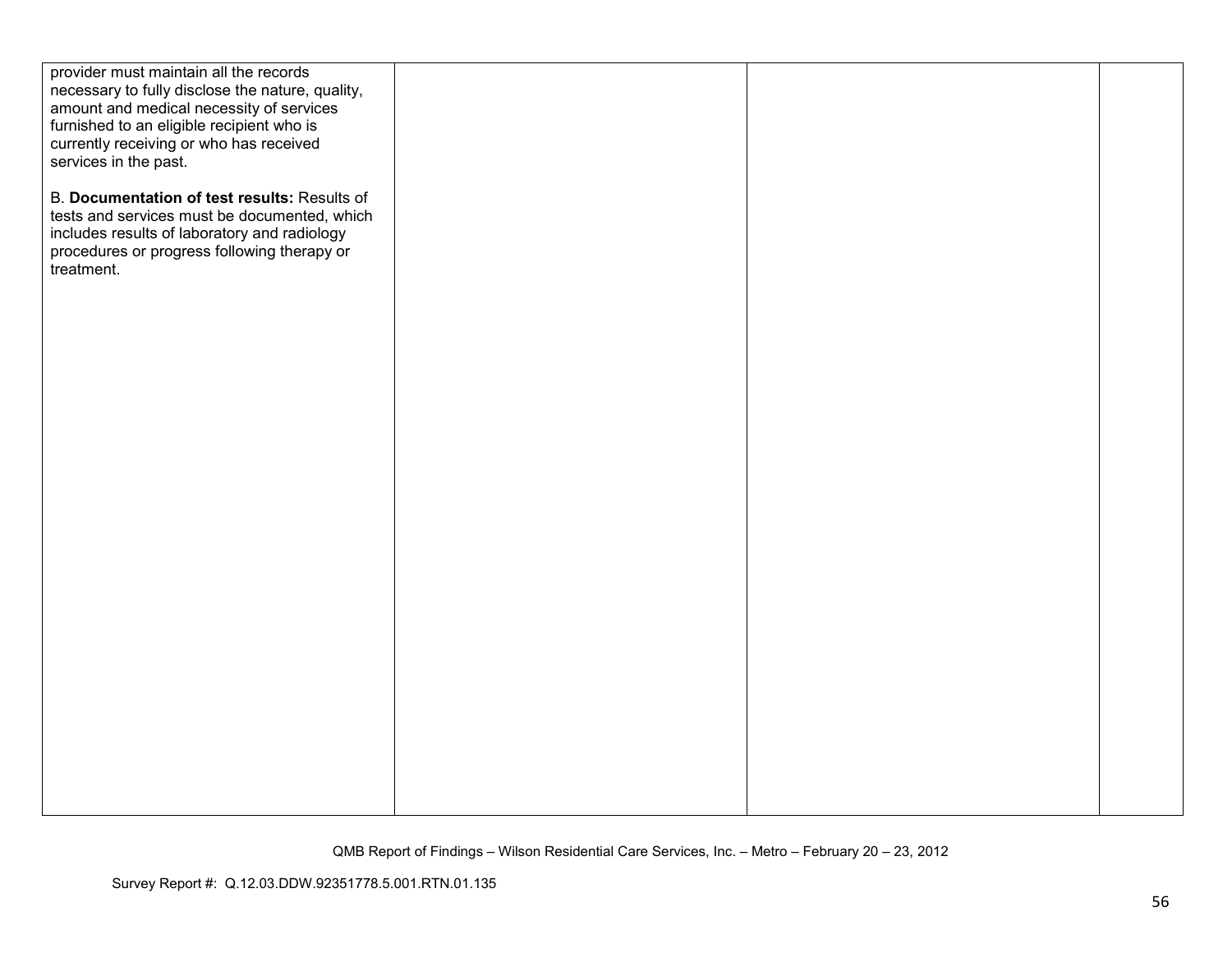| | | | |
|---|---|---|---|
| provider must maintain all the records necessary to fully disclose the nature, quality, amount and medical necessity of services furnished to an eligible recipient who is currently receiving or who has received services in the past.<br><br>B. **Documentation of test results:** Results of tests and services must be documented, which includes results of laboratory and radiology procedures or progress following therapy or treatment. | | | |

QMB Report of Findings – Wilson Residential Care Services, Inc. – Metro – February 20 – 23, 2012

Survey Report #: Q.12.03.DDW.92351778.5.001.RTN.01.135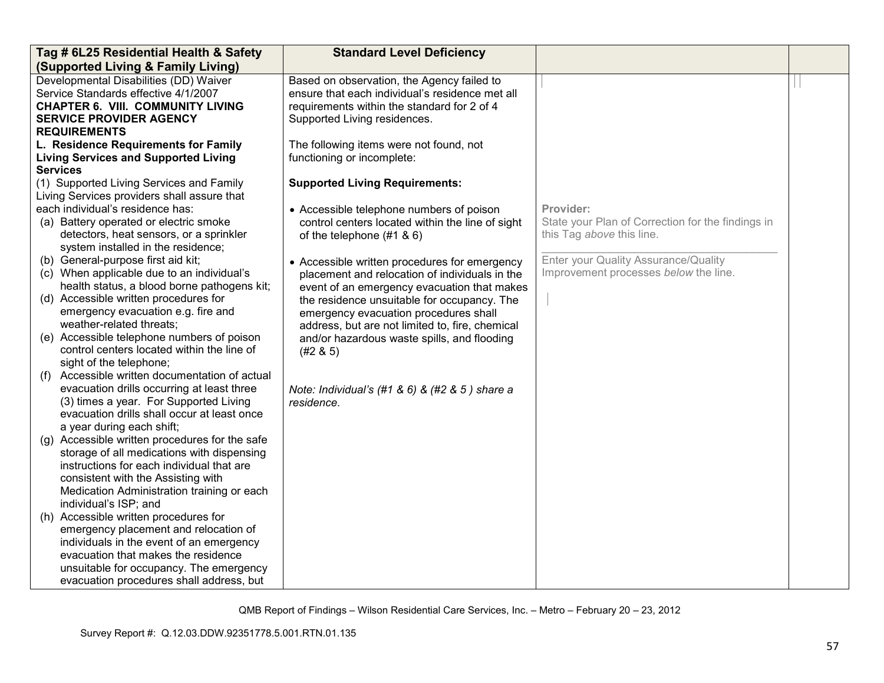| Tag # 6L25 Residential Health & Safety (Supported Living & Family Living) | Standard Level Deficiency | | |
|---|---|---|---|
| Developmental Disabilities (DD) Waiver Service Standards effective 4/1/2007<br>**CHAPTER 6. VIII. COMMUNITY LIVING SERVICE PROVIDER AGENCY REQUIREMENTS**<br>**L. Residence Requirements for Family Living Services and Supported Living Services**<br>(1) Supported Living Services and Family Living Services providers shall assure that each individual's residence has:<br>(a) Battery operated or electric smoke detectors, heat sensors, or a sprinkler system installed in the residence;<br>(b) General-purpose first aid kit;<br>(c) When applicable due to an individual's health status, a blood borne pathogens kit;<br>(d) Accessible written procedures for emergency evacuation e.g. fire and weather-related threats;<br>(e) Accessible telephone numbers of poison control centers located within the line of sight of the telephone;<br>(f) Accessible written documentation of actual evacuation drills occurring at least three (3) times a year. For Supported Living evacuation drills shall occur at least once a year during each shift;<br>(g) Accessible written procedures for the safe storage of all medications with dispensing instructions for each individual that are consistent with the Assisting with Medication Administration training or each individual's ISP; and<br>(h) Accessible written procedures for emergency placement and relocation of individuals in the event of an emergency evacuation that makes the residence unsuitable for occupancy. The emergency evacuation procedures shall address, but | Based on observation, the Agency failed to ensure that each individual's residence met all requirements within the standard for 2 of 4 Supported Living residences.<br><br>The following items were not found, not functioning or incomplete:<br><br>**Supported Living Requirements:**<br><br>• Accessible telephone numbers of poison control centers located within the line of sight of the telephone (#1 & 6)<br><br>• Accessible written procedures for emergency placement and relocation of individuals in the event of an emergency evacuation that makes the residence unsuitable for occupancy. The emergency evacuation procedures shall address, but are not limited to, fire, chemical and/or hazardous waste spills, and flooding (#2 & 5)<br><br>*Note: Individual's (#1 & 6) & (#2 & 5 ) share a residence.* | **Provider:**<br>State your Plan of Correction for the findings in this Tag *above* this line.<br>\_\_\_\_\_\_\_\_\_\_\_\_\_\_\_\_\_\_\_\_\_\_\_\_\_\_\_\_\_\_\_\_\_\_<br>Enter your Quality Assurance/Quality Improvement processes *below* the line. | |

QMB Report of Findings – Wilson Residential Care Services, Inc. – Metro – February 20 – 23, 2012

Survey Report #: Q.12.03.DDW.92351778.5.001.RTN.01.135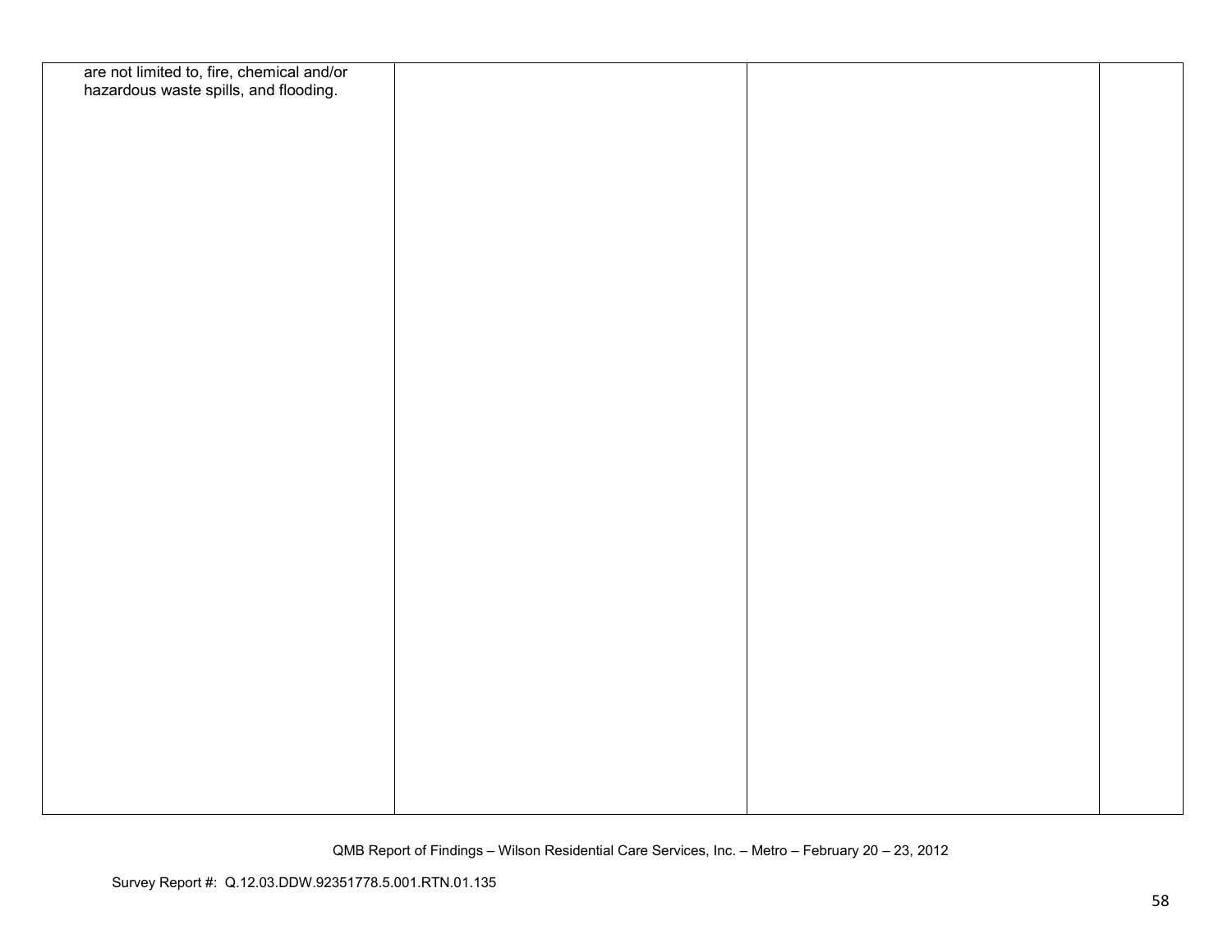| | | | |
|---|---|---|---|
| are not limited to, fire, chemical and/or hazardous waste spills, and flooding. | | | |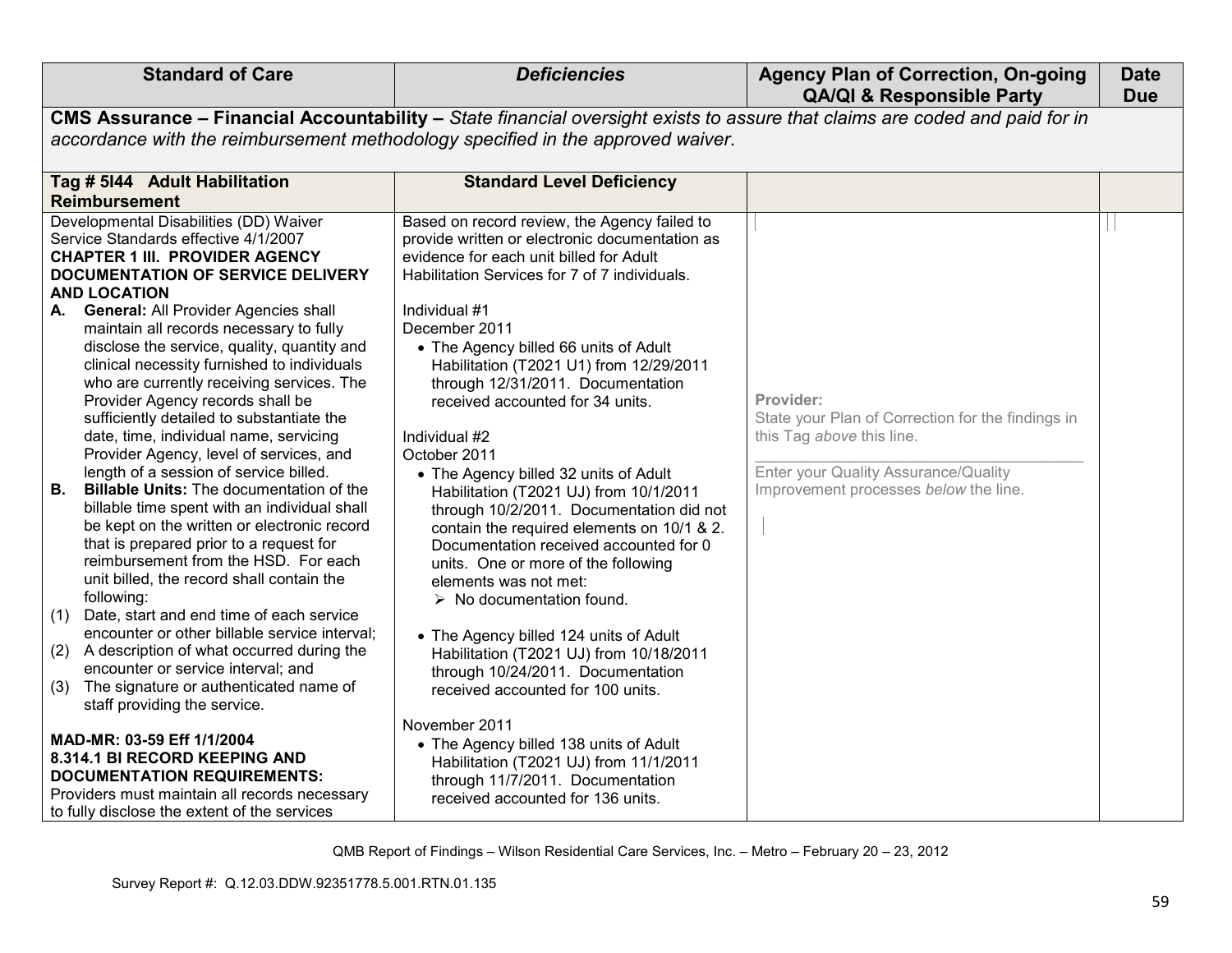| Standard of Care | *Deficiencies* | Agency Plan of Correction, On-going QA/QI & Responsible Party | Date Due |
|---|---|---|---|
| **CMS Assurance – Financial Accountability –** *State financial oversight exists to assure that claims are coded and paid for in accordance with the reimbursement methodology specified in the approved waiver.* | | | |
| **Tag # 5I44 Adult Habilitation Reimbursement** | **Standard Level Deficiency** | | |
| Developmental Disabilities (DD) Waiver Service Standards effective 4/1/2007<br>**CHAPTER 1 III. PROVIDER AGENCY DOCUMENTATION OF SERVICE DELIVERY AND LOCATION**<br>**A. General:** All Provider Agencies shall maintain all records necessary to fully disclose the service, quality, quantity and clinical necessity furnished to individuals who are currently receiving services. The Provider Agency records shall be sufficiently detailed to substantiate the date, time, individual name, servicing Provider Agency, level of services, and length of a session of service billed.<br>**B. Billable Units:** The documentation of the billable time spent with an individual shall be kept on the written or electronic record that is prepared prior to a request for reimbursement from the HSD. For each unit billed, the record shall contain the following:<br>(1) Date, start and end time of each service encounter or other billable service interval;<br>(2) A description of what occurred during the encounter or service interval; and<br>(3) The signature or authenticated name of staff providing the service.<br><br>**MAD-MR: 03-59 Eff 1/1/2004**<br>**8.314.1 BI RECORD KEEPING AND DOCUMENTATION REQUIREMENTS:**<br>Providers must maintain all records necessary to fully disclose the extent of the services | Based on record review, the Agency failed to provide written or electronic documentation as evidence for each unit billed for Adult Habilitation Services for 7 of 7 individuals.<br><br>Individual #1<br>December 2011<br>• The Agency billed 66 units of Adult Habilitation (T2021 U1) from 12/29/2011 through 12/31/2011. Documentation received accounted for 34 units.<br><br>Individual #2<br>October 2011<br>• The Agency billed 32 units of Adult Habilitation (T2021 UJ) from 10/1/2011 through 10/2/2011. Documentation did not contain the required elements on 10/1 & 2. Documentation received accounted for 0 units. One or more of the following elements was not met:<br>➢ No documentation found.<br><br>• The Agency billed 124 units of Adult Habilitation (T2021 UJ) from 10/18/2011 through 10/24/2011. Documentation received accounted for 100 units.<br><br>November 2011<br>• The Agency billed 138 units of Adult Habilitation (T2021 UJ) from 11/1/2011 through 11/7/2011. Documentation received accounted for 136 units. | **Provider:**<br>State your Plan of Correction for the findings in this Tag *above* this line.<br>\_\_\_\_\_\_\_\_\_\_\_\_\_\_\_\_\_\_\_\_\_\_\_\_\_\_\_\_\_\_\_\_<br>Enter your Quality Assurance/Quality Improvement processes *below* the line. | |

QMB Report of Findings – Wilson Residential Care Services, Inc. – Metro – February 20 – 23, 2012

Survey Report #: Q.12.03.DDW.92351778.5.001.RTN.01.135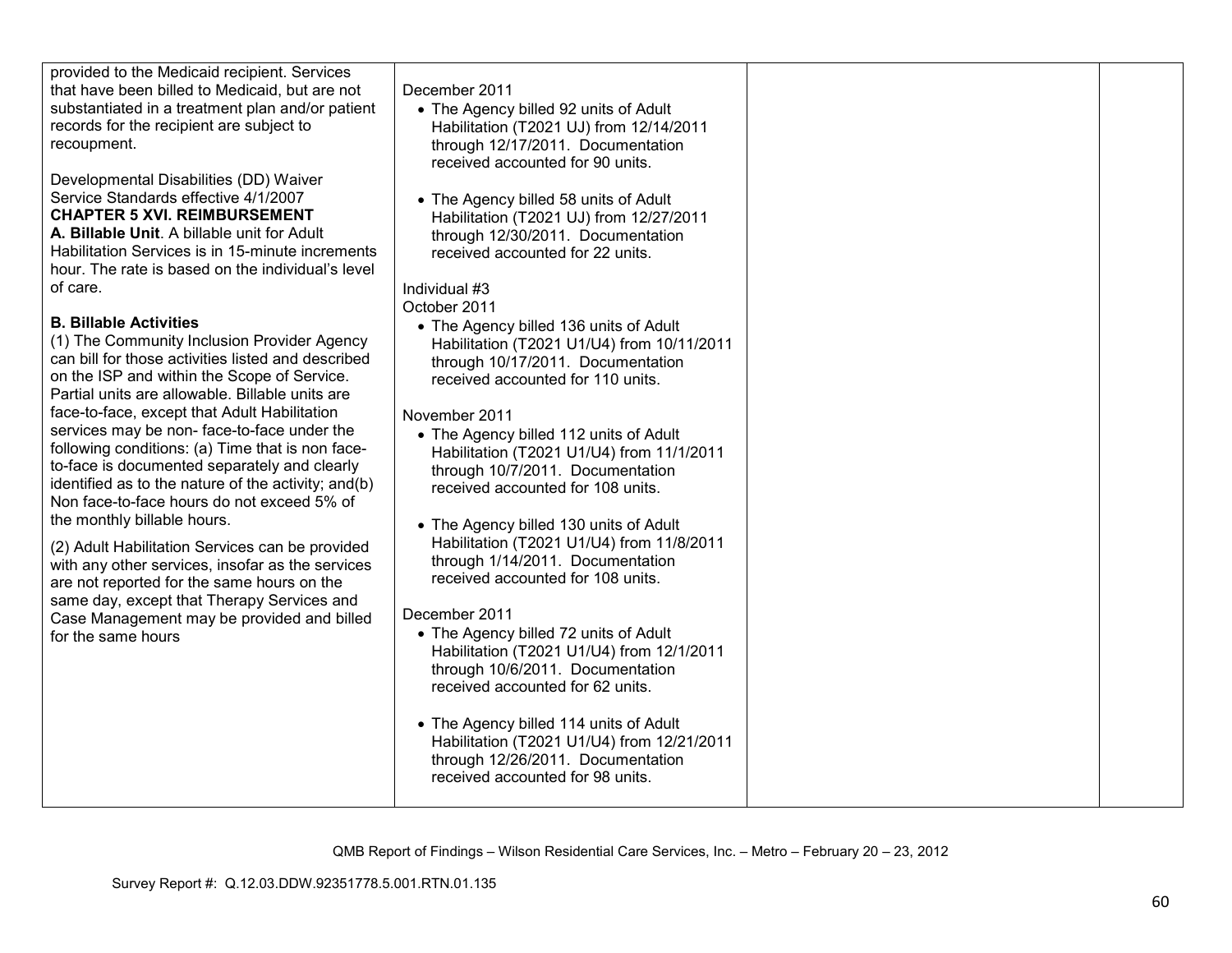| | | | |
|---|---|---|---|
| provided to the Medicaid recipient. Services that have been billed to Medicaid, but are not substantiated in a treatment plan and/or patient records for the recipient are subject to recoupment.<br><br>Developmental Disabilities (DD) Waiver Service Standards effective 4/1/2007<br>**CHAPTER 5 XVI. REIMBURSEMENT**<br>**A. Billable Unit**. A billable unit for Adult Habilitation Services is in 15-minute increments hour. The rate is based on the individual's level of care.<br><br>**B. Billable Activities**<br>(1) The Community Inclusion Provider Agency can bill for those activities listed and described on the ISP and within the Scope of Service. Partial units are allowable. Billable units are face-to-face, except that Adult Habilitation services may be non- face-to-face under the following conditions: (a) Time that is non face-to-face is documented separately and clearly identified as to the nature of the activity; and(b) Non face-to-face hours do not exceed 5% of the monthly billable hours.<br><br>(2) Adult Habilitation Services can be provided with any other services, insofar as the services are not reported for the same hours on the same day, except that Therapy Services and Case Management may be provided and billed for the same hours | December 2011<br>• The Agency billed 92 units of Adult Habilitation (T2021 UJ) from 12/14/2011 through 12/17/2011. Documentation received accounted for 90 units.<br><br>• The Agency billed 58 units of Adult Habilitation (T2021 UJ) from 12/27/2011 through 12/30/2011. Documentation received accounted for 22 units.<br><br>Individual #3<br>October 2011<br>• The Agency billed 136 units of Adult Habilitation (T2021 U1/U4) from 10/11/2011 through 10/17/2011. Documentation received accounted for 110 units.<br><br>November 2011<br>• The Agency billed 112 units of Adult Habilitation (T2021 U1/U4) from 11/1/2011 through 10/7/2011. Documentation received accounted for 108 units.<br><br>• The Agency billed 130 units of Adult Habilitation (T2021 U1/U4) from 11/8/2011 through 1/14/2011. Documentation received accounted for 108 units.<br><br>December 2011<br>• The Agency billed 72 units of Adult Habilitation (T2021 U1/U4) from 12/1/2011 through 10/6/2011. Documentation received accounted for 62 units.<br><br>• The Agency billed 114 units of Adult Habilitation (T2021 U1/U4) from 12/21/2011 through 12/26/2011. Documentation received accounted for 98 units. | | |

QMB Report of Findings – Wilson Residential Care Services, Inc. – Metro – February 20 – 23, 2012

Survey Report #: Q.12.03.DDW.92351778.5.001.RTN.01.135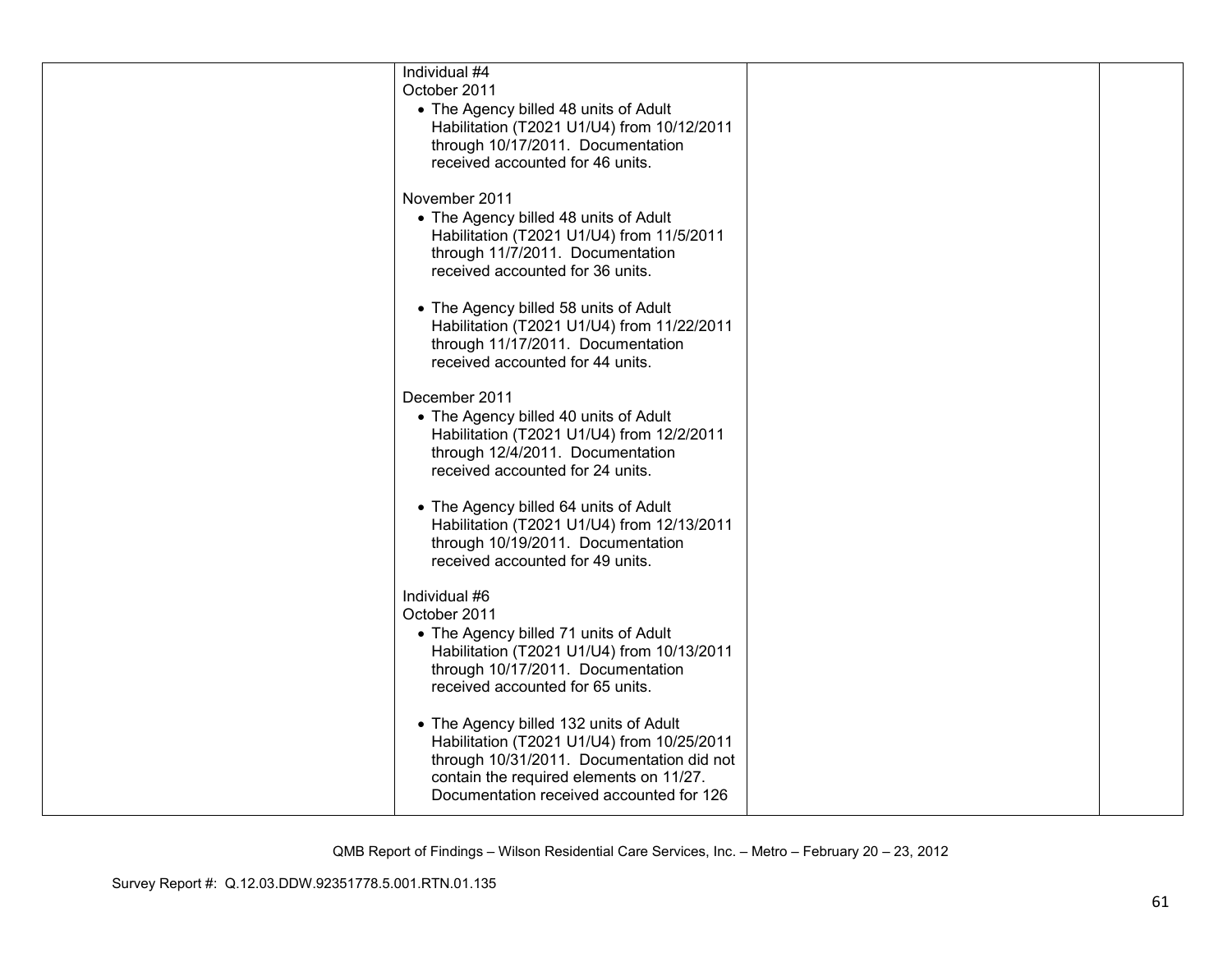| | | | |
|---|---|---|---|
| | Individual #4<br>October 2011<br>• The Agency billed 48 units of Adult Habilitation (T2021 U1/U4) from 10/12/2011 through 10/17/2011. Documentation received accounted for 46 units.<br><br>November 2011<br>• The Agency billed 48 units of Adult Habilitation (T2021 U1/U4) from 11/5/2011 through 11/7/2011. Documentation received accounted for 36 units.<br><br>• The Agency billed 58 units of Adult Habilitation (T2021 U1/U4) from 11/22/2011 through 11/17/2011. Documentation received accounted for 44 units.<br><br>December 2011<br>• The Agency billed 40 units of Adult Habilitation (T2021 U1/U4) from 12/2/2011 through 12/4/2011. Documentation received accounted for 24 units.<br><br>• The Agency billed 64 units of Adult Habilitation (T2021 U1/U4) from 12/13/2011 through 10/19/2011. Documentation received accounted for 49 units.<br><br>Individual #6<br>October 2011<br>• The Agency billed 71 units of Adult Habilitation (T2021 U1/U4) from 10/13/2011 through 10/17/2011. Documentation received accounted for 65 units.<br><br>• The Agency billed 132 units of Adult Habilitation (T2021 U1/U4) from 10/25/2011 through 10/31/2011. Documentation did not contain the required elements on 11/27. Documentation received accounted for 126 | | |

QMB Report of Findings – Wilson Residential Care Services, Inc. – Metro – February 20 – 23, 2012

Survey Report #: Q.12.03.DDW.92351778.5.001.RTN.01.135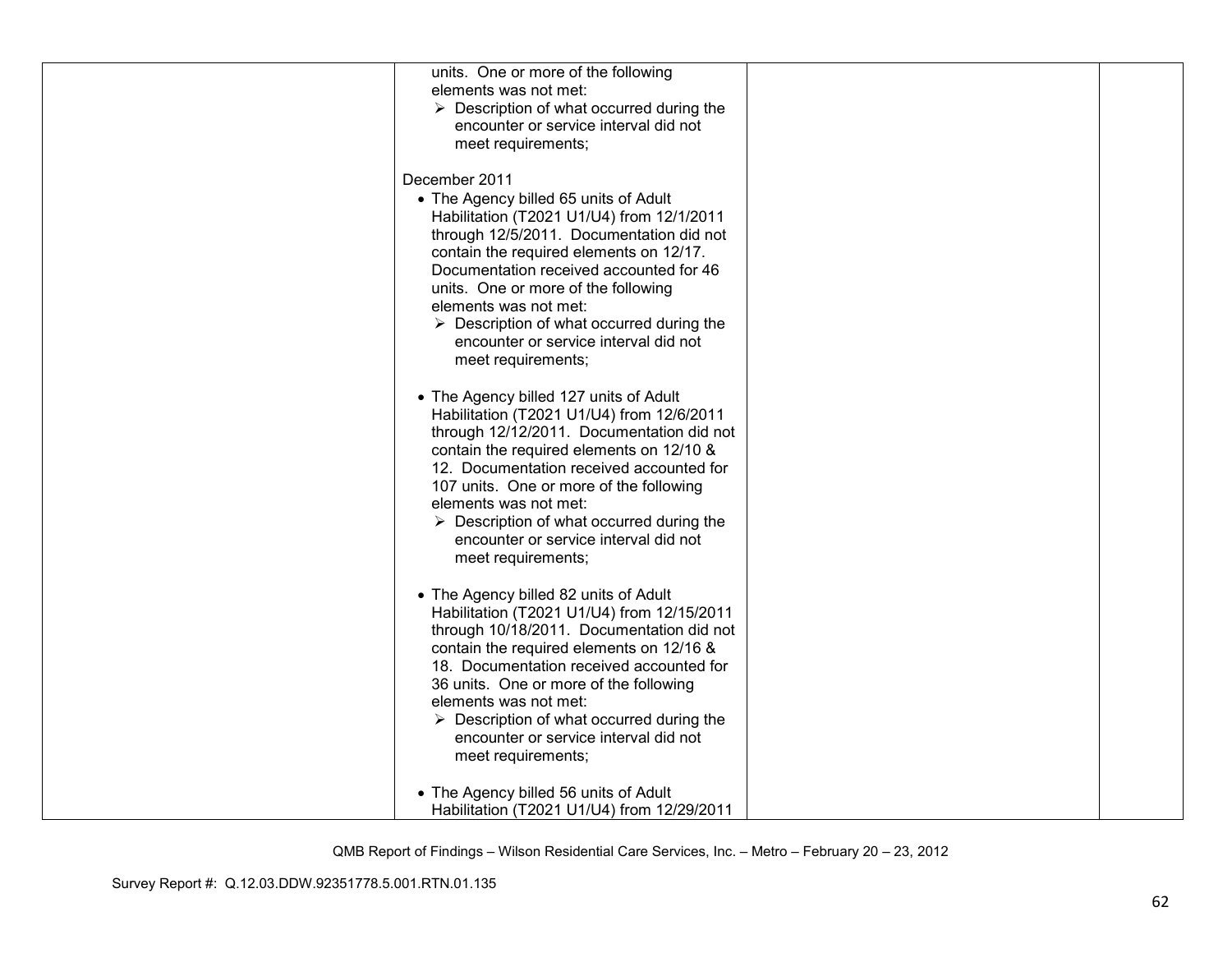| | | | |
|---|---|---|---|
| | units. One or more of the following elements was not met:<br>➢ Description of what occurred during the encounter or service interval did not meet requirements;<br><br>December 2011<br>• The Agency billed 65 units of Adult Habilitation (T2021 U1/U4) from 12/1/2011 through 12/5/2011. Documentation did not contain the required elements on 12/17. Documentation received accounted for 46 units. One or more of the following elements was not met:<br>➢ Description of what occurred during the encounter or service interval did not meet requirements;<br><br>• The Agency billed 127 units of Adult Habilitation (T2021 U1/U4) from 12/6/2011 through 12/12/2011. Documentation did not contain the required elements on 12/10 & 12. Documentation received accounted for 107 units. One or more of the following elements was not met:<br>➢ Description of what occurred during the encounter or service interval did not meet requirements;<br><br>• The Agency billed 82 units of Adult Habilitation (T2021 U1/U4) from 12/15/2011 through 10/18/2011. Documentation did not contain the required elements on 12/16 & 18. Documentation received accounted for 36 units. One or more of the following elements was not met:<br>➢ Description of what occurred during the encounter or service interval did not meet requirements;<br><br>• The Agency billed 56 units of Adult Habilitation (T2021 U1/U4) from 12/29/2011 | | |

QMB Report of Findings – Wilson Residential Care Services, Inc. – Metro – February 20 – 23, 2012

Survey Report #: Q.12.03.DDW.92351778.5.001.RTN.01.135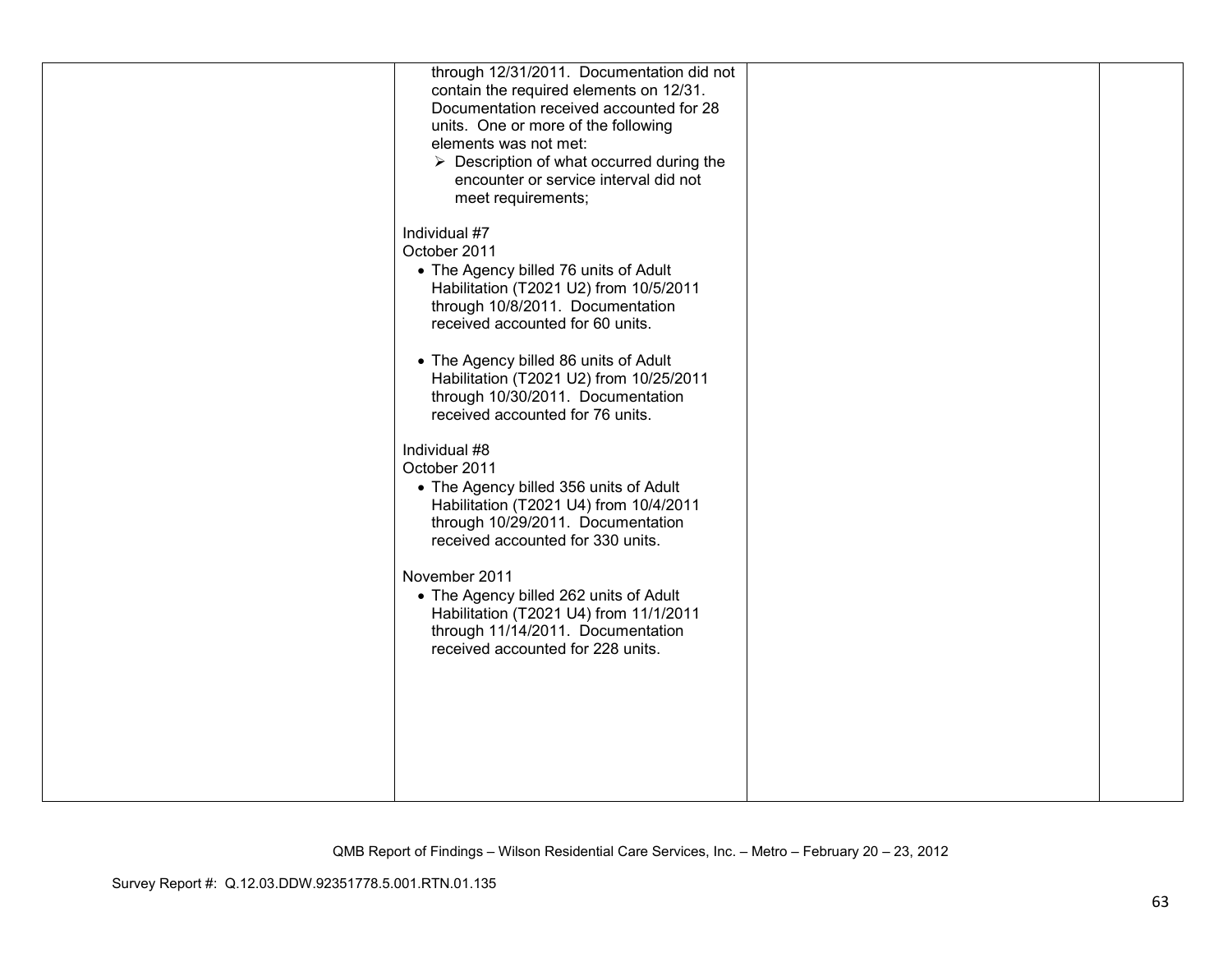| | | | |
|---|---|---|---|
| | through 12/31/2011. Documentation did not contain the required elements on 12/31. Documentation received accounted for 28 units. One or more of the following elements was not met:<br>➢ Description of what occurred during the encounter or service interval did not meet requirements;<br><br>Individual #7<br>October 2011<br>• The Agency billed 76 units of Adult Habilitation (T2021 U2) from 10/5/2011 through 10/8/2011. Documentation received accounted for 60 units.<br><br>• The Agency billed 86 units of Adult Habilitation (T2021 U2) from 10/25/2011 through 10/30/2011. Documentation received accounted for 76 units.<br><br>Individual #8<br>October 2011<br>• The Agency billed 356 units of Adult Habilitation (T2021 U4) from 10/4/2011 through 10/29/2011. Documentation received accounted for 330 units.<br><br>November 2011<br>• The Agency billed 262 units of Adult Habilitation (T2021 U4) from 11/1/2011 through 11/14/2011. Documentation received accounted for 228 units. | | |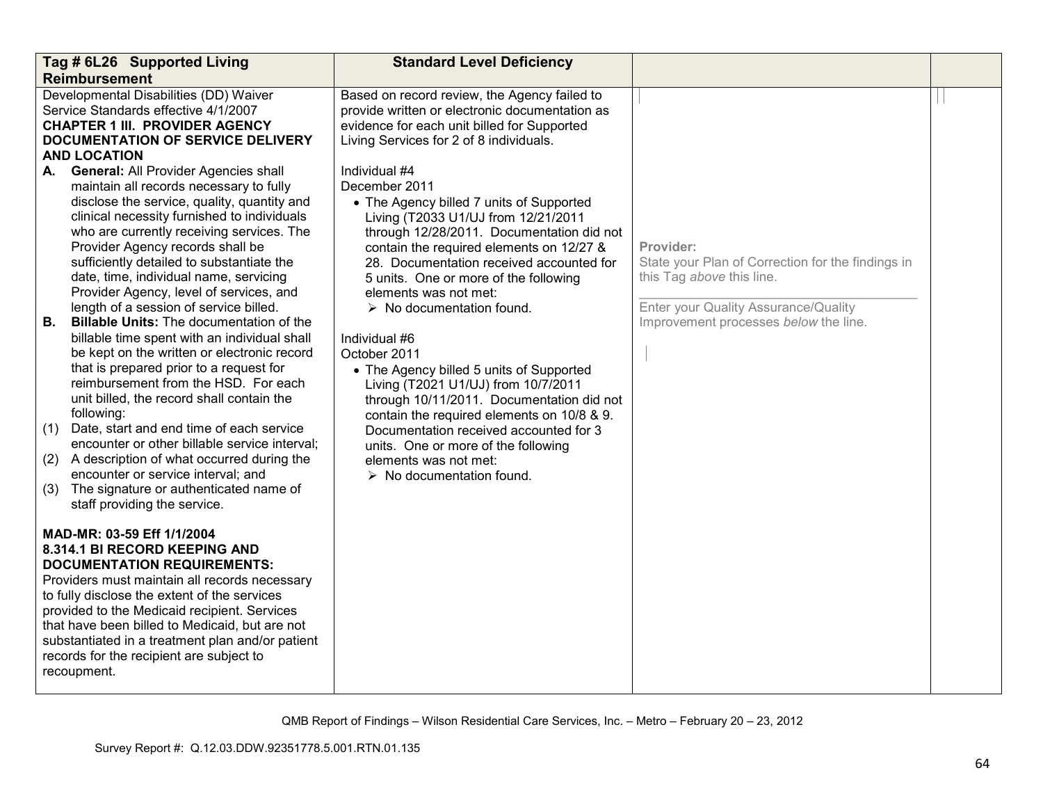| Tag # 6L26 Supported Living Reimbursement | Standard Level Deficiency | | |
|---|---|---|---|
| Developmental Disabilities (DD) Waiver Service Standards effective 4/1/2007<br>**CHAPTER 1 III. PROVIDER AGENCY DOCUMENTATION OF SERVICE DELIVERY AND LOCATION**<br>**A. General:** All Provider Agencies shall maintain all records necessary to fully disclose the service, quality, quantity and clinical necessity furnished to individuals who are currently receiving services. The Provider Agency records shall be sufficiently detailed to substantiate the date, time, individual name, servicing Provider Agency, level of services, and length of a session of service billed.<br>**B. Billable Units:** The documentation of the billable time spent with an individual shall be kept on the written or electronic record that is prepared prior to a request for reimbursement from the HSD. For each unit billed, the record shall contain the following:<br>(1) Date, start and end time of each service encounter or other billable service interval;<br>(2) A description of what occurred during the encounter or service interval; and<br>(3) The signature or authenticated name of staff providing the service.<br><br>**MAD-MR: 03-59 Eff 1/1/2004**<br>**8.314.1 BI RECORD KEEPING AND DOCUMENTATION REQUIREMENTS:**<br>Providers must maintain all records necessary to fully disclose the extent of the services provided to the Medicaid recipient. Services that have been billed to Medicaid, but are not substantiated in a treatment plan and/or patient records for the recipient are subject to recoupment. | Based on record review, the Agency failed to provide written or electronic documentation as evidence for each unit billed for Supported Living Services for 2 of 8 individuals.<br><br>Individual #4<br>December 2011<br>• The Agency billed 7 units of Supported Living (T2033 U1/UJ from 12/21/2011 through 12/28/2011. Documentation did not contain the required elements on 12/27 & 28. Documentation received accounted for 5 units. One or more of the following elements was not met:<br>➢ No documentation found.<br><br>Individual #6<br>October 2011<br>• The Agency billed 5 units of Supported Living (T2021 U1/UJ) from 10/7/2011 through 10/11/2011. Documentation did not contain the required elements on 10/8 & 9. Documentation received accounted for 3 units. One or more of the following elements was not met:<br>➢ No documentation found. | **Provider:**<br>State your Plan of Correction for the findings in this Tag *above* this line.<br>\_\_\_\_\_\_\_\_\_\_\_\_\_\_\_\_\_\_\_\_\_\_\_\_\_\_\_\_\_\_\_\_\_\_\_\_<br>Enter your Quality Assurance/Quality Improvement processes *below* the line. | |

QMB Report of Findings – Wilson Residential Care Services, Inc. – Metro – February 20 – 23, 2012

Survey Report #: Q.12.03.DDW.92351778.5.001.RTN.01.135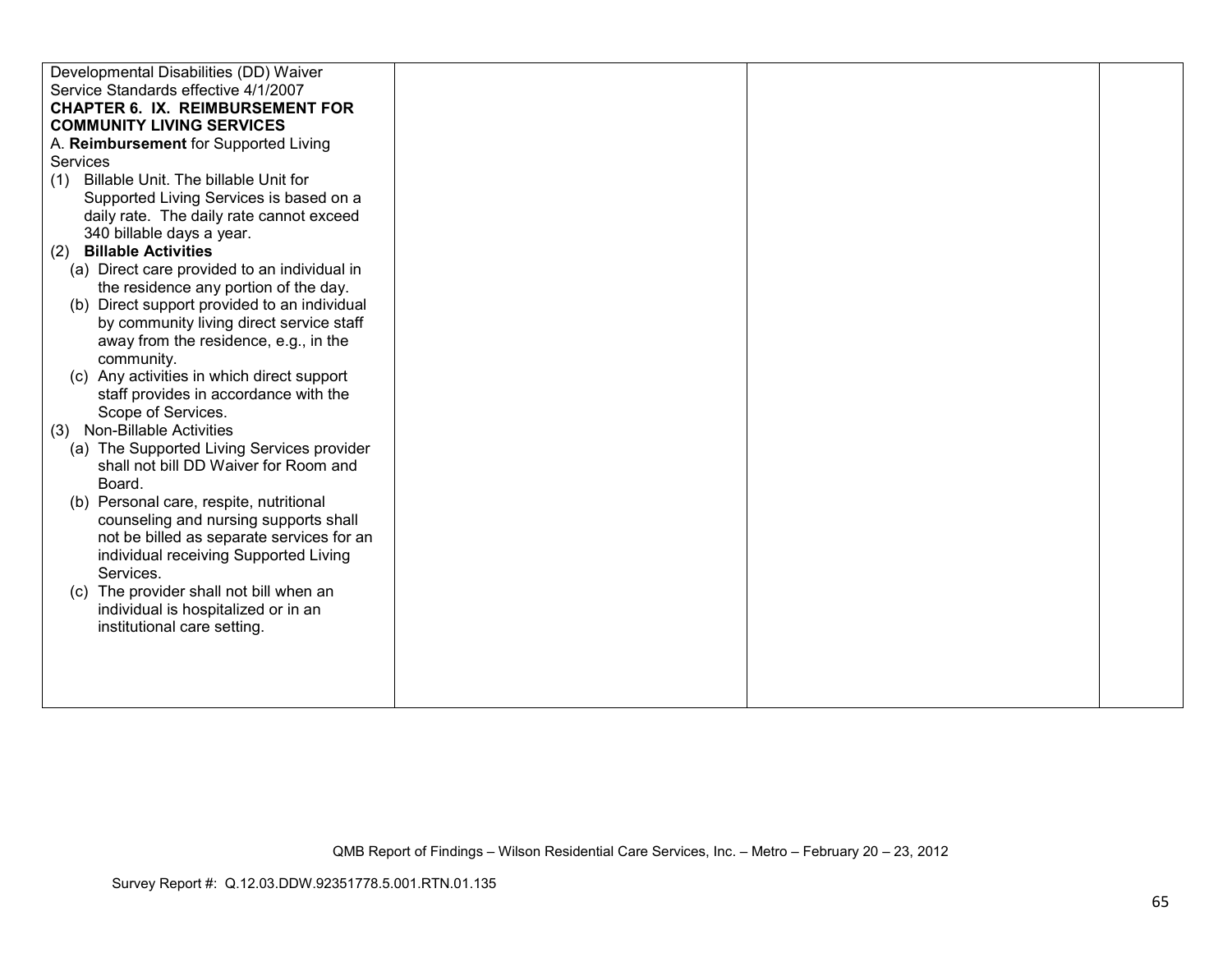| | | | |
|---|---|---|---|
| Developmental Disabilities (DD) Waiver Service Standards effective 4/1/2007<br>**CHAPTER 6. IX. REIMBURSEMENT FOR COMMUNITY LIVING SERVICES**<br>A. **Reimbursement** for Supported Living Services<br>(1) Billable Unit. The billable Unit for Supported Living Services is based on a daily rate. The daily rate cannot exceed 340 billable days a year.<br>(2) **Billable Activities**<br>(a) Direct care provided to an individual in the residence any portion of the day.<br>(b) Direct support provided to an individual by community living direct service staff away from the residence, e.g., in the community.<br>(c) Any activities in which direct support staff provides in accordance with the Scope of Services.<br>(3) Non-Billable Activities<br>(a) The Supported Living Services provider shall not bill DD Waiver for Room and Board.<br>(b) Personal care, respite, nutritional counseling and nursing supports shall not be billed as separate services for an individual receiving Supported Living Services.<br>(c) The provider shall not bill when an individual is hospitalized or in an institutional care setting. | | | |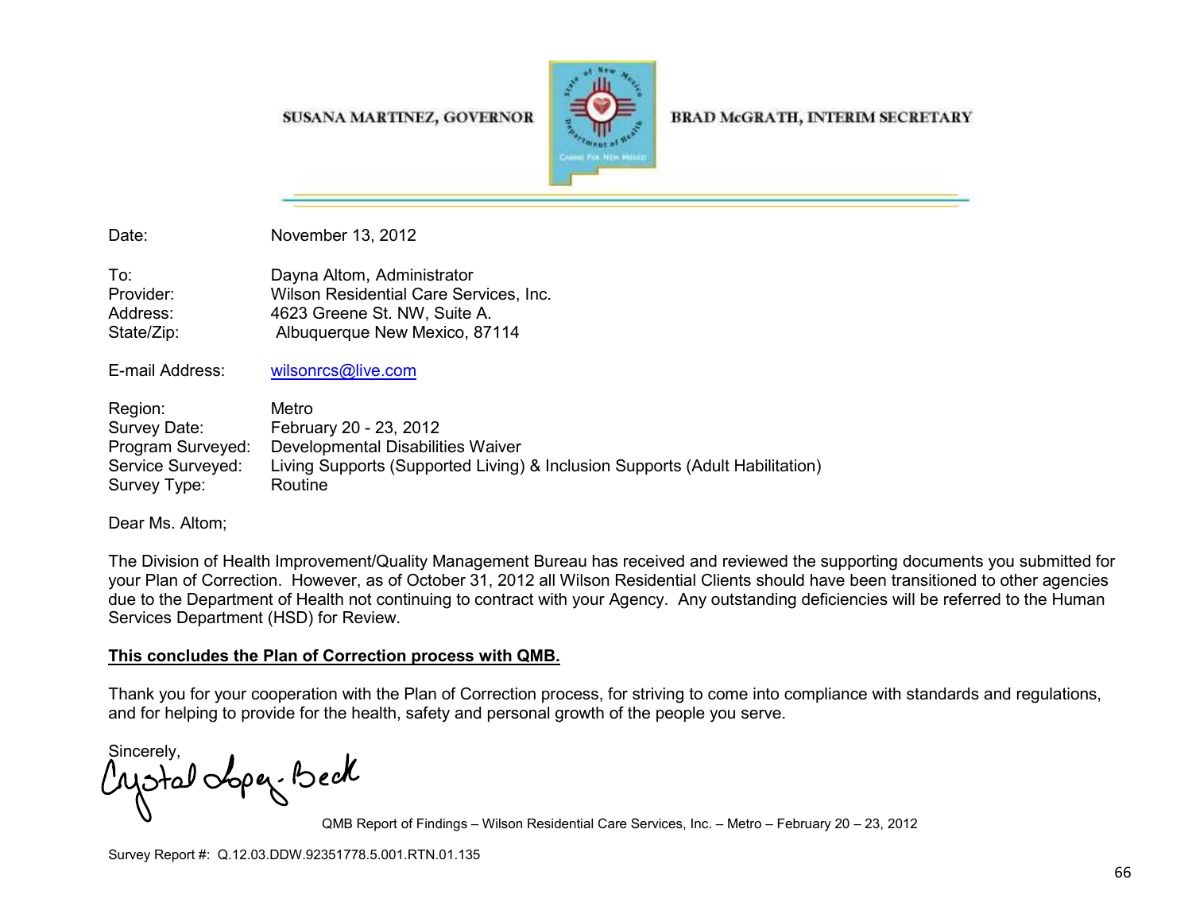SUSANA MARTINEZ, GOVERNOR

BRAD McGRATH, INTERIM SECRETARY

Date: November 13, 2012

To: Dayna Altom, Administrator
Provider: Wilson Residential Care Services, Inc.
Address: 4623 Greene St. NW, Suite A.
State/Zip: Albuquerque New Mexico, 87114

E-mail Address: wilsonrcs@live.com

Region: Metro
Survey Date: February 20 - 23, 2012
Program Surveyed: Developmental Disabilities Waiver
Service Surveyed: Living Supports (Supported Living) & Inclusion Supports (Adult Habilitation)
Survey Type: Routine

Dear Ms. Altom;

The Division of Health Improvement/Quality Management Bureau has received and reviewed the supporting documents you submitted for your Plan of Correction. However, as of October 31, 2012 all Wilson Residential Clients should have been transitioned to other agencies due to the Department of Health not continuing to contract with your Agency. Any outstanding deficiencies will be referred to the Human Services Department (HSD) for Review.

**<u>This concludes the Plan of Correction process with QMB.</u>**

Thank you for your cooperation with the Plan of Correction process, for striving to come into compliance with standards and regulations, and for helping to provide for the health, safety and personal growth of the people you serve.

Sincerely,

Crystal Lopez-Beck

Survey Report #: Q.12.03.DDW.92351778.5.001.RTN.01.135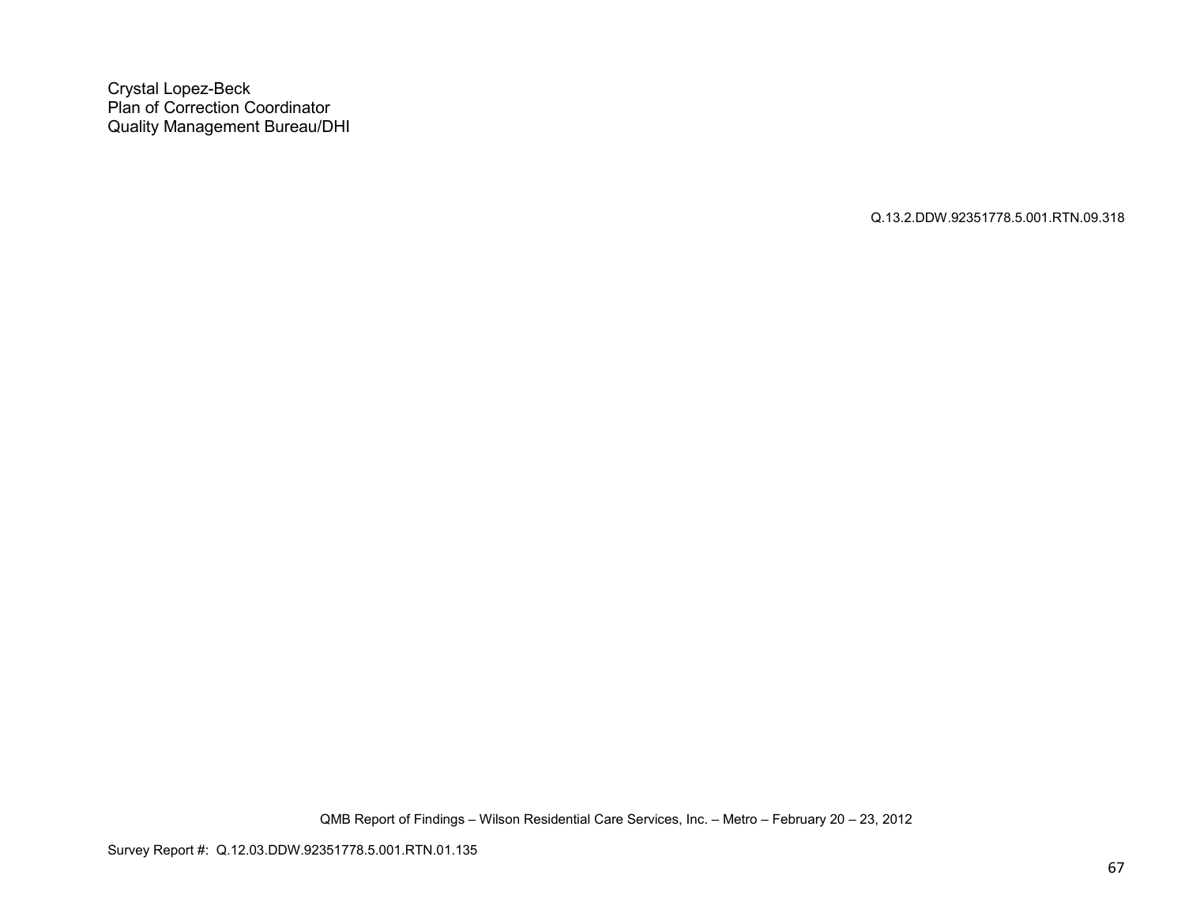Crystal Lopez-Beck
Plan of Correction Coordinator
Quality Management Bureau/DHI

Q.13.2.DDW.92351778.5.001.RTN.09.318